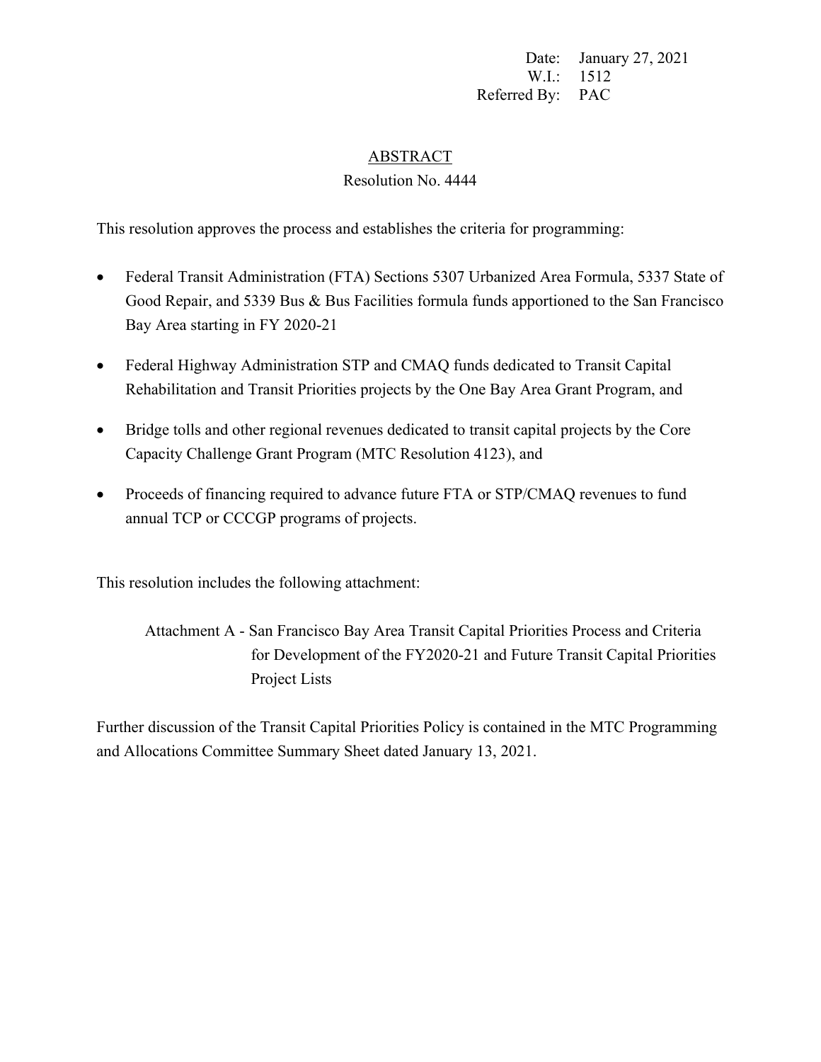Date: January 27, 2021
W.I.: 1512
Referred By: PAC

## ABSTRACT

### Resolution No. 4444

This resolution approves the process and establishes the criteria for programming:

- Federal Transit Administration (FTA) Sections 5307 Urbanized Area Formula, 5337 State of Good Repair, and 5339 Bus & Bus Facilities formula funds apportioned to the San Francisco Bay Area starting in FY 2020-21
- Federal Highway Administration STP and CMAQ funds dedicated to Transit Capital Rehabilitation and Transit Priorities projects by the One Bay Area Grant Program, and
- Bridge tolls and other regional revenues dedicated to transit capital projects by the Core Capacity Challenge Grant Program (MTC Resolution 4123), and
- Proceeds of financing required to advance future FTA or STP/CMAQ revenues to fund annual TCP or CCCGP programs of projects.

This resolution includes the following attachment:

Attachment A - San Francisco Bay Area Transit Capital Priorities Process and Criteria for Development of the FY2020-21 and Future Transit Capital Priorities Project Lists

Further discussion of the Transit Capital Priorities Policy is contained in the MTC Programming and Allocations Committee Summary Sheet dated January 13, 2021.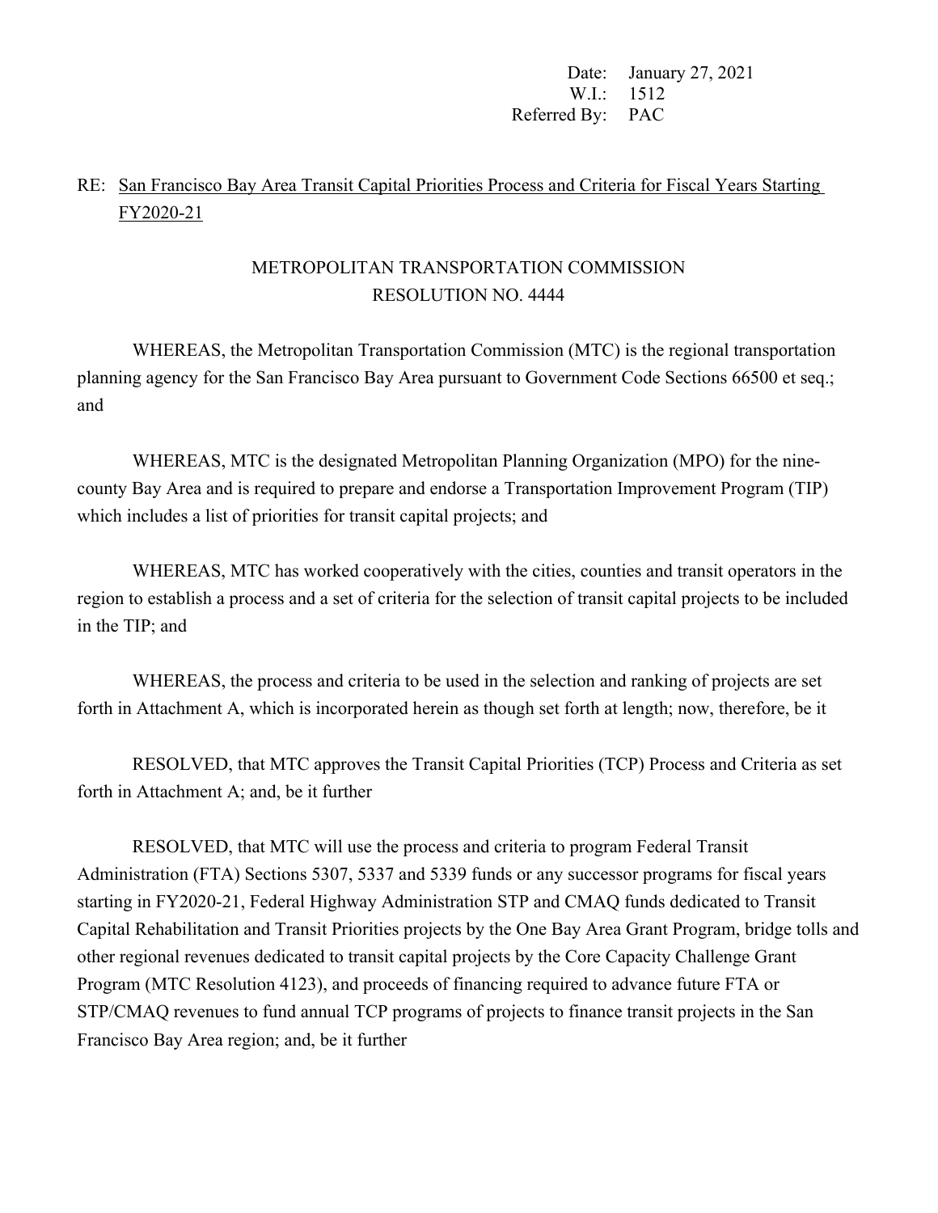Date: January 27, 2021
W.I.: 1512
Referred By: PAC

RE: San Francisco Bay Area Transit Capital Priorities Process and Criteria for Fiscal Years Starting FY2020-21

# METROPOLITAN TRANSPORTATION COMMISSION
# RESOLUTION NO. 4444

WHEREAS, the Metropolitan Transportation Commission (MTC) is the regional transportation planning agency for the San Francisco Bay Area pursuant to Government Code Sections 66500 et seq.; and

WHEREAS, MTC is the designated Metropolitan Planning Organization (MPO) for the nine-county Bay Area and is required to prepare and endorse a Transportation Improvement Program (TIP) which includes a list of priorities for transit capital projects; and

WHEREAS, MTC has worked cooperatively with the cities, counties and transit operators in the region to establish a process and a set of criteria for the selection of transit capital projects to be included in the TIP; and

WHEREAS, the process and criteria to be used in the selection and ranking of projects are set forth in Attachment A, which is incorporated herein as though set forth at length; now, therefore, be it

RESOLVED, that MTC approves the Transit Capital Priorities (TCP) Process and Criteria as set forth in Attachment A; and, be it further

RESOLVED, that MTC will use the process and criteria to program Federal Transit Administration (FTA) Sections 5307, 5337 and 5339 funds or any successor programs for fiscal years starting in FY2020-21, Federal Highway Administration STP and CMAQ funds dedicated to Transit Capital Rehabilitation and Transit Priorities projects by the One Bay Area Grant Program, bridge tolls and other regional revenues dedicated to transit capital projects by the Core Capacity Challenge Grant Program (MTC Resolution 4123), and proceeds of financing required to advance future FTA or STP/CMAQ revenues to fund annual TCP programs of projects to finance transit projects in the San Francisco Bay Area region; and, be it further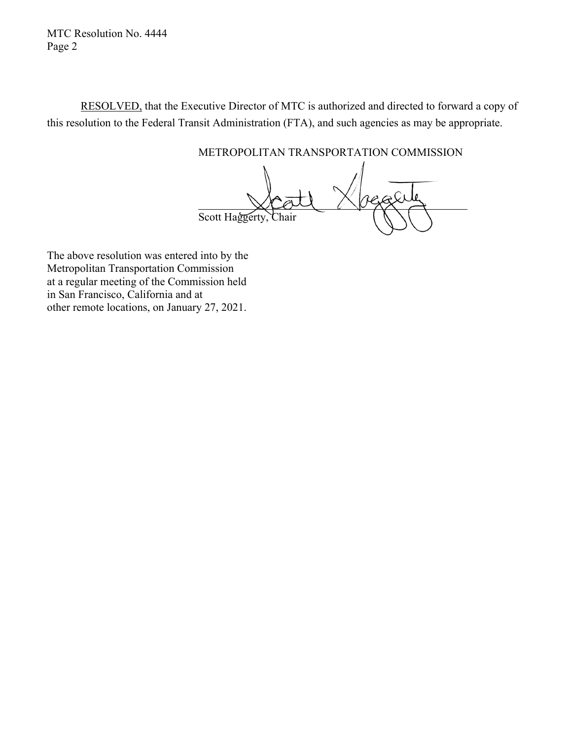RESOLVED, that the Executive Director of MTC is authorized and directed to forward a copy of this resolution to the Federal Transit Administration (FTA), and such agencies as may be appropriate.

METROPOLITAN TRANSPORTATION COMMISSION

Scott Haggerty, Chair

The above resolution was entered into by the Metropolitan Transportation Commission at a regular meeting of the Commission held in San Francisco, California and at other remote locations, on January 27, 2021.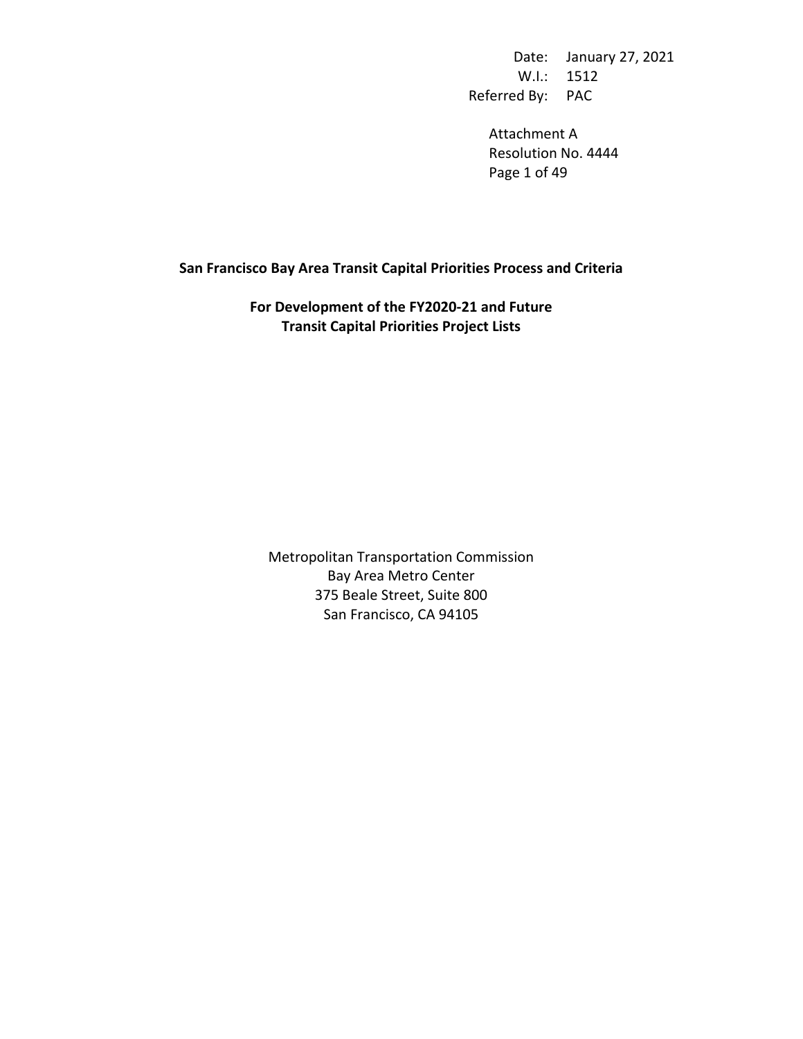Date: January 27, 2021
W.I.: 1512
Referred By: PAC

Attachment A
Resolution No. 4444

**San Francisco Bay Area Transit Capital Priorities Process and Criteria**

**For Development of the FY2020-21 and Future Transit Capital Priorities Project Lists**

Metropolitan Transportation Commission
Bay Area Metro Center
375 Beale Street, Suite 800
San Francisco, CA 94105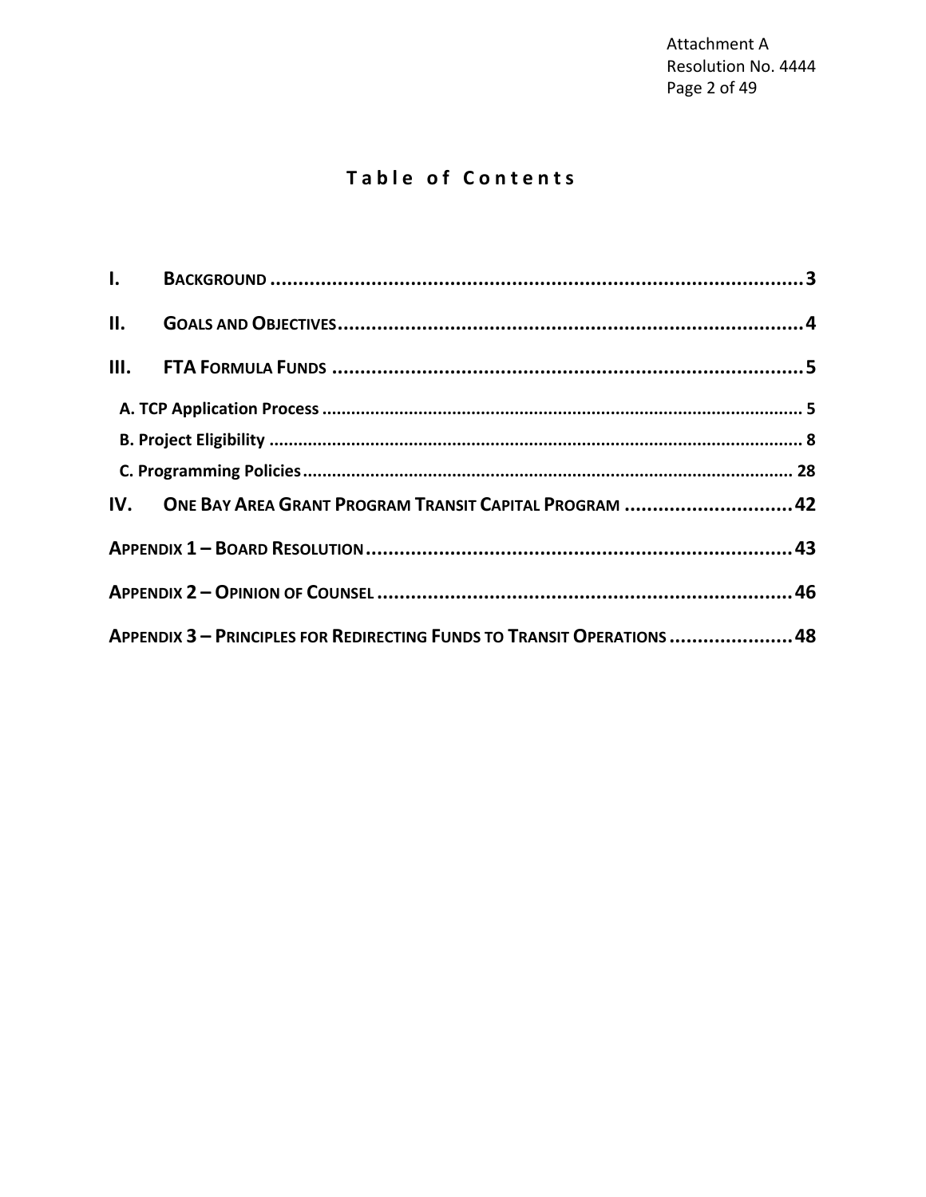# Table of Contents

- **I. BACKGROUND** ........ 3
- **II. GOALS AND OBJECTIVES** ........ 4
- **III. FTA FORMULA FUNDS** ........ 5
  - **A. TCP Application Process** ........ 5
  - **B. Project Eligibility** ........ 8
  - **C. Programming Policies** ........ 28
- **IV. ONE BAY AREA GRANT PROGRAM TRANSIT CAPITAL PROGRAM** ........ 42
- **APPENDIX 1 – BOARD RESOLUTION** ........ 43
- **APPENDIX 2 – OPINION OF COUNSEL** ........ 46
- **APPENDIX 3 – PRINCIPLES FOR REDIRECTING FUNDS TO TRANSIT OPERATIONS** ........ 48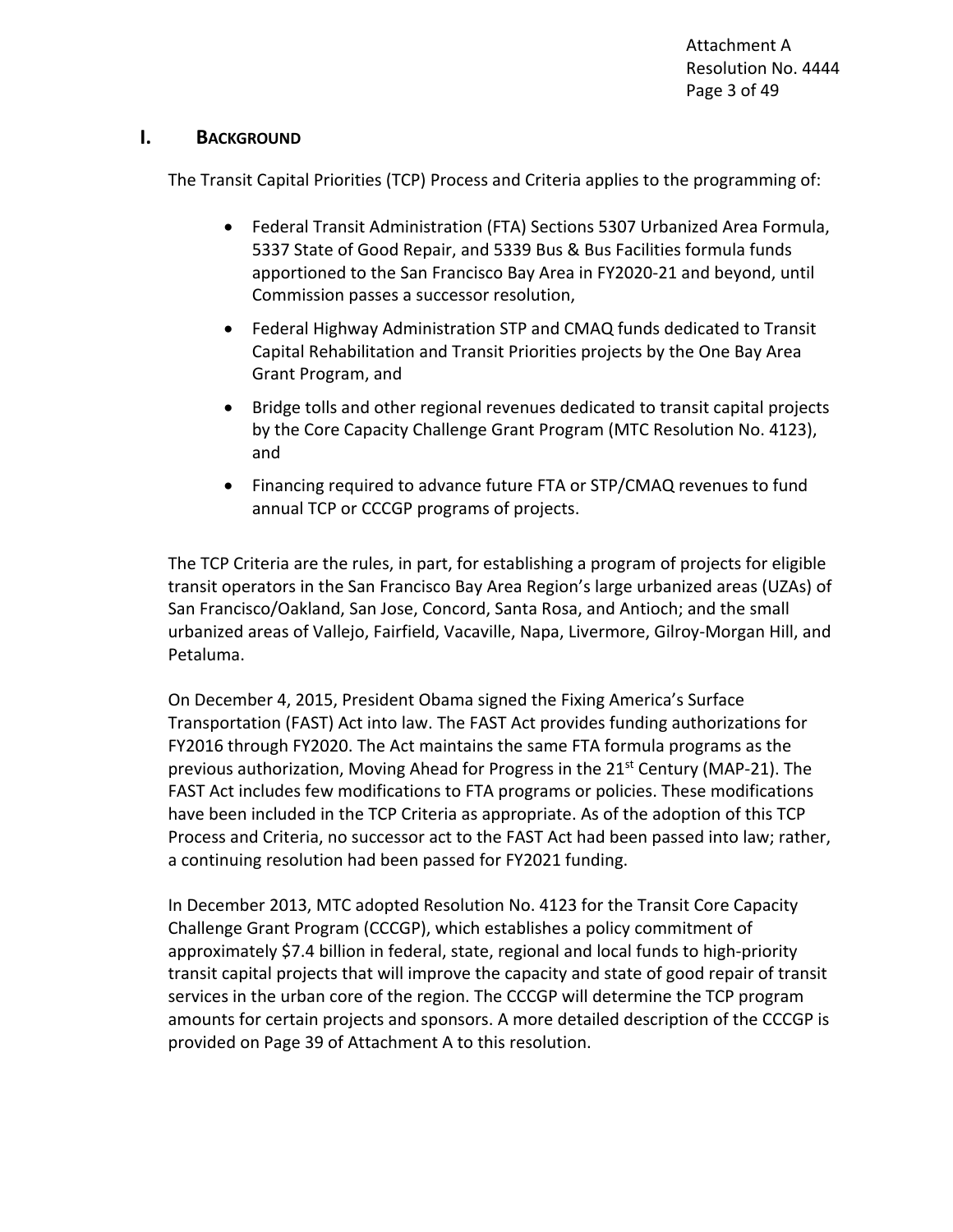## I. BACKGROUND

The Transit Capital Priorities (TCP) Process and Criteria applies to the programming of:

- Federal Transit Administration (FTA) Sections 5307 Urbanized Area Formula, 5337 State of Good Repair, and 5339 Bus & Bus Facilities formula funds apportioned to the San Francisco Bay Area in FY2020-21 and beyond, until Commission passes a successor resolution,
- Federal Highway Administration STP and CMAQ funds dedicated to Transit Capital Rehabilitation and Transit Priorities projects by the One Bay Area Grant Program, and
- Bridge tolls and other regional revenues dedicated to transit capital projects by the Core Capacity Challenge Grant Program (MTC Resolution No. 4123), and
- Financing required to advance future FTA or STP/CMAQ revenues to fund annual TCP or CCCGP programs of projects.

The TCP Criteria are the rules, in part, for establishing a program of projects for eligible transit operators in the San Francisco Bay Area Region's large urbanized areas (UZAs) of San Francisco/Oakland, San Jose, Concord, Santa Rosa, and Antioch; and the small urbanized areas of Vallejo, Fairfield, Vacaville, Napa, Livermore, Gilroy-Morgan Hill, and Petaluma.

On December 4, 2015, President Obama signed the Fixing America's Surface Transportation (FAST) Act into law. The FAST Act provides funding authorizations for FY2016 through FY2020. The Act maintains the same FTA formula programs as the previous authorization, Moving Ahead for Progress in the 21st Century (MAP-21). The FAST Act includes few modifications to FTA programs or policies. These modifications have been included in the TCP Criteria as appropriate. As of the adoption of this TCP Process and Criteria, no successor act to the FAST Act had been passed into law; rather, a continuing resolution had been passed for FY2021 funding.

In December 2013, MTC adopted Resolution No. 4123 for the Transit Core Capacity Challenge Grant Program (CCCGP), which establishes a policy commitment of approximately $7.4 billion in federal, state, regional and local funds to high-priority transit capital projects that will improve the capacity and state of good repair of transit services in the urban core of the region. The CCCGP will determine the TCP program amounts for certain projects and sponsors. A more detailed description of the CCCGP is provided on Page 39 of Attachment A to this resolution.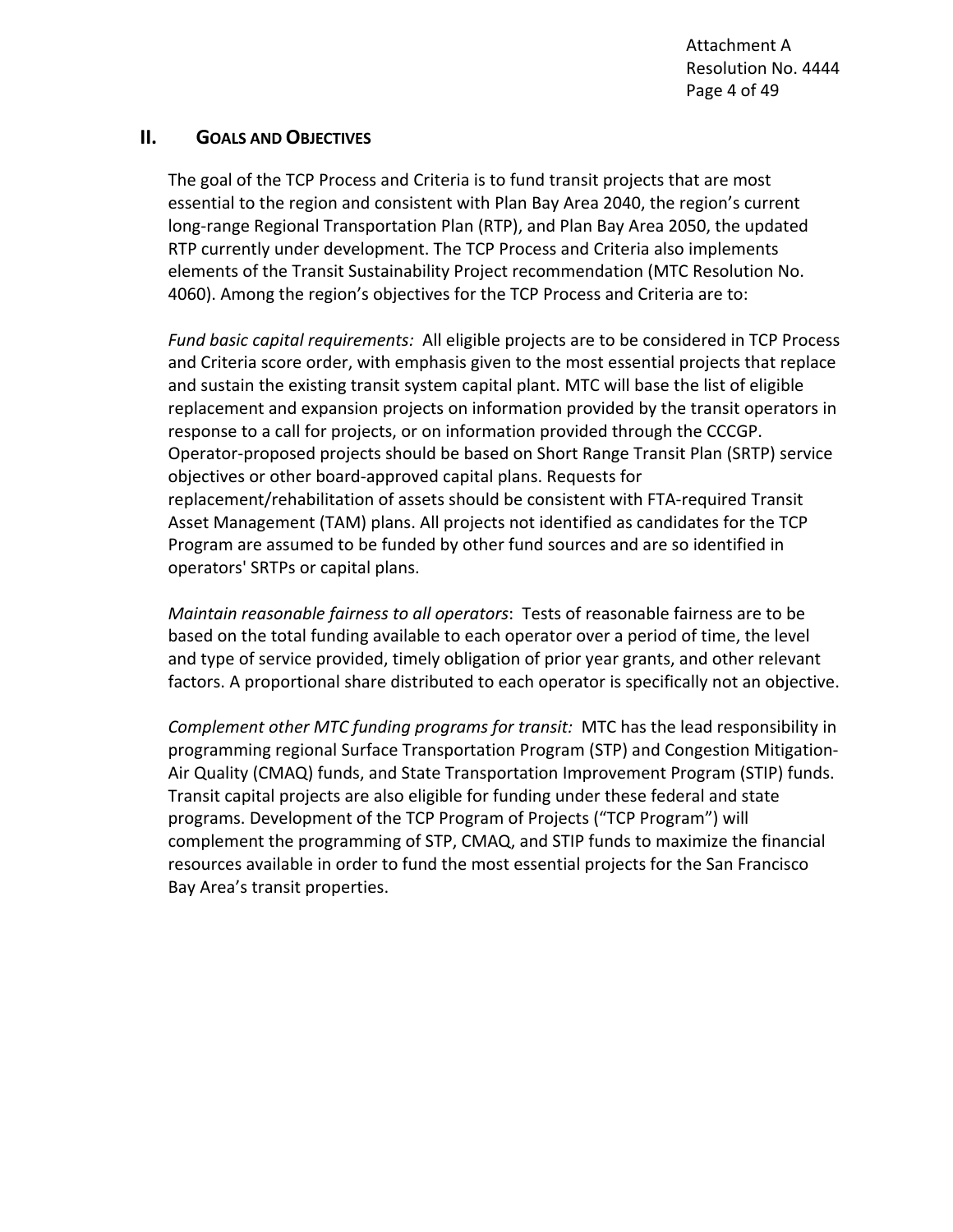## II. GOALS AND OBJECTIVES

The goal of the TCP Process and Criteria is to fund transit projects that are most essential to the region and consistent with Plan Bay Area 2040, the region's current long-range Regional Transportation Plan (RTP), and Plan Bay Area 2050, the updated RTP currently under development. The TCP Process and Criteria also implements elements of the Transit Sustainability Project recommendation (MTC Resolution No. 4060). Among the region's objectives for the TCP Process and Criteria are to:

*Fund basic capital requirements:* All eligible projects are to be considered in TCP Process and Criteria score order, with emphasis given to the most essential projects that replace and sustain the existing transit system capital plant. MTC will base the list of eligible replacement and expansion projects on information provided by the transit operators in response to a call for projects, or on information provided through the CCCGP. Operator-proposed projects should be based on Short Range Transit Plan (SRTP) service objectives or other board-approved capital plans. Requests for replacement/rehabilitation of assets should be consistent with FTA-required Transit Asset Management (TAM) plans. All projects not identified as candidates for the TCP Program are assumed to be funded by other fund sources and are so identified in operators' SRTPs or capital plans.

*Maintain reasonable fairness to all operators*: Tests of reasonable fairness are to be based on the total funding available to each operator over a period of time, the level and type of service provided, timely obligation of prior year grants, and other relevant factors. A proportional share distributed to each operator is specifically not an objective.

*Complement other MTC funding programs for transit:* MTC has the lead responsibility in programming regional Surface Transportation Program (STP) and Congestion Mitigation-Air Quality (CMAQ) funds, and State Transportation Improvement Program (STIP) funds. Transit capital projects are also eligible for funding under these federal and state programs. Development of the TCP Program of Projects ("TCP Program") will complement the programming of STP, CMAQ, and STIP funds to maximize the financial resources available in order to fund the most essential projects for the San Francisco Bay Area's transit properties.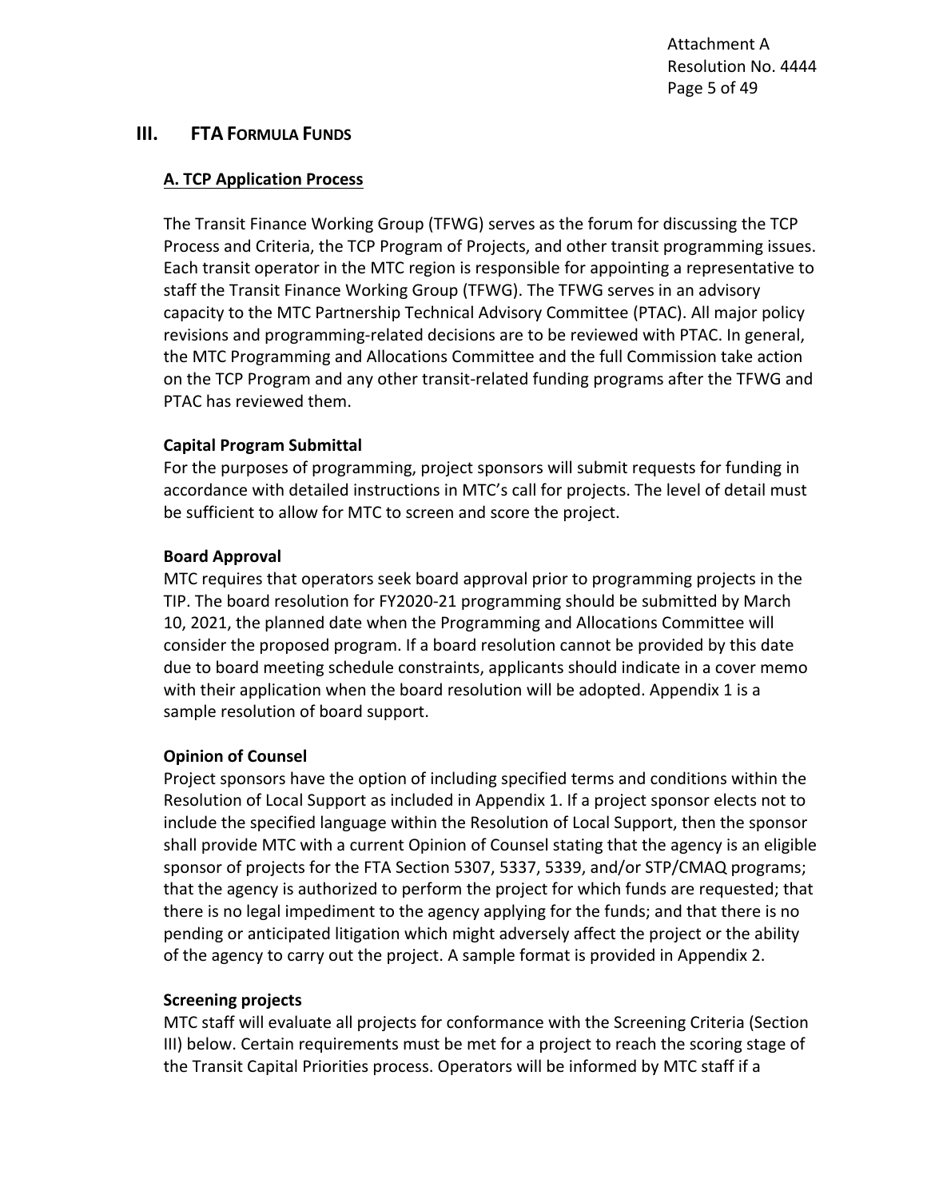## III. FTA Formula Funds

### A. TCP Application Process

The Transit Finance Working Group (TFWG) serves as the forum for discussing the TCP Process and Criteria, the TCP Program of Projects, and other transit programming issues. Each transit operator in the MTC region is responsible for appointing a representative to staff the Transit Finance Working Group (TFWG). The TFWG serves in an advisory capacity to the MTC Partnership Technical Advisory Committee (PTAC). All major policy revisions and programming-related decisions are to be reviewed with PTAC. In general, the MTC Programming and Allocations Committee and the full Commission take action on the TCP Program and any other transit-related funding programs after the TFWG and PTAC has reviewed them.

**Capital Program Submittal**

For the purposes of programming, project sponsors will submit requests for funding in accordance with detailed instructions in MTC's call for projects. The level of detail must be sufficient to allow for MTC to screen and score the project.

**Board Approval**

MTC requires that operators seek board approval prior to programming projects in the TIP. The board resolution for FY2020-21 programming should be submitted by March 10, 2021, the planned date when the Programming and Allocations Committee will consider the proposed program. If a board resolution cannot be provided by this date due to board meeting schedule constraints, applicants should indicate in a cover memo with their application when the board resolution will be adopted. Appendix 1 is a sample resolution of board support.

**Opinion of Counsel**

Project sponsors have the option of including specified terms and conditions within the Resolution of Local Support as included in Appendix 1. If a project sponsor elects not to include the specified language within the Resolution of Local Support, then the sponsor shall provide MTC with a current Opinion of Counsel stating that the agency is an eligible sponsor of projects for the FTA Section 5307, 5337, 5339, and/or STP/CMAQ programs; that the agency is authorized to perform the project for which funds are requested; that there is no legal impediment to the agency applying for the funds; and that there is no pending or anticipated litigation which might adversely affect the project or the ability of the agency to carry out the project. A sample format is provided in Appendix 2.

**Screening projects**

MTC staff will evaluate all projects for conformance with the Screening Criteria (Section III) below. Certain requirements must be met for a project to reach the scoring stage of the Transit Capital Priorities process. Operators will be informed by MTC staff if a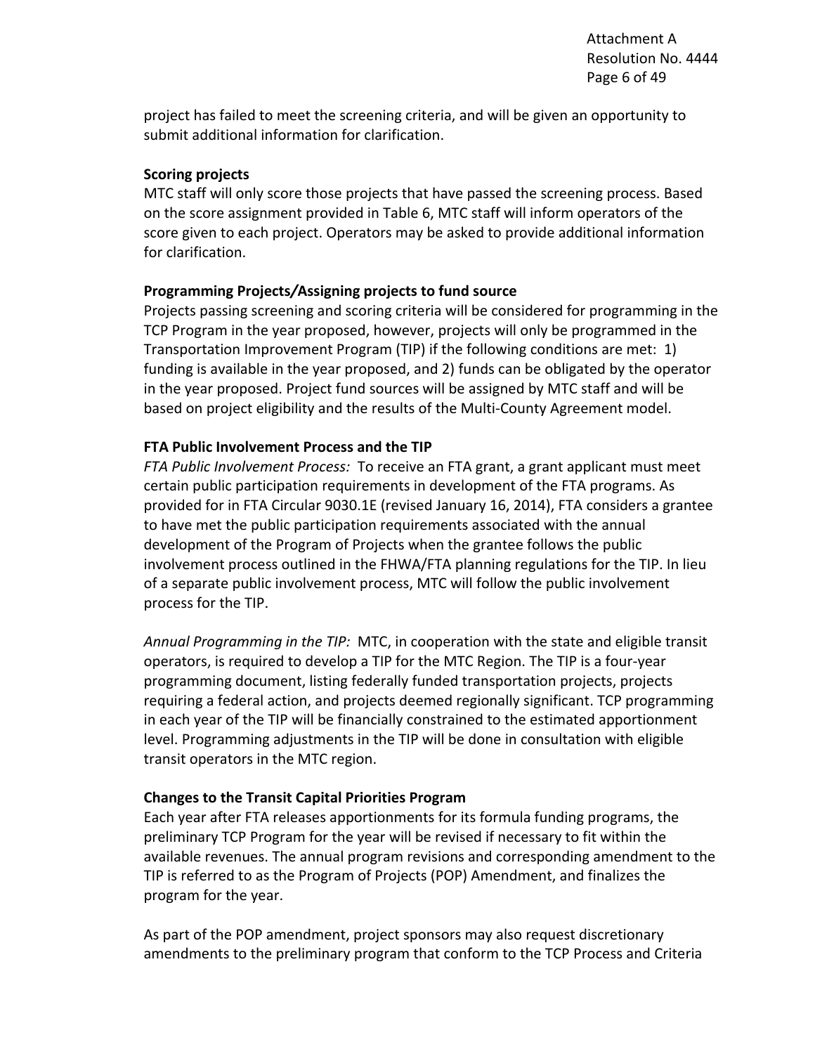project has failed to meet the screening criteria, and will be given an opportunity to submit additional information for clarification.

**Scoring projects**

MTC staff will only score those projects that have passed the screening process. Based on the score assignment provided in Table 6, MTC staff will inform operators of the score given to each project. Operators may be asked to provide additional information for clarification.

**Programming Projects/Assigning projects to fund source**

Projects passing screening and scoring criteria will be considered for programming in the TCP Program in the year proposed, however, projects will only be programmed in the Transportation Improvement Program (TIP) if the following conditions are met: 1) funding is available in the year proposed, and 2) funds can be obligated by the operator in the year proposed. Project fund sources will be assigned by MTC staff and will be based on project eligibility and the results of the Multi-County Agreement model.

**FTA Public Involvement Process and the TIP**

*FTA Public Involvement Process:* To receive an FTA grant, a grant applicant must meet certain public participation requirements in development of the FTA programs. As provided for in FTA Circular 9030.1E (revised January 16, 2014), FTA considers a grantee to have met the public participation requirements associated with the annual development of the Program of Projects when the grantee follows the public involvement process outlined in the FHWA/FTA planning regulations for the TIP. In lieu of a separate public involvement process, MTC will follow the public involvement process for the TIP.

*Annual Programming in the TIP:* MTC, in cooperation with the state and eligible transit operators, is required to develop a TIP for the MTC Region. The TIP is a four-year programming document, listing federally funded transportation projects, projects requiring a federal action, and projects deemed regionally significant. TCP programming in each year of the TIP will be financially constrained to the estimated apportionment level. Programming adjustments in the TIP will be done in consultation with eligible transit operators in the MTC region.

**Changes to the Transit Capital Priorities Program**

Each year after FTA releases apportionments for its formula funding programs, the preliminary TCP Program for the year will be revised if necessary to fit within the available revenues. The annual program revisions and corresponding amendment to the TIP is referred to as the Program of Projects (POP) Amendment, and finalizes the program for the year.

As part of the POP amendment, project sponsors may also request discretionary amendments to the preliminary program that conform to the TCP Process and Criteria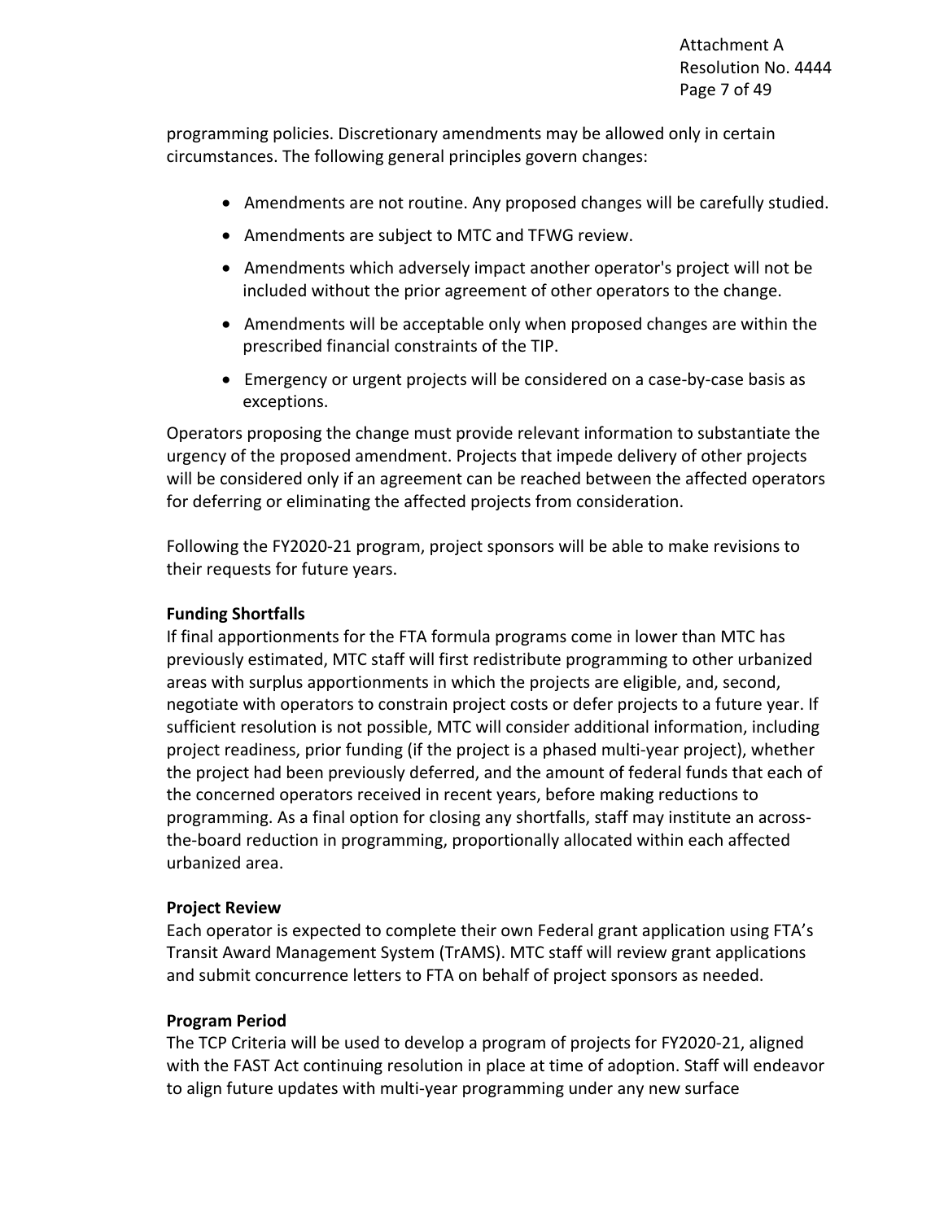programming policies. Discretionary amendments may be allowed only in certain circumstances. The following general principles govern changes:

- Amendments are not routine. Any proposed changes will be carefully studied.
- Amendments are subject to MTC and TFWG review.
- Amendments which adversely impact another operator's project will not be included without the prior agreement of other operators to the change.
- Amendments will be acceptable only when proposed changes are within the prescribed financial constraints of the TIP.
- Emergency or urgent projects will be considered on a case-by-case basis as exceptions.

Operators proposing the change must provide relevant information to substantiate the urgency of the proposed amendment. Projects that impede delivery of other projects will be considered only if an agreement can be reached between the affected operators for deferring or eliminating the affected projects from consideration.

Following the FY2020-21 program, project sponsors will be able to make revisions to their requests for future years.

**Funding Shortfalls**
If final apportionments for the FTA formula programs come in lower than MTC has previously estimated, MTC staff will first redistribute programming to other urbanized areas with surplus apportionments in which the projects are eligible, and, second, negotiate with operators to constrain project costs or defer projects to a future year. If sufficient resolution is not possible, MTC will consider additional information, including project readiness, prior funding (if the project is a phased multi-year project), whether the project had been previously deferred, and the amount of federal funds that each of the concerned operators received in recent years, before making reductions to programming. As a final option for closing any shortfalls, staff may institute an across-the-board reduction in programming, proportionally allocated within each affected urbanized area.

**Project Review**
Each operator is expected to complete their own Federal grant application using FTA's Transit Award Management System (TrAMS). MTC staff will review grant applications and submit concurrence letters to FTA on behalf of project sponsors as needed.

**Program Period**
The TCP Criteria will be used to develop a program of projects for FY2020-21, aligned with the FAST Act continuing resolution in place at time of adoption. Staff will endeavor to align future updates with multi-year programming under any new surface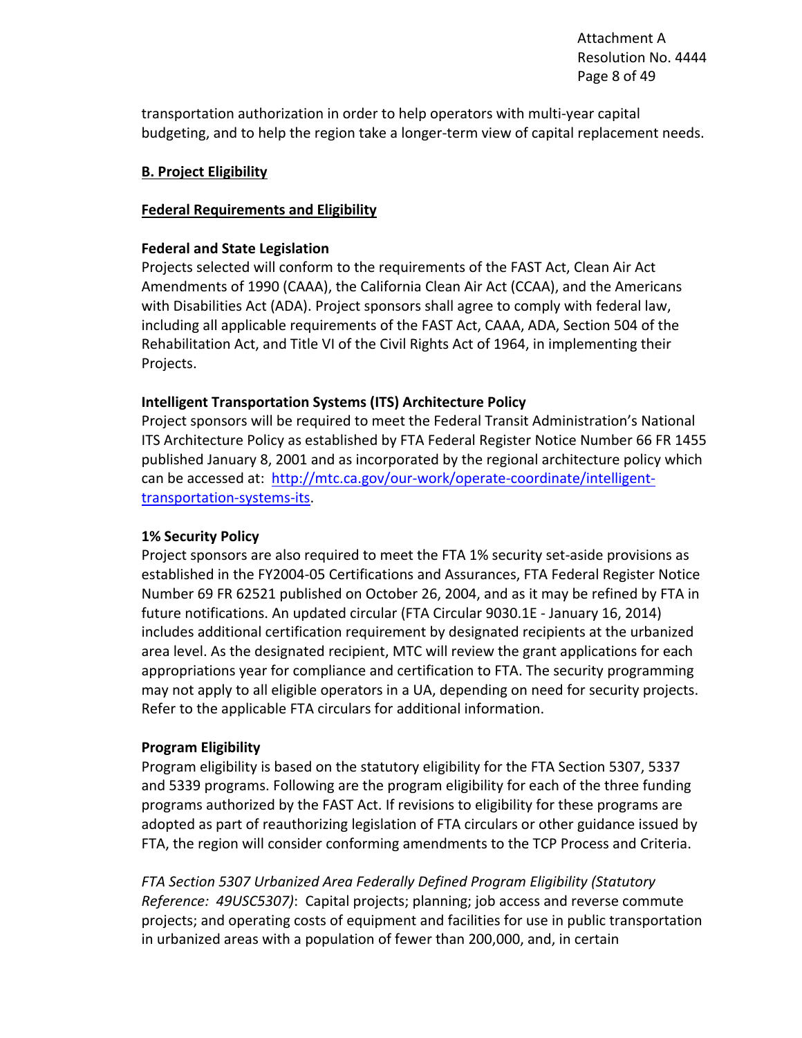transportation authorization in order to help operators with multi-year capital budgeting, and to help the region take a longer-term view of capital replacement needs.

## B. Project Eligibility

### Federal Requirements and Eligibility

**Federal and State Legislation**

Projects selected will conform to the requirements of the FAST Act, Clean Air Act Amendments of 1990 (CAAA), the California Clean Air Act (CCAA), and the Americans with Disabilities Act (ADA). Project sponsors shall agree to comply with federal law, including all applicable requirements of the FAST Act, CAAA, ADA, Section 504 of the Rehabilitation Act, and Title VI of the Civil Rights Act of 1964, in implementing their Projects.

**Intelligent Transportation Systems (ITS) Architecture Policy**

Project sponsors will be required to meet the Federal Transit Administration's National ITS Architecture Policy as established by FTA Federal Register Notice Number 66 FR 1455 published January 8, 2001 and as incorporated by the regional architecture policy which can be accessed at: [http://mtc.ca.gov/our-work/operate-coordinate/intelligent-transportation-systems-its](http://mtc.ca.gov/our-work/operate-coordinate/intelligent-transportation-systems-its).

**1% Security Policy**

Project sponsors are also required to meet the FTA 1% security set-aside provisions as established in the FY2004-05 Certifications and Assurances, FTA Federal Register Notice Number 69 FR 62521 published on October 26, 2004, and as it may be refined by FTA in future notifications. An updated circular (FTA Circular 9030.1E - January 16, 2014) includes additional certification requirement by designated recipients at the urbanized area level. As the designated recipient, MTC will review the grant applications for each appropriations year for compliance and certification to FTA. The security programming may not apply to all eligible operators in a UA, depending on need for security projects. Refer to the applicable FTA circulars for additional information.

**Program Eligibility**

Program eligibility is based on the statutory eligibility for the FTA Section 5307, 5337 and 5339 programs. Following are the program eligibility for each of the three funding programs authorized by the FAST Act. If revisions to eligibility for these programs are adopted as part of reauthorizing legislation of FTA circulars or other guidance issued by FTA, the region will consider conforming amendments to the TCP Process and Criteria.

*FTA Section 5307 Urbanized Area Federally Defined Program Eligibility (Statutory Reference: 49USC5307)*: Capital projects; planning; job access and reverse commute projects; and operating costs of equipment and facilities for use in public transportation in urbanized areas with a population of fewer than 200,000, and, in certain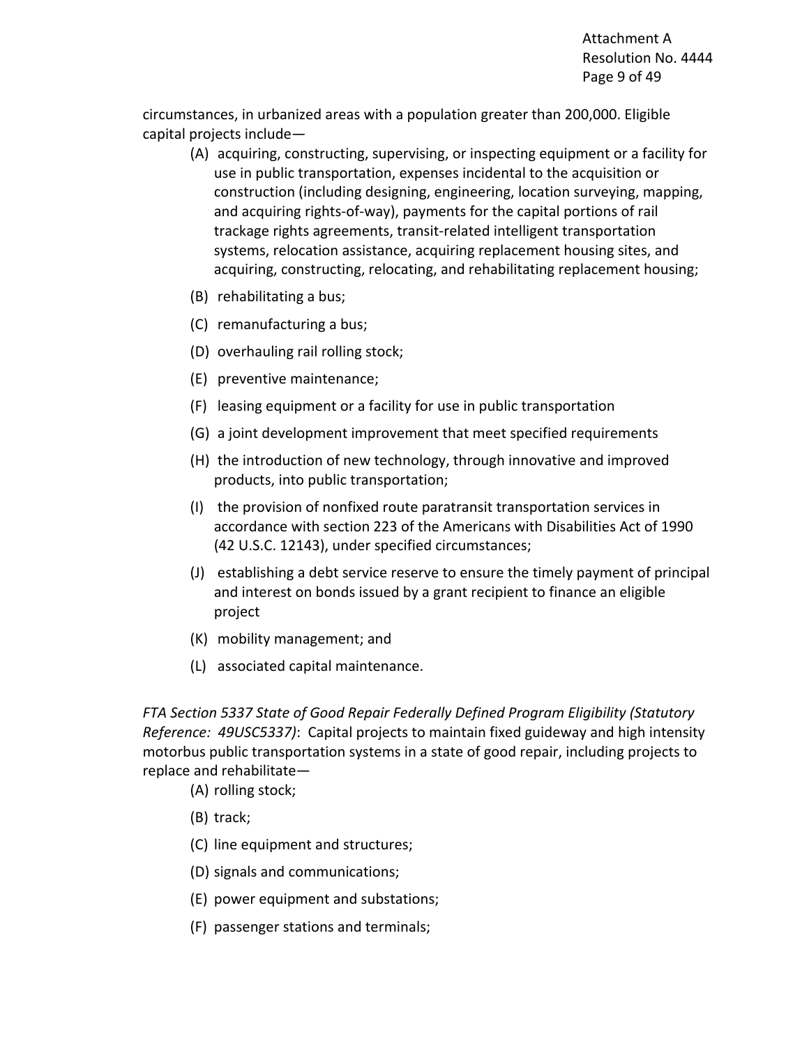circumstances, in urbanized areas with a population greater than 200,000. Eligible capital projects include—

- (A) acquiring, constructing, supervising, or inspecting equipment or a facility for use in public transportation, expenses incidental to the acquisition or construction (including designing, engineering, location surveying, mapping, and acquiring rights-of-way), payments for the capital portions of rail trackage rights agreements, transit-related intelligent transportation systems, relocation assistance, acquiring replacement housing sites, and acquiring, constructing, relocating, and rehabilitating replacement housing;
- (B) rehabilitating a bus;
- (C) remanufacturing a bus;
- (D) overhauling rail rolling stock;
- (E) preventive maintenance;
- (F) leasing equipment or a facility for use in public transportation
- (G) a joint development improvement that meet specified requirements
- (H) the introduction of new technology, through innovative and improved products, into public transportation;
- (I) the provision of nonfixed route paratransit transportation services in accordance with section 223 of the Americans with Disabilities Act of 1990 (42 U.S.C. 12143), under specified circumstances;
- (J) establishing a debt service reserve to ensure the timely payment of principal and interest on bonds issued by a grant recipient to finance an eligible project
- (K) mobility management; and
- (L) associated capital maintenance.

*FTA Section 5337 State of Good Repair Federally Defined Program Eligibility (Statutory Reference: 49USC5337)*: Capital projects to maintain fixed guideway and high intensity motorbus public transportation systems in a state of good repair, including projects to replace and rehabilitate—

- (A) rolling stock;
- (B) track;
- (C) line equipment and structures;
- (D) signals and communications;
- (E) power equipment and substations;
- (F) passenger stations and terminals;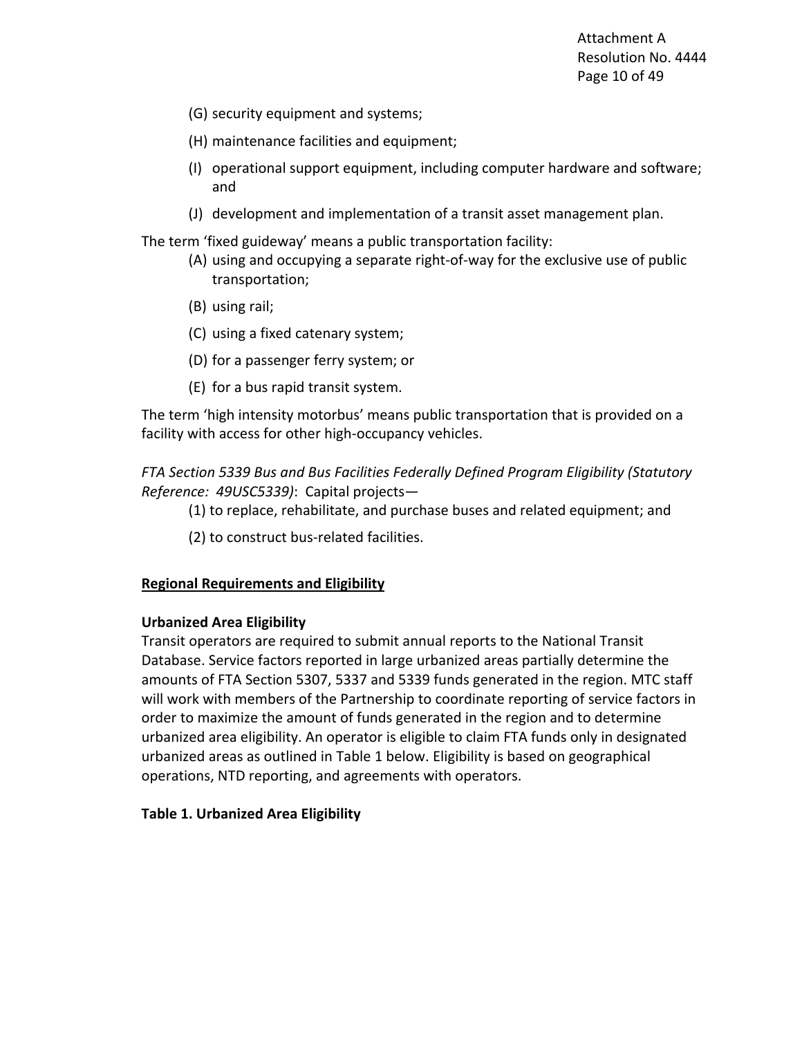(G) security equipment and systems;

(H) maintenance facilities and equipment;

(I) operational support equipment, including computer hardware and software; and

(J) development and implementation of a transit asset management plan.

The term 'fixed guideway' means a public transportation facility:

(A) using and occupying a separate right-of-way for the exclusive use of public transportation;

(B) using rail;

(C) using a fixed catenary system;

(D) for a passenger ferry system; or

(E) for a bus rapid transit system.

The term 'high intensity motorbus' means public transportation that is provided on a facility with access for other high-occupancy vehicles.

*FTA Section 5339 Bus and Bus Facilities Federally Defined Program Eligibility (Statutory Reference: 49USC5339)*: Capital projects—

(1) to replace, rehabilitate, and purchase buses and related equipment; and

(2) to construct bus-related facilities.

**Regional Requirements and Eligibility**

**Urbanized Area Eligibility**

Transit operators are required to submit annual reports to the National Transit Database. Service factors reported in large urbanized areas partially determine the amounts of FTA Section 5307, 5337 and 5339 funds generated in the region. MTC staff will work with members of the Partnership to coordinate reporting of service factors in order to maximize the amount of funds generated in the region and to determine urbanized area eligibility. An operator is eligible to claim FTA funds only in designated urbanized areas as outlined in Table 1 below. Eligibility is based on geographical operations, NTD reporting, and agreements with operators.

**Table 1. Urbanized Area Eligibility**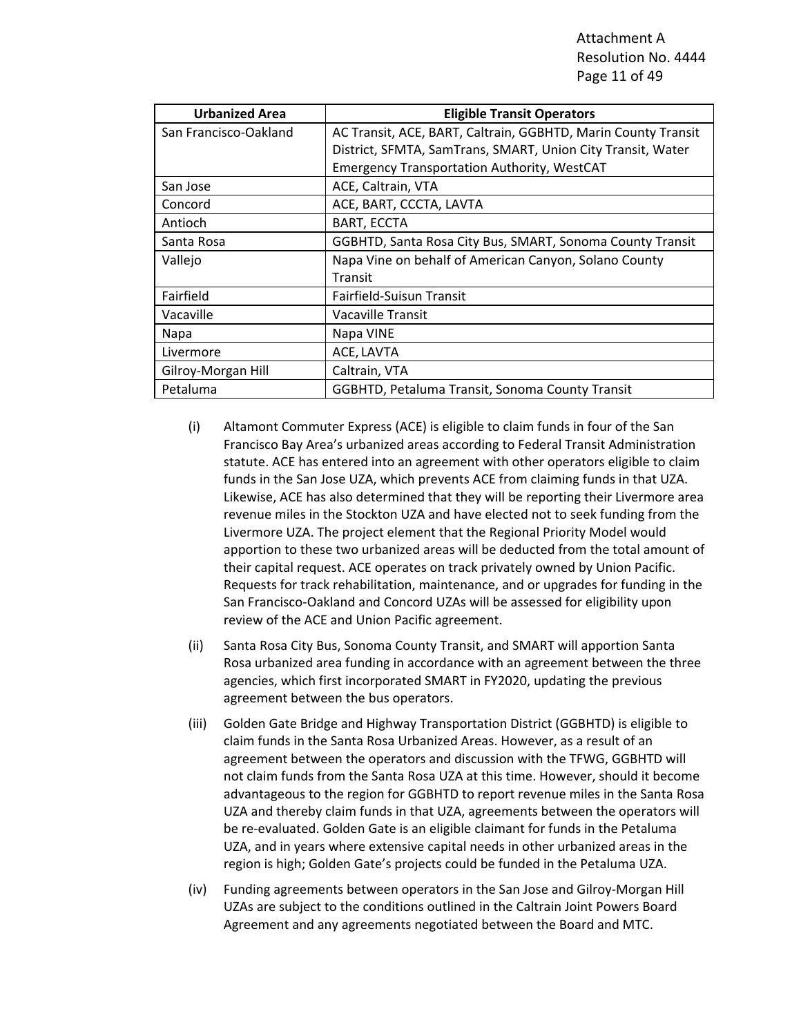| Urbanized Area | Eligible Transit Operators |
|---|---|
| San Francisco-Oakland | AC Transit, ACE, BART, Caltrain, GGBHTD, Marin County Transit District, SFMTA, SamTrans, SMART, Union City Transit, Water Emergency Transportation Authority, WestCAT |
| San Jose | ACE, Caltrain, VTA |
| Concord | ACE, BART, CCCTA, LAVTA |
| Antioch | BART, ECCTA |
| Santa Rosa | GGBHTD, Santa Rosa City Bus, SMART, Sonoma County Transit |
| Vallejo | Napa Vine on behalf of American Canyon, Solano County Transit |
| Fairfield | Fairfield-Suisun Transit |
| Vacaville | Vacaville Transit |
| Napa | Napa VINE |
| Livermore | ACE, LAVTA |
| Gilroy-Morgan Hill | Caltrain, VTA |
| Petaluma | GGBHTD, Petaluma Transit, Sonoma County Transit |

(i) Altamont Commuter Express (ACE) is eligible to claim funds in four of the San Francisco Bay Area's urbanized areas according to Federal Transit Administration statute. ACE has entered into an agreement with other operators eligible to claim funds in the San Jose UZA, which prevents ACE from claiming funds in that UZA. Likewise, ACE has also determined that they will be reporting their Livermore area revenue miles in the Stockton UZA and have elected not to seek funding from the Livermore UZA. The project element that the Regional Priority Model would apportion to these two urbanized areas will be deducted from the total amount of their capital request. ACE operates on track privately owned by Union Pacific. Requests for track rehabilitation, maintenance, and or upgrades for funding in the San Francisco-Oakland and Concord UZAs will be assessed for eligibility upon review of the ACE and Union Pacific agreement.

(ii) Santa Rosa City Bus, Sonoma County Transit, and SMART will apportion Santa Rosa urbanized area funding in accordance with an agreement between the three agencies, which first incorporated SMART in FY2020, updating the previous agreement between the bus operators.

(iii) Golden Gate Bridge and Highway Transportation District (GGBHTD) is eligible to claim funds in the Santa Rosa Urbanized Areas. However, as a result of an agreement between the operators and discussion with the TFWG, GGBHTD will not claim funds from the Santa Rosa UZA at this time. However, should it become advantageous to the region for GGBHTD to report revenue miles in the Santa Rosa UZA and thereby claim funds in that UZA, agreements between the operators will be re-evaluated. Golden Gate is an eligible claimant for funds in the Petaluma UZA, and in years where extensive capital needs in other urbanized areas in the region is high; Golden Gate's projects could be funded in the Petaluma UZA.

(iv) Funding agreements between operators in the San Jose and Gilroy-Morgan Hill UZAs are subject to the conditions outlined in the Caltrain Joint Powers Board Agreement and any agreements negotiated between the Board and MTC.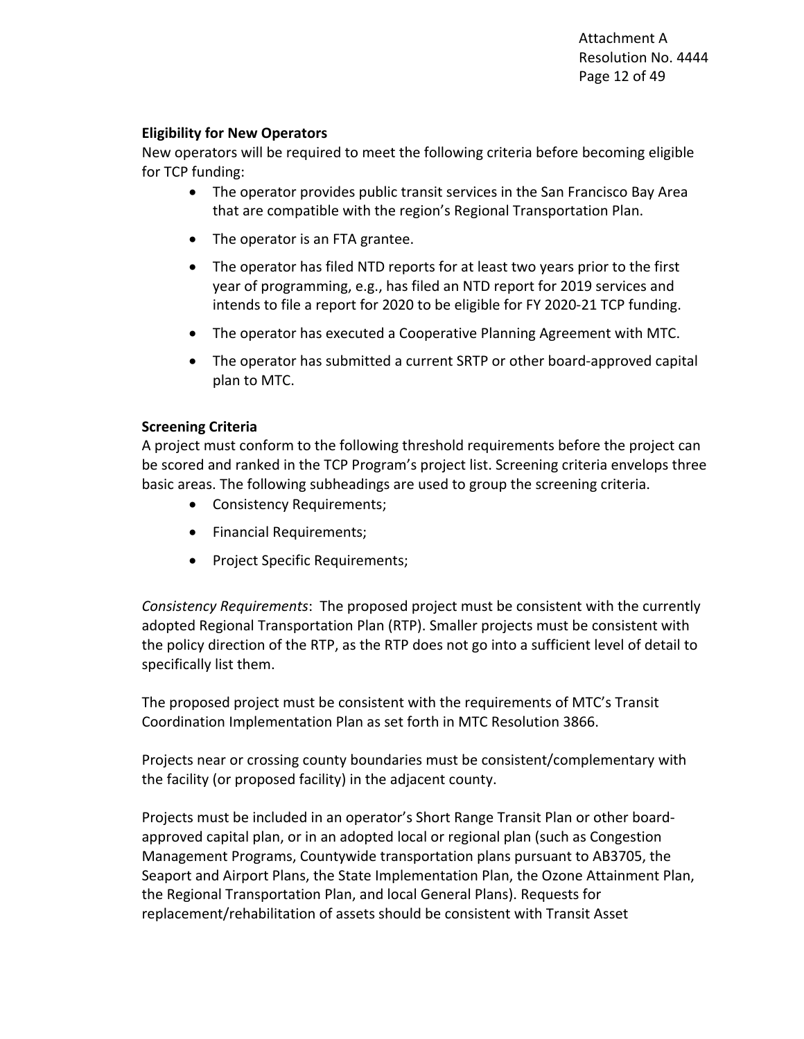**Eligibility for New Operators**

New operators will be required to meet the following criteria before becoming eligible for TCP funding:

- The operator provides public transit services in the San Francisco Bay Area that are compatible with the region's Regional Transportation Plan.
- The operator is an FTA grantee.
- The operator has filed NTD reports for at least two years prior to the first year of programming, e.g., has filed an NTD report for 2019 services and intends to file a report for 2020 to be eligible for FY 2020-21 TCP funding.
- The operator has executed a Cooperative Planning Agreement with MTC.
- The operator has submitted a current SRTP or other board-approved capital plan to MTC.

**Screening Criteria**

A project must conform to the following threshold requirements before the project can be scored and ranked in the TCP Program's project list. Screening criteria envelops three basic areas. The following subheadings are used to group the screening criteria.

- Consistency Requirements;
- Financial Requirements;
- Project Specific Requirements;

*Consistency Requirements*: The proposed project must be consistent with the currently adopted Regional Transportation Plan (RTP). Smaller projects must be consistent with the policy direction of the RTP, as the RTP does not go into a sufficient level of detail to specifically list them.

The proposed project must be consistent with the requirements of MTC's Transit Coordination Implementation Plan as set forth in MTC Resolution 3866.

Projects near or crossing county boundaries must be consistent/complementary with the facility (or proposed facility) in the adjacent county.

Projects must be included in an operator's Short Range Transit Plan or other board-approved capital plan, or in an adopted local or regional plan (such as Congestion Management Programs, Countywide transportation plans pursuant to AB3705, the Seaport and Airport Plans, the State Implementation Plan, the Ozone Attainment Plan, the Regional Transportation Plan, and local General Plans). Requests for replacement/rehabilitation of assets should be consistent with Transit Asset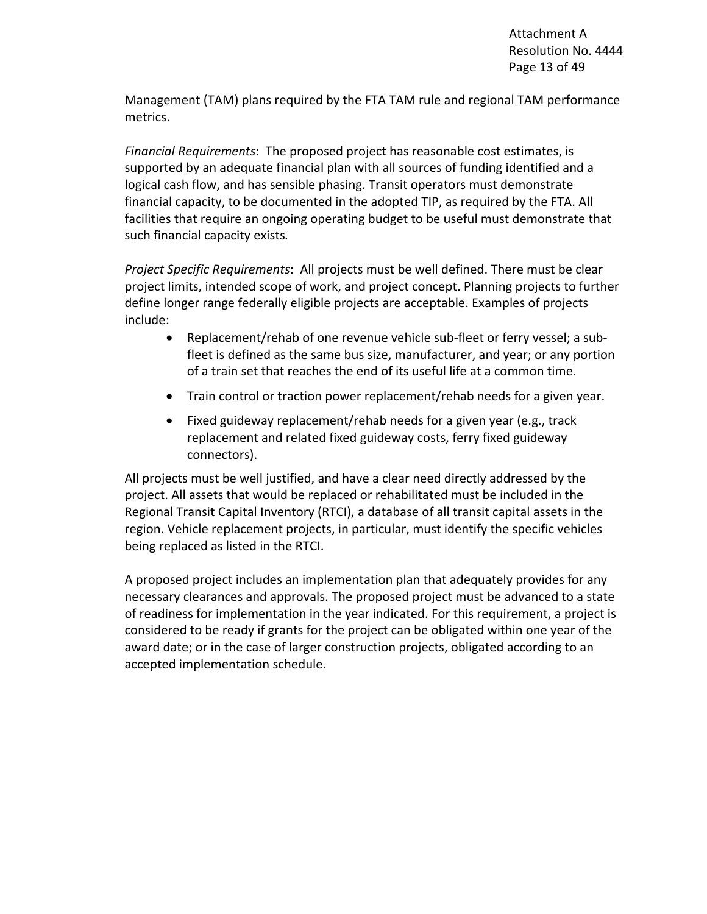Management (TAM) plans required by the FTA TAM rule and regional TAM performance metrics.

*Financial Requirements*: The proposed project has reasonable cost estimates, is supported by an adequate financial plan with all sources of funding identified and a logical cash flow, and has sensible phasing. Transit operators must demonstrate financial capacity, to be documented in the adopted TIP, as required by the FTA. All facilities that require an ongoing operating budget to be useful must demonstrate that such financial capacity exists.

*Project Specific Requirements*: All projects must be well defined. There must be clear project limits, intended scope of work, and project concept. Planning projects to further define longer range federally eligible projects are acceptable. Examples of projects include:

- Replacement/rehab of one revenue vehicle sub-fleet or ferry vessel; a sub-fleet is defined as the same bus size, manufacturer, and year; or any portion of a train set that reaches the end of its useful life at a common time.
- Train control or traction power replacement/rehab needs for a given year.
- Fixed guideway replacement/rehab needs for a given year (e.g., track replacement and related fixed guideway costs, ferry fixed guideway connectors).

All projects must be well justified, and have a clear need directly addressed by the project. All assets that would be replaced or rehabilitated must be included in the Regional Transit Capital Inventory (RTCI), a database of all transit capital assets in the region. Vehicle replacement projects, in particular, must identify the specific vehicles being replaced as listed in the RTCI.

A proposed project includes an implementation plan that adequately provides for any necessary clearances and approvals. The proposed project must be advanced to a state of readiness for implementation in the year indicated. For this requirement, a project is considered to be ready if grants for the project can be obligated within one year of the award date; or in the case of larger construction projects, obligated according to an accepted implementation schedule.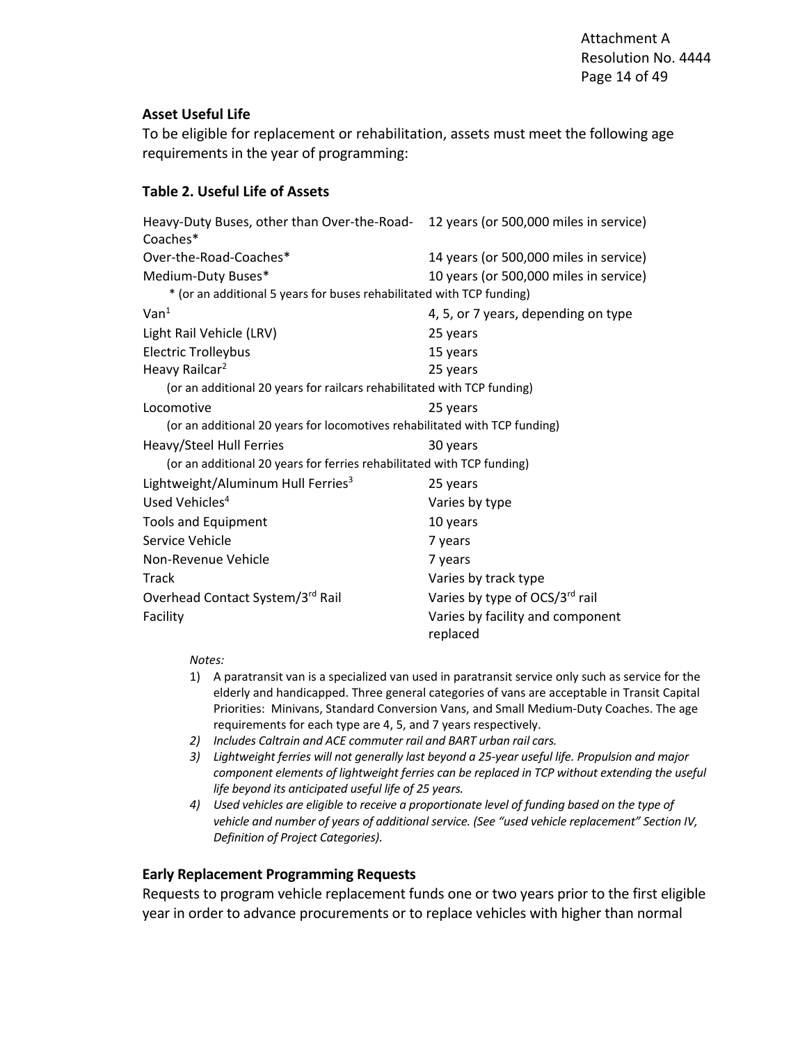### Asset Useful Life

To be eligible for replacement or rehabilitation, assets must meet the following age requirements in the year of programming:

### Table 2. Useful Life of Assets

| | |
|---|---|
| Heavy-Duty Buses, other than Over-the-Road-Coaches* | 12 years (or 500,000 miles in service) |
| Over-the-Road-Coaches* | 14 years (or 500,000 miles in service) |
| Medium-Duty Buses* | 10 years (or 500,000 miles in service) |
| * (or an additional 5 years for buses rehabilitated with TCP funding) | |
| Van[1] | 4, 5, or 7 years, depending on type |
| Light Rail Vehicle (LRV) | 25 years |
| Electric Trolleybus | 15 years |
| Heavy Railcar[2] | 25 years |
| (or an additional 20 years for railcars rehabilitated with TCP funding) | |
| Locomotive | 25 years |
| (or an additional 20 years for locomotives rehabilitated with TCP funding) | |
| Heavy/Steel Hull Ferries | 30 years |
| (or an additional 20 years for ferries rehabilitated with TCP funding) | |
| Lightweight/Aluminum Hull Ferries[3] | 25 years |
| Used Vehicles[4] | Varies by type |
| Tools and Equipment | 10 years |
| Service Vehicle | 7 years |
| Non-Revenue Vehicle | 7 years |
| Track | Varies by track type |
| Overhead Contact System/3rd Rail | Varies by type of OCS/3rd rail |
| Facility | Varies by facility and component replaced |

*Notes:*

1) A paratransit van is a specialized van used in paratransit service only such as service for the elderly and handicapped. Three general categories of vans are acceptable in Transit Capital Priorities: Minivans, Standard Conversion Vans, and Small Medium-Duty Coaches. The age requirements for each type are 4, 5, and 7 years respectively.
2) *Includes Caltrain and ACE commuter rail and BART urban rail cars.*
3) *Lightweight ferries will not generally last beyond a 25-year useful life. Propulsion and major component elements of lightweight ferries can be replaced in TCP without extending the useful life beyond its anticipated useful life of 25 years.*
4) *Used vehicles are eligible to receive a proportionate level of funding based on the type of vehicle and number of years of additional service. (See "used vehicle replacement" Section IV, Definition of Project Categories).*

### Early Replacement Programming Requests

Requests to program vehicle replacement funds one or two years prior to the first eligible year in order to advance procurements or to replace vehicles with higher than normal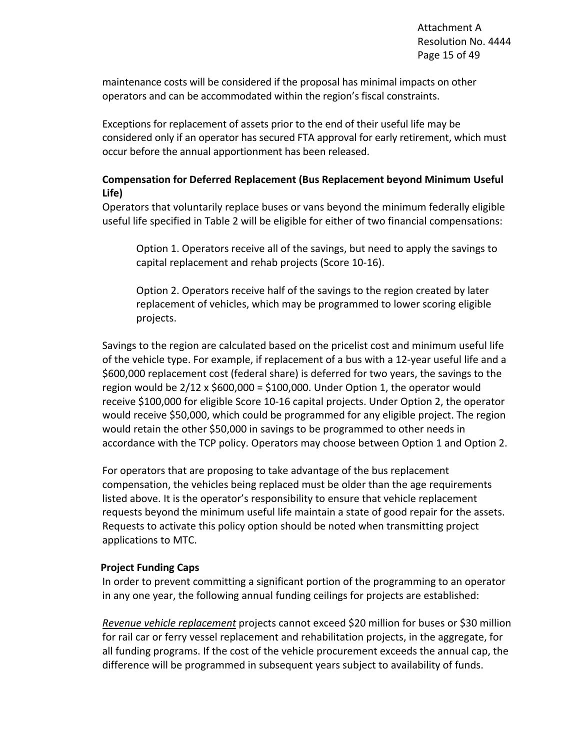maintenance costs will be considered if the proposal has minimal impacts on other operators and can be accommodated within the region's fiscal constraints.

Exceptions for replacement of assets prior to the end of their useful life may be considered only if an operator has secured FTA approval for early retirement, which must occur before the annual apportionment has been released.

**Compensation for Deferred Replacement (Bus Replacement beyond Minimum Useful Life)**

Operators that voluntarily replace buses or vans beyond the minimum federally eligible useful life specified in Table 2 will be eligible for either of two financial compensations:

> Option 1. Operators receive all of the savings, but need to apply the savings to capital replacement and rehab projects (Score 10-16).
>
> Option 2. Operators receive half of the savings to the region created by later replacement of vehicles, which may be programmed to lower scoring eligible projects.

Savings to the region are calculated based on the pricelist cost and minimum useful life of the vehicle type. For example, if replacement of a bus with a 12-year useful life and a $600,000 replacement cost (federal share) is deferred for two years, the savings to the region would be 2/12 x $600,000 = $100,000. Under Option 1, the operator would receive $100,000 for eligible Score 10-16 capital projects. Under Option 2, the operator would receive $50,000, which could be programmed for any eligible project. The region would retain the other $50,000 in savings to be programmed to other needs in accordance with the TCP policy. Operators may choose between Option 1 and Option 2.

For operators that are proposing to take advantage of the bus replacement compensation, the vehicles being replaced must be older than the age requirements listed above. It is the operator's responsibility to ensure that vehicle replacement requests beyond the minimum useful life maintain a state of good repair for the assets. Requests to activate this policy option should be noted when transmitting project applications to MTC.

**Project Funding Caps**

In order to prevent committing a significant portion of the programming to an operator in any one year, the following annual funding ceilings for projects are established:

*Revenue vehicle replacement* projects cannot exceed $20 million for buses or $30 million for rail car or ferry vessel replacement and rehabilitation projects, in the aggregate, for all funding programs. If the cost of the vehicle procurement exceeds the annual cap, the difference will be programmed in subsequent years subject to availability of funds.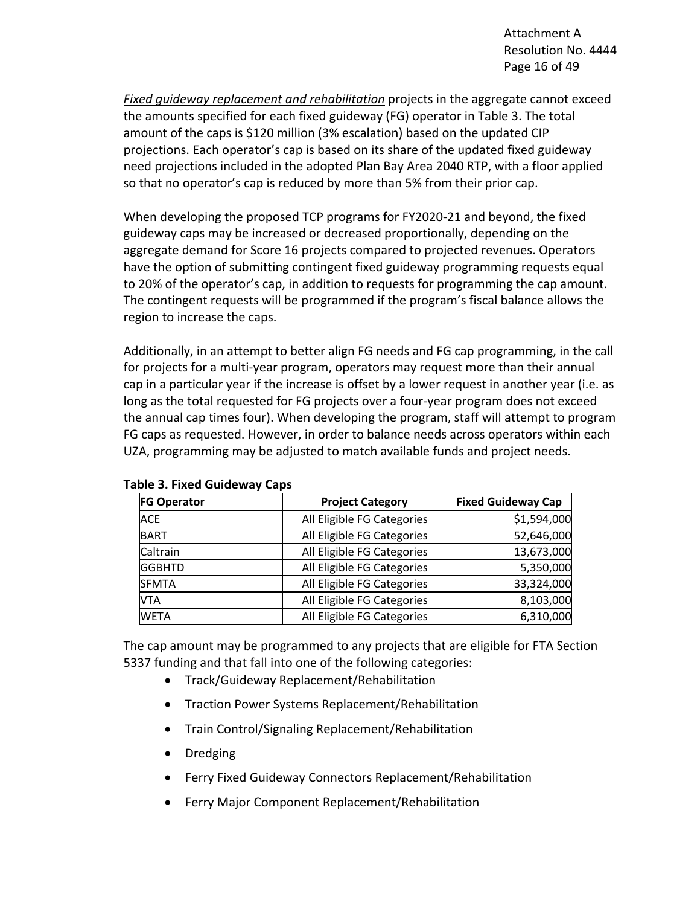*Fixed guideway replacement and rehabilitation* projects in the aggregate cannot exceed the amounts specified for each fixed guideway (FG) operator in Table 3. The total amount of the caps is $120 million (3% escalation) based on the updated CIP projections. Each operator's cap is based on its share of the updated fixed guideway need projections included in the adopted Plan Bay Area 2040 RTP, with a floor applied so that no operator's cap is reduced by more than 5% from their prior cap.

When developing the proposed TCP programs for FY2020-21 and beyond, the fixed guideway caps may be increased or decreased proportionally, depending on the aggregate demand for Score 16 projects compared to projected revenues. Operators have the option of submitting contingent fixed guideway programming requests equal to 20% of the operator's cap, in addition to requests for programming the cap amount. The contingent requests will be programmed if the program's fiscal balance allows the region to increase the caps.

Additionally, in an attempt to better align FG needs and FG cap programming, in the call for projects for a multi-year program, operators may request more than their annual cap in a particular year if the increase is offset by a lower request in another year (i.e. as long as the total requested for FG projects over a four-year program does not exceed the annual cap times four). When developing the program, staff will attempt to program FG caps as requested. However, in order to balance needs across operators within each UZA, programming may be adjusted to match available funds and project needs.

**Table 3. Fixed Guideway Caps**

| FG Operator | Project Category | Fixed Guideway Cap |
|---|---|---:|
| ACE | All Eligible FG Categories | $1,594,000 |
| BART | All Eligible FG Categories | 52,646,000 |
| Caltrain | All Eligible FG Categories | 13,673,000 |
| GGBHTD | All Eligible FG Categories | 5,350,000 |
| SFMTA | All Eligible FG Categories | 33,324,000 |
| VTA | All Eligible FG Categories | 8,103,000 |
| WETA | All Eligible FG Categories | 6,310,000 |

The cap amount may be programmed to any projects that are eligible for FTA Section 5337 funding and that fall into one of the following categories:

- Track/Guideway Replacement/Rehabilitation
- Traction Power Systems Replacement/Rehabilitation
- Train Control/Signaling Replacement/Rehabilitation
- Dredging
- Ferry Fixed Guideway Connectors Replacement/Rehabilitation
- Ferry Major Component Replacement/Rehabilitation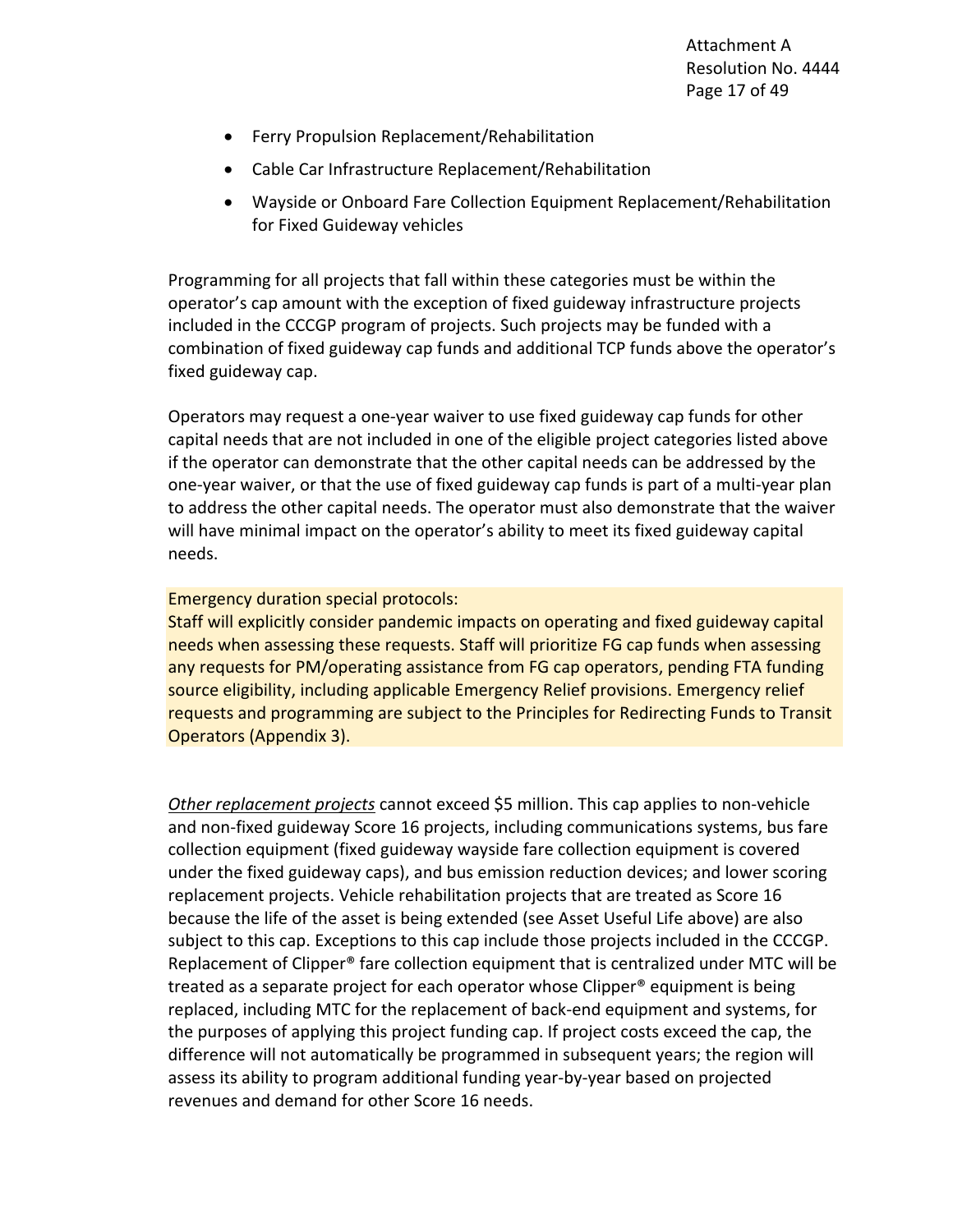- Ferry Propulsion Replacement/Rehabilitation
- Cable Car Infrastructure Replacement/Rehabilitation
- Wayside or Onboard Fare Collection Equipment Replacement/Rehabilitation for Fixed Guideway vehicles

Programming for all projects that fall within these categories must be within the operator's cap amount with the exception of fixed guideway infrastructure projects included in the CCCGP program of projects. Such projects may be funded with a combination of fixed guideway cap funds and additional TCP funds above the operator's fixed guideway cap.

Operators may request a one-year waiver to use fixed guideway cap funds for other capital needs that are not included in one of the eligible project categories listed above if the operator can demonstrate that the other capital needs can be addressed by the one-year waiver, or that the use of fixed guideway cap funds is part of a multi-year plan to address the other capital needs. The operator must also demonstrate that the waiver will have minimal impact on the operator's ability to meet its fixed guideway capital needs.

Emergency duration special protocols:
Staff will explicitly consider pandemic impacts on operating and fixed guideway capital needs when assessing these requests. Staff will prioritize FG cap funds when assessing any requests for PM/operating assistance from FG cap operators, pending FTA funding source eligibility, including applicable Emergency Relief provisions. Emergency relief requests and programming are subject to the Principles for Redirecting Funds to Transit Operators (Appendix 3).

*Other replacement projects* cannot exceed $5 million. This cap applies to non-vehicle and non-fixed guideway Score 16 projects, including communications systems, bus fare collection equipment (fixed guideway wayside fare collection equipment is covered under the fixed guideway caps), and bus emission reduction devices; and lower scoring replacement projects. Vehicle rehabilitation projects that are treated as Score 16 because the life of the asset is being extended (see Asset Useful Life above) are also subject to this cap. Exceptions to this cap include those projects included in the CCCGP. Replacement of Clipper® fare collection equipment that is centralized under MTC will be treated as a separate project for each operator whose Clipper® equipment is being replaced, including MTC for the replacement of back-end equipment and systems, for the purposes of applying this project funding cap. If project costs exceed the cap, the difference will not automatically be programmed in subsequent years; the region will assess its ability to program additional funding year-by-year based on projected revenues and demand for other Score 16 needs.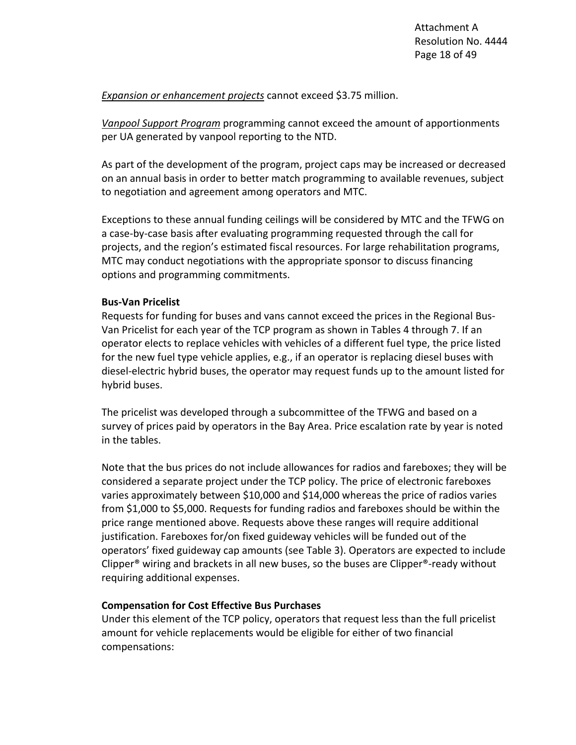*Expansion or enhancement projects* cannot exceed $3.75 million.

*Vanpool Support Program* programming cannot exceed the amount of apportionments per UA generated by vanpool reporting to the NTD.

As part of the development of the program, project caps may be increased or decreased on an annual basis in order to better match programming to available revenues, subject to negotiation and agreement among operators and MTC.

Exceptions to these annual funding ceilings will be considered by MTC and the TFWG on a case-by-case basis after evaluating programming requested through the call for projects, and the region's estimated fiscal resources. For large rehabilitation programs, MTC may conduct negotiations with the appropriate sponsor to discuss financing options and programming commitments.

**Bus-Van Pricelist**

Requests for funding for buses and vans cannot exceed the prices in the Regional Bus-Van Pricelist for each year of the TCP program as shown in Tables 4 through 7. If an operator elects to replace vehicles with vehicles of a different fuel type, the price listed for the new fuel type vehicle applies, e.g., if an operator is replacing diesel buses with diesel-electric hybrid buses, the operator may request funds up to the amount listed for hybrid buses.

The pricelist was developed through a subcommittee of the TFWG and based on a survey of prices paid by operators in the Bay Area. Price escalation rate by year is noted in the tables.

Note that the bus prices do not include allowances for radios and fareboxes; they will be considered a separate project under the TCP policy. The price of electronic fareboxes varies approximately between $10,000 and $14,000 whereas the price of radios varies from $1,000 to $5,000. Requests for funding radios and fareboxes should be within the price range mentioned above. Requests above these ranges will require additional justification. Fareboxes for/on fixed guideway vehicles will be funded out of the operators' fixed guideway cap amounts (see Table 3). Operators are expected to include Clipper® wiring and brackets in all new buses, so the buses are Clipper®-ready without requiring additional expenses.

**Compensation for Cost Effective Bus Purchases**

Under this element of the TCP policy, operators that request less than the full pricelist amount for vehicle replacements would be eligible for either of two financial compensations: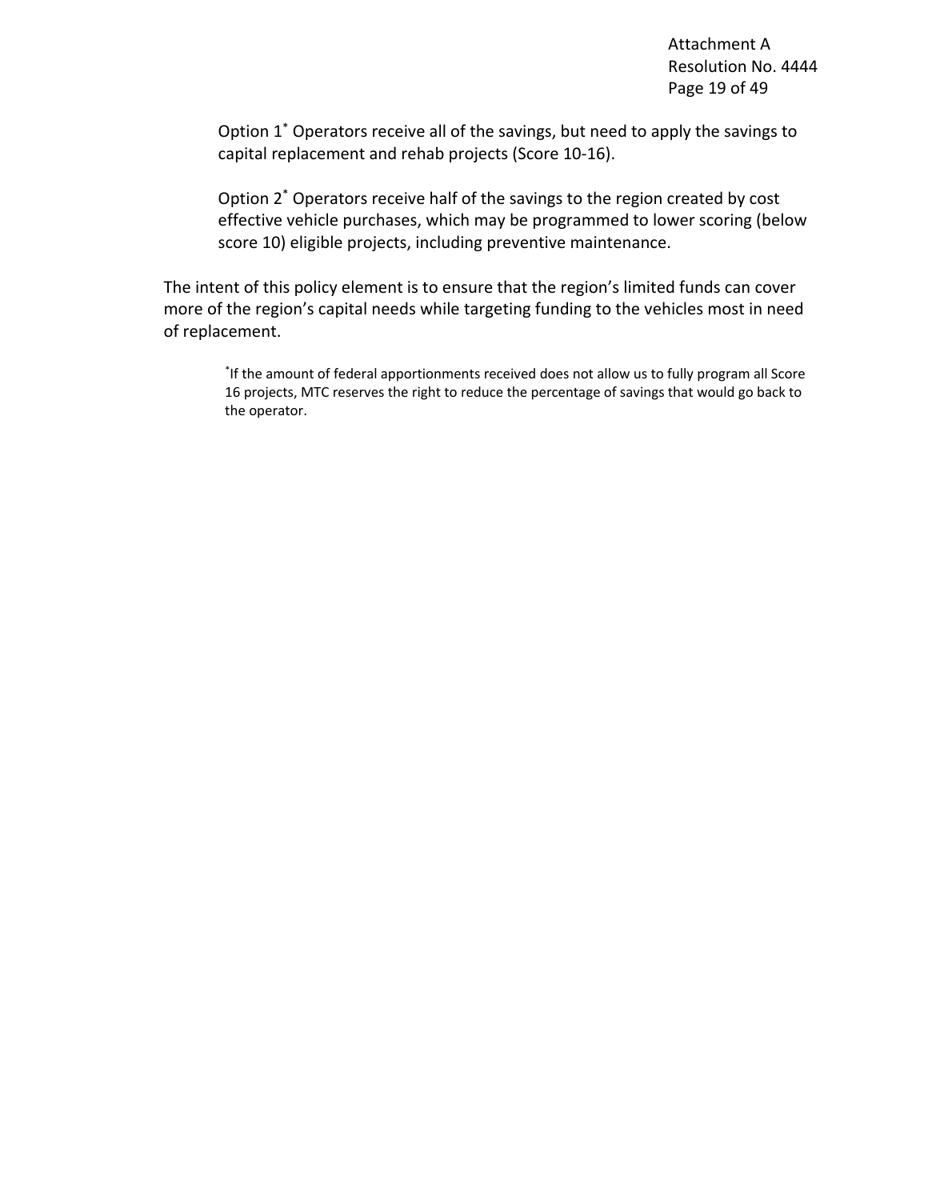Option 1[*] Operators receive all of the savings, but need to apply the savings to capital replacement and rehab projects (Score 10-16).

Option 2[*] Operators receive half of the savings to the region created by cost effective vehicle purchases, which may be programmed to lower scoring (below score 10) eligible projects, including preventive maintenance.

The intent of this policy element is to ensure that the region's limited funds can cover more of the region's capital needs while targeting funding to the vehicles most in need of replacement.

[*]If the amount of federal apportionments received does not allow us to fully program all Score 16 projects, MTC reserves the right to reduce the percentage of savings that would go back to the operator.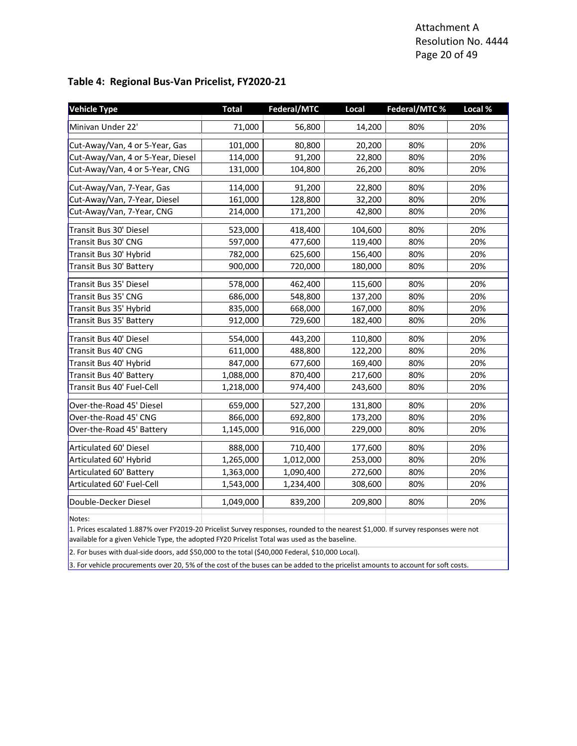Attachment A
Resolution No. 4444

## Table 4: Regional Bus-Van Pricelist, FY2020-21

| Vehicle Type | Total | Federal/MTC | Local | Federal/MTC % | Local % |
|---|---|---|---|---|---|
| Minivan Under 22' | 71,000 | 56,800 | 14,200 | 80% | 20% |
| Cut-Away/Van, 4 or 5-Year, Gas | 101,000 | 80,800 | 20,200 | 80% | 20% |
| Cut-Away/Van, 4 or 5-Year, Diesel | 114,000 | 91,200 | 22,800 | 80% | 20% |
| Cut-Away/Van, 4 or 5-Year, CNG | 131,000 | 104,800 | 26,200 | 80% | 20% |
| Cut-Away/Van, 7-Year, Gas | 114,000 | 91,200 | 22,800 | 80% | 20% |
| Cut-Away/Van, 7-Year, Diesel | 161,000 | 128,800 | 32,200 | 80% | 20% |
| Cut-Away/Van, 7-Year, CNG | 214,000 | 171,200 | 42,800 | 80% | 20% |
| Transit Bus 30' Diesel | 523,000 | 418,400 | 104,600 | 80% | 20% |
| Transit Bus 30' CNG | 597,000 | 477,600 | 119,400 | 80% | 20% |
| Transit Bus 30' Hybrid | 782,000 | 625,600 | 156,400 | 80% | 20% |
| Transit Bus 30' Battery | 900,000 | 720,000 | 180,000 | 80% | 20% |
| Transit Bus 35' Diesel | 578,000 | 462,400 | 115,600 | 80% | 20% |
| Transit Bus 35' CNG | 686,000 | 548,800 | 137,200 | 80% | 20% |
| Transit Bus 35' Hybrid | 835,000 | 668,000 | 167,000 | 80% | 20% |
| Transit Bus 35' Battery | 912,000 | 729,600 | 182,400 | 80% | 20% |
| Transit Bus 40' Diesel | 554,000 | 443,200 | 110,800 | 80% | 20% |
| Transit Bus 40' CNG | 611,000 | 488,800 | 122,200 | 80% | 20% |
| Transit Bus 40' Hybrid | 847,000 | 677,600 | 169,400 | 80% | 20% |
| Transit Bus 40' Battery | 1,088,000 | 870,400 | 217,600 | 80% | 20% |
| Transit Bus 40' Fuel-Cell | 1,218,000 | 974,400 | 243,600 | 80% | 20% |
| Over-the-Road 45' Diesel | 659,000 | 527,200 | 131,800 | 80% | 20% |
| Over-the-Road 45' CNG | 866,000 | 692,800 | 173,200 | 80% | 20% |
| Over-the-Road 45' Battery | 1,145,000 | 916,000 | 229,000 | 80% | 20% |
| Articulated 60' Diesel | 888,000 | 710,400 | 177,600 | 80% | 20% |
| Articulated 60' Hybrid | 1,265,000 | 1,012,000 | 253,000 | 80% | 20% |
| Articulated 60' Battery | 1,363,000 | 1,090,400 | 272,600 | 80% | 20% |
| Articulated 60' Fuel-Cell | 1,543,000 | 1,234,400 | 308,600 | 80% | 20% |
| Double-Decker Diesel | 1,049,000 | 839,200 | 209,800 | 80% | 20% |

Notes:

1. Prices escalated 1.887% over FY2019-20 Pricelist Survey responses, rounded to the nearest $1,000. If survey responses were not available for a given Vehicle Type, the adopted FY20 Pricelist Total was used as the baseline.
2. For buses with dual-side doors, add $50,000 to the total ($40,000 Federal, $10,000 Local).
3. For vehicle procurements over 20, 5% of the cost of the buses can be added to the pricelist amounts to account for soft costs.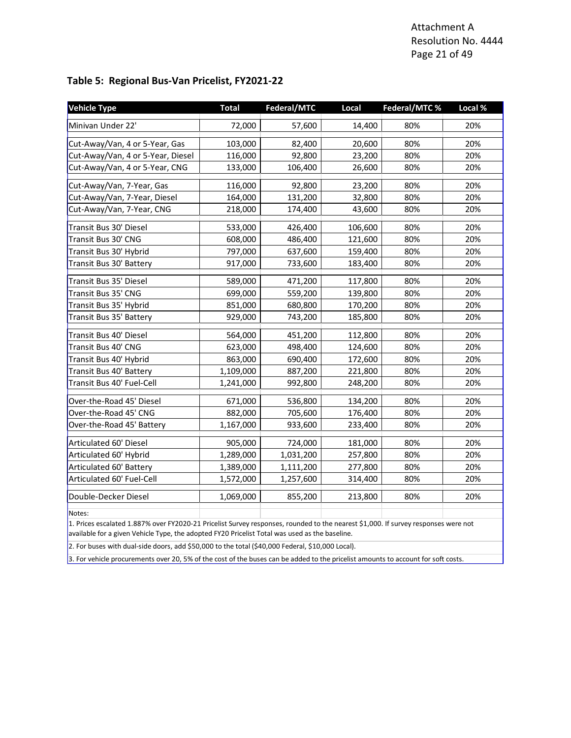Attachment A
Resolution No. 4444

## Table 5: Regional Bus-Van Pricelist, FY2021-22

| Vehicle Type | Total | Federal/MTC | Local | Federal/MTC % | Local % |
|---|---|---|---|---|---|
| Minivan Under 22' | 72,000 | 57,600 | 14,400 | 80% | 20% |
| Cut-Away/Van, 4 or 5-Year, Gas | 103,000 | 82,400 | 20,600 | 80% | 20% |
| Cut-Away/Van, 4 or 5-Year, Diesel | 116,000 | 92,800 | 23,200 | 80% | 20% |
| Cut-Away/Van, 4 or 5-Year, CNG | 133,000 | 106,400 | 26,600 | 80% | 20% |
| Cut-Away/Van, 7-Year, Gas | 116,000 | 92,800 | 23,200 | 80% | 20% |
| Cut-Away/Van, 7-Year, Diesel | 164,000 | 131,200 | 32,800 | 80% | 20% |
| Cut-Away/Van, 7-Year, CNG | 218,000 | 174,400 | 43,600 | 80% | 20% |
| Transit Bus 30' Diesel | 533,000 | 426,400 | 106,600 | 80% | 20% |
| Transit Bus 30' CNG | 608,000 | 486,400 | 121,600 | 80% | 20% |
| Transit Bus 30' Hybrid | 797,000 | 637,600 | 159,400 | 80% | 20% |
| Transit Bus 30' Battery | 917,000 | 733,600 | 183,400 | 80% | 20% |
| Transit Bus 35' Diesel | 589,000 | 471,200 | 117,800 | 80% | 20% |
| Transit Bus 35' CNG | 699,000 | 559,200 | 139,800 | 80% | 20% |
| Transit Bus 35' Hybrid | 851,000 | 680,800 | 170,200 | 80% | 20% |
| Transit Bus 35' Battery | 929,000 | 743,200 | 185,800 | 80% | 20% |
| Transit Bus 40' Diesel | 564,000 | 451,200 | 112,800 | 80% | 20% |
| Transit Bus 40' CNG | 623,000 | 498,400 | 124,600 | 80% | 20% |
| Transit Bus 40' Hybrid | 863,000 | 690,400 | 172,600 | 80% | 20% |
| Transit Bus 40' Battery | 1,109,000 | 887,200 | 221,800 | 80% | 20% |
| Transit Bus 40' Fuel-Cell | 1,241,000 | 992,800 | 248,200 | 80% | 20% |
| Over-the-Road 45' Diesel | 671,000 | 536,800 | 134,200 | 80% | 20% |
| Over-the-Road 45' CNG | 882,000 | 705,600 | 176,400 | 80% | 20% |
| Over-the-Road 45' Battery | 1,167,000 | 933,600 | 233,400 | 80% | 20% |
| Articulated 60' Diesel | 905,000 | 724,000 | 181,000 | 80% | 20% |
| Articulated 60' Hybrid | 1,289,000 | 1,031,200 | 257,800 | 80% | 20% |
| Articulated 60' Battery | 1,389,000 | 1,111,200 | 277,800 | 80% | 20% |
| Articulated 60' Fuel-Cell | 1,572,000 | 1,257,600 | 314,400 | 80% | 20% |
| Double-Decker Diesel | 1,069,000 | 855,200 | 213,800 | 80% | 20% |

Notes:

1. Prices escalated 1.887% over FY2020-21 Pricelist Survey responses, rounded to the nearest $1,000. If survey responses were not available for a given Vehicle Type, the adopted FY20 Pricelist Total was used as the baseline.
2. For buses with dual-side doors, add $50,000 to the total ($40,000 Federal, $10,000 Local).
3. For vehicle procurements over 20, 5% of the cost of the buses can be added to the pricelist amounts to account for soft costs.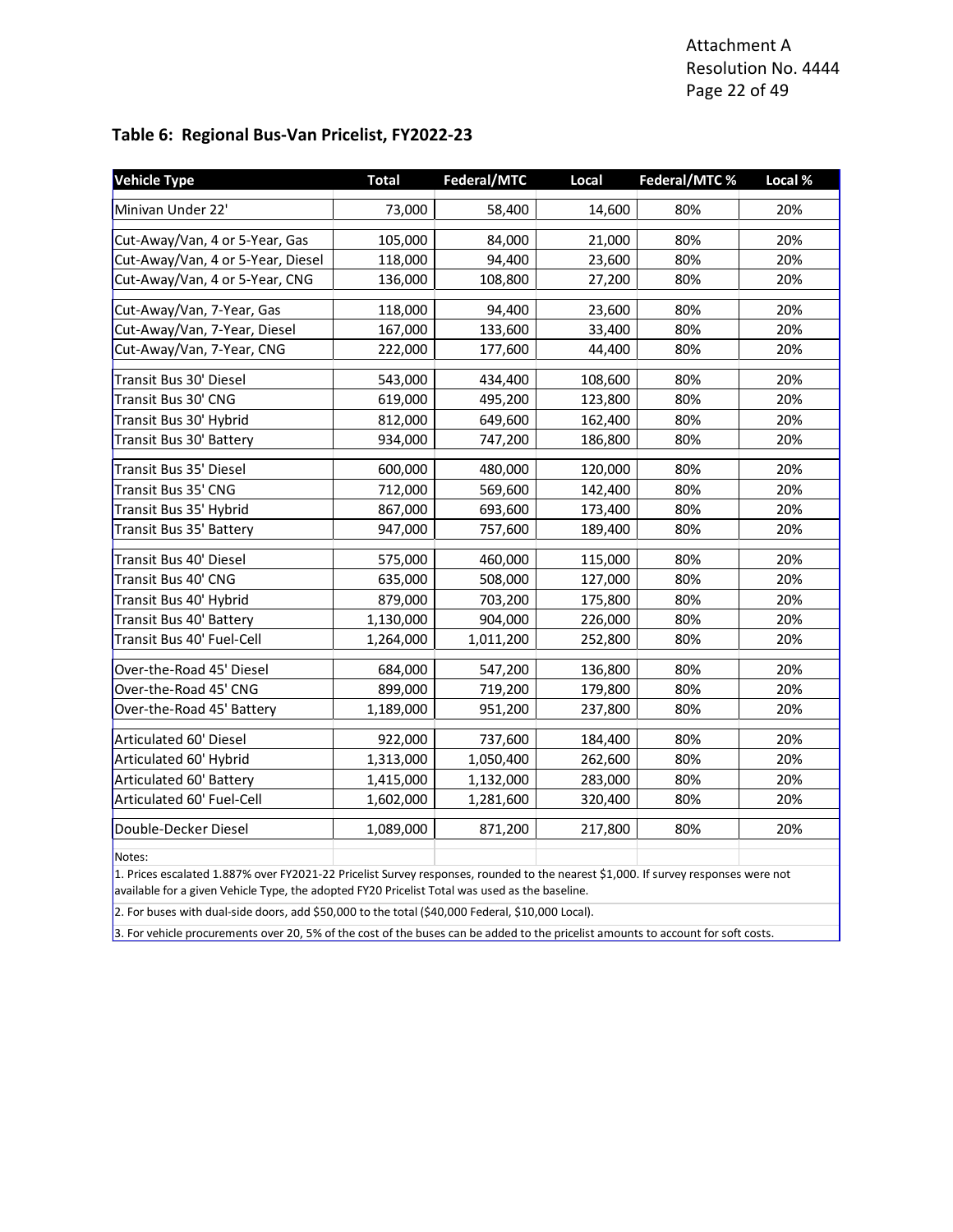Attachment A
Resolution No. 4444

## Table 6: Regional Bus-Van Pricelist, FY2022-23

| Vehicle Type | Total | Federal/MTC | Local | Federal/MTC % | Local % |
|---|---|---|---|---|---|
| Minivan Under 22' | 73,000 | 58,400 | 14,600 | 80% | 20% |
| Cut-Away/Van, 4 or 5-Year, Gas | 105,000 | 84,000 | 21,000 | 80% | 20% |
| Cut-Away/Van, 4 or 5-Year, Diesel | 118,000 | 94,400 | 23,600 | 80% | 20% |
| Cut-Away/Van, 4 or 5-Year, CNG | 136,000 | 108,800 | 27,200 | 80% | 20% |
| Cut-Away/Van, 7-Year, Gas | 118,000 | 94,400 | 23,600 | 80% | 20% |
| Cut-Away/Van, 7-Year, Diesel | 167,000 | 133,600 | 33,400 | 80% | 20% |
| Cut-Away/Van, 7-Year, CNG | 222,000 | 177,600 | 44,400 | 80% | 20% |
| Transit Bus 30' Diesel | 543,000 | 434,400 | 108,600 | 80% | 20% |
| Transit Bus 30' CNG | 619,000 | 495,200 | 123,800 | 80% | 20% |
| Transit Bus 30' Hybrid | 812,000 | 649,600 | 162,400 | 80% | 20% |
| Transit Bus 30' Battery | 934,000 | 747,200 | 186,800 | 80% | 20% |
| Transit Bus 35' Diesel | 600,000 | 480,000 | 120,000 | 80% | 20% |
| Transit Bus 35' CNG | 712,000 | 569,600 | 142,400 | 80% | 20% |
| Transit Bus 35' Hybrid | 867,000 | 693,600 | 173,400 | 80% | 20% |
| Transit Bus 35' Battery | 947,000 | 757,600 | 189,400 | 80% | 20% |
| Transit Bus 40' Diesel | 575,000 | 460,000 | 115,000 | 80% | 20% |
| Transit Bus 40' CNG | 635,000 | 508,000 | 127,000 | 80% | 20% |
| Transit Bus 40' Hybrid | 879,000 | 703,200 | 175,800 | 80% | 20% |
| Transit Bus 40' Battery | 1,130,000 | 904,000 | 226,000 | 80% | 20% |
| Transit Bus 40' Fuel-Cell | 1,264,000 | 1,011,200 | 252,800 | 80% | 20% |
| Over-the-Road 45' Diesel | 684,000 | 547,200 | 136,800 | 80% | 20% |
| Over-the-Road 45' CNG | 899,000 | 719,200 | 179,800 | 80% | 20% |
| Over-the-Road 45' Battery | 1,189,000 | 951,200 | 237,800 | 80% | 20% |
| Articulated 60' Diesel | 922,000 | 737,600 | 184,400 | 80% | 20% |
| Articulated 60' Hybrid | 1,313,000 | 1,050,400 | 262,600 | 80% | 20% |
| Articulated 60' Battery | 1,415,000 | 1,132,000 | 283,000 | 80% | 20% |
| Articulated 60' Fuel-Cell | 1,602,000 | 1,281,600 | 320,400 | 80% | 20% |
| Double-Decker Diesel | 1,089,000 | 871,200 | 217,800 | 80% | 20% |

Notes:

1. Prices escalated 1.887% over FY2021-22 Pricelist Survey responses, rounded to the nearest $1,000. If survey responses were not available for a given Vehicle Type, the adopted FY20 Pricelist Total was used as the baseline.
2. For buses with dual-side doors, add $50,000 to the total ($40,000 Federal, $10,000 Local).
3. For vehicle procurements over 20, 5% of the cost of the buses can be added to the pricelist amounts to account for soft costs.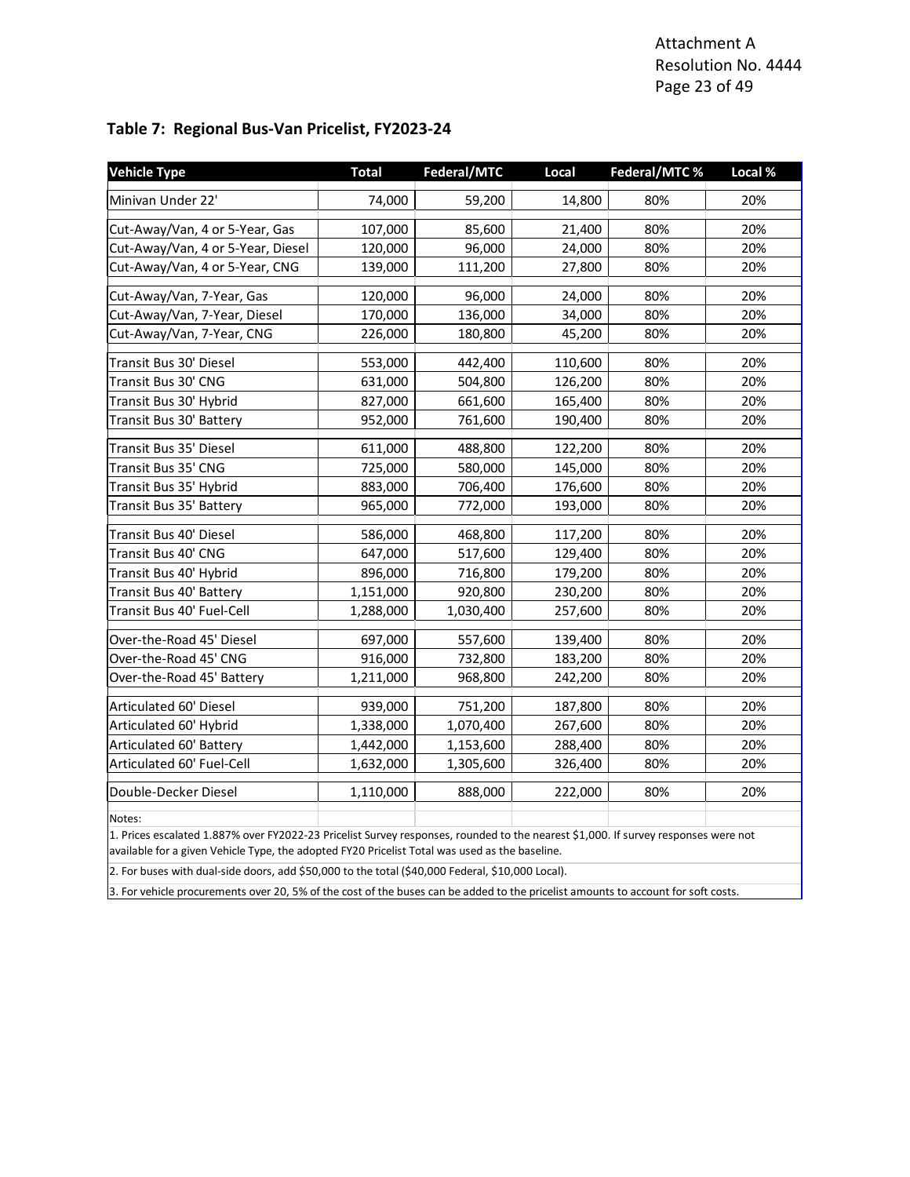Attachment A
Resolution No. 4444

## Table 7: Regional Bus-Van Pricelist, FY2023-24

| Vehicle Type | Total | Federal/MTC | Local | Federal/MTC % | Local % |
|---|---|---|---|---|---|
| Minivan Under 22' | 74,000 | 59,200 | 14,800 | 80% | 20% |
| Cut-Away/Van, 4 or 5-Year, Gas | 107,000 | 85,600 | 21,400 | 80% | 20% |
| Cut-Away/Van, 4 or 5-Year, Diesel | 120,000 | 96,000 | 24,000 | 80% | 20% |
| Cut-Away/Van, 4 or 5-Year, CNG | 139,000 | 111,200 | 27,800 | 80% | 20% |
| Cut-Away/Van, 7-Year, Gas | 120,000 | 96,000 | 24,000 | 80% | 20% |
| Cut-Away/Van, 7-Year, Diesel | 170,000 | 136,000 | 34,000 | 80% | 20% |
| Cut-Away/Van, 7-Year, CNG | 226,000 | 180,800 | 45,200 | 80% | 20% |
| Transit Bus 30' Diesel | 553,000 | 442,400 | 110,600 | 80% | 20% |
| Transit Bus 30' CNG | 631,000 | 504,800 | 126,200 | 80% | 20% |
| Transit Bus 30' Hybrid | 827,000 | 661,600 | 165,400 | 80% | 20% |
| Transit Bus 30' Battery | 952,000 | 761,600 | 190,400 | 80% | 20% |
| Transit Bus 35' Diesel | 611,000 | 488,800 | 122,200 | 80% | 20% |
| Transit Bus 35' CNG | 725,000 | 580,000 | 145,000 | 80% | 20% |
| Transit Bus 35' Hybrid | 883,000 | 706,400 | 176,600 | 80% | 20% |
| Transit Bus 35' Battery | 965,000 | 772,000 | 193,000 | 80% | 20% |
| Transit Bus 40' Diesel | 586,000 | 468,800 | 117,200 | 80% | 20% |
| Transit Bus 40' CNG | 647,000 | 517,600 | 129,400 | 80% | 20% |
| Transit Bus 40' Hybrid | 896,000 | 716,800 | 179,200 | 80% | 20% |
| Transit Bus 40' Battery | 1,151,000 | 920,800 | 230,200 | 80% | 20% |
| Transit Bus 40' Fuel-Cell | 1,288,000 | 1,030,400 | 257,600 | 80% | 20% |
| Over-the-Road 45' Diesel | 697,000 | 557,600 | 139,400 | 80% | 20% |
| Over-the-Road 45' CNG | 916,000 | 732,800 | 183,200 | 80% | 20% |
| Over-the-Road 45' Battery | 1,211,000 | 968,800 | 242,200 | 80% | 20% |
| Articulated 60' Diesel | 939,000 | 751,200 | 187,800 | 80% | 20% |
| Articulated 60' Hybrid | 1,338,000 | 1,070,400 | 267,600 | 80% | 20% |
| Articulated 60' Battery | 1,442,000 | 1,153,600 | 288,400 | 80% | 20% |
| Articulated 60' Fuel-Cell | 1,632,000 | 1,305,600 | 326,400 | 80% | 20% |
| Double-Decker Diesel | 1,110,000 | 888,000 | 222,000 | 80% | 20% |

Notes:

1. Prices escalated 1.887% over FY2022-23 Pricelist Survey responses, rounded to the nearest $1,000. If survey responses were not available for a given Vehicle Type, the adopted FY20 Pricelist Total was used as the baseline.
2. For buses with dual-side doors, add $50,000 to the total ($40,000 Federal, $10,000 Local).
3. For vehicle procurements over 20, 5% of the cost of the buses can be added to the pricelist amounts to account for soft costs.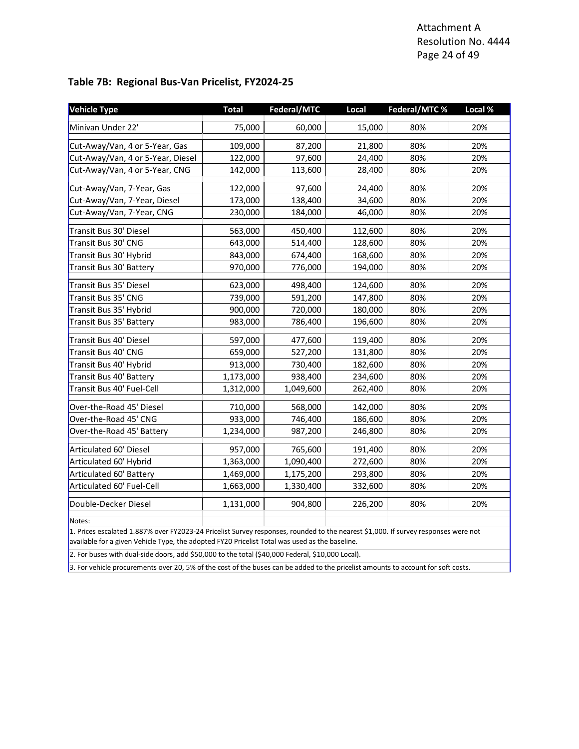Attachment A
Resolution No. 4444

## Table 7B: Regional Bus-Van Pricelist, FY2024-25

| Vehicle Type | Total | Federal/MTC | Local | Federal/MTC % | Local % |
|---|---|---|---|---|---|
| Minivan Under 22' | 75,000 | 60,000 | 15,000 | 80% | 20% |
| Cut-Away/Van, 4 or 5-Year, Gas | 109,000 | 87,200 | 21,800 | 80% | 20% |
| Cut-Away/Van, 4 or 5-Year, Diesel | 122,000 | 97,600 | 24,400 | 80% | 20% |
| Cut-Away/Van, 4 or 5-Year, CNG | 142,000 | 113,600 | 28,400 | 80% | 20% |
| Cut-Away/Van, 7-Year, Gas | 122,000 | 97,600 | 24,400 | 80% | 20% |
| Cut-Away/Van, 7-Year, Diesel | 173,000 | 138,400 | 34,600 | 80% | 20% |
| Cut-Away/Van, 7-Year, CNG | 230,000 | 184,000 | 46,000 | 80% | 20% |
| Transit Bus 30' Diesel | 563,000 | 450,400 | 112,600 | 80% | 20% |
| Transit Bus 30' CNG | 643,000 | 514,400 | 128,600 | 80% | 20% |
| Transit Bus 30' Hybrid | 843,000 | 674,400 | 168,600 | 80% | 20% |
| Transit Bus 30' Battery | 970,000 | 776,000 | 194,000 | 80% | 20% |
| Transit Bus 35' Diesel | 623,000 | 498,400 | 124,600 | 80% | 20% |
| Transit Bus 35' CNG | 739,000 | 591,200 | 147,800 | 80% | 20% |
| Transit Bus 35' Hybrid | 900,000 | 720,000 | 180,000 | 80% | 20% |
| Transit Bus 35' Battery | 983,000 | 786,400 | 196,600 | 80% | 20% |
| Transit Bus 40' Diesel | 597,000 | 477,600 | 119,400 | 80% | 20% |
| Transit Bus 40' CNG | 659,000 | 527,200 | 131,800 | 80% | 20% |
| Transit Bus 40' Hybrid | 913,000 | 730,400 | 182,600 | 80% | 20% |
| Transit Bus 40' Battery | 1,173,000 | 938,400 | 234,600 | 80% | 20% |
| Transit Bus 40' Fuel-Cell | 1,312,000 | 1,049,600 | 262,400 | 80% | 20% |
| Over-the-Road 45' Diesel | 710,000 | 568,000 | 142,000 | 80% | 20% |
| Over-the-Road 45' CNG | 933,000 | 746,400 | 186,600 | 80% | 20% |
| Over-the-Road 45' Battery | 1,234,000 | 987,200 | 246,800 | 80% | 20% |
| Articulated 60' Diesel | 957,000 | 765,600 | 191,400 | 80% | 20% |
| Articulated 60' Hybrid | 1,363,000 | 1,090,400 | 272,600 | 80% | 20% |
| Articulated 60' Battery | 1,469,000 | 1,175,200 | 293,800 | 80% | 20% |
| Articulated 60' Fuel-Cell | 1,663,000 | 1,330,400 | 332,600 | 80% | 20% |
| Double-Decker Diesel | 1,131,000 | 904,800 | 226,200 | 80% | 20% |

Notes:

1. Prices escalated 1.887% over FY2023-24 Pricelist Survey responses, rounded to the nearest $1,000. If survey responses were not available for a given Vehicle Type, the adopted FY20 Pricelist Total was used as the baseline.
2. For buses with dual-side doors, add $50,000 to the total ($40,000 Federal, $10,000 Local).
3. For vehicle procurements over 20, 5% of the cost of the buses can be added to the pricelist amounts to account for soft costs.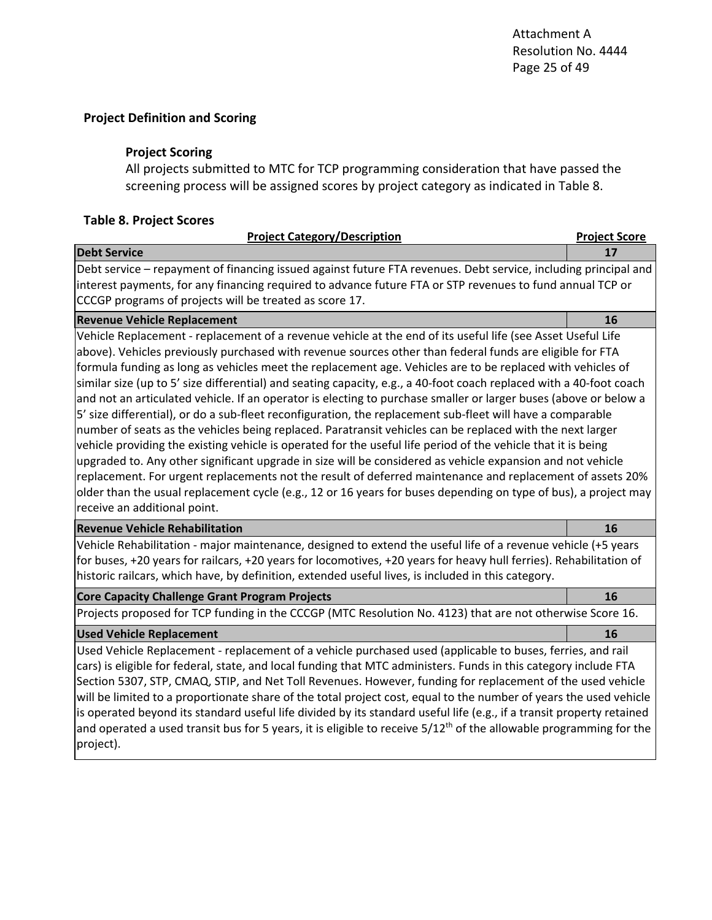## Project Definition and Scoring

### Project Scoring

All projects submitted to MTC for TCP programming consideration that have passed the screening process will be assigned scores by project category as indicated in Table 8.

**Table 8. Project Scores**

| Project Category/Description | Project Score |
|---|---|
| **Debt Service** | **17** |
| Debt service – repayment of financing issued against future FTA revenues. Debt service, including principal and interest payments, for any financing required to advance future FTA or STP revenues to fund annual TCP or CCCGP programs of projects will be treated as score 17. | |
| **Revenue Vehicle Replacement** | **16** |
| Vehicle Replacement - replacement of a revenue vehicle at the end of its useful life (see Asset Useful Life above). Vehicles previously purchased with revenue sources other than federal funds are eligible for FTA formula funding as long as vehicles meet the replacement age. Vehicles are to be replaced with vehicles of similar size (up to 5' size differential) and seating capacity, e.g., a 40-foot coach replaced with a 40-foot coach and not an articulated vehicle. If an operator is electing to purchase smaller or larger buses (above or below a 5' size differential), or do a sub-fleet reconfiguration, the replacement sub-fleet will have a comparable number of seats as the vehicles being replaced. Paratransit vehicles can be replaced with the next larger vehicle providing the existing vehicle is operated for the useful life period of the vehicle that it is being upgraded to. Any other significant upgrade in size will be considered as vehicle expansion and not vehicle replacement. For urgent replacements not the result of deferred maintenance and replacement of assets 20% older than the usual replacement cycle (e.g., 12 or 16 years for buses depending on type of bus), a project may receive an additional point. | |
| **Revenue Vehicle Rehabilitation** | **16** |
| Vehicle Rehabilitation - major maintenance, designed to extend the useful life of a revenue vehicle (+5 years for buses, +20 years for railcars, +20 years for locomotives, +20 years for heavy hull ferries). Rehabilitation of historic railcars, which have, by definition, extended useful lives, is included in this category. | |
| **Core Capacity Challenge Grant Program Projects** | **16** |
| Projects proposed for TCP funding in the CCCGP (MTC Resolution No. 4123) that are not otherwise Score 16. | |
| **Used Vehicle Replacement** | **16** |
| Used Vehicle Replacement - replacement of a vehicle purchased used (applicable to buses, ferries, and rail cars) is eligible for federal, state, and local funding that MTC administers. Funds in this category include FTA Section 5307, STP, CMAQ, STIP, and Net Toll Revenues. However, funding for replacement of the used vehicle will be limited to a proportionate share of the total project cost, equal to the number of years the used vehicle is operated beyond its standard useful life divided by its standard useful life (e.g., if a transit property retained and operated a used transit bus for 5 years, it is eligible to receive 5/12th of the allowable programming for the project). | |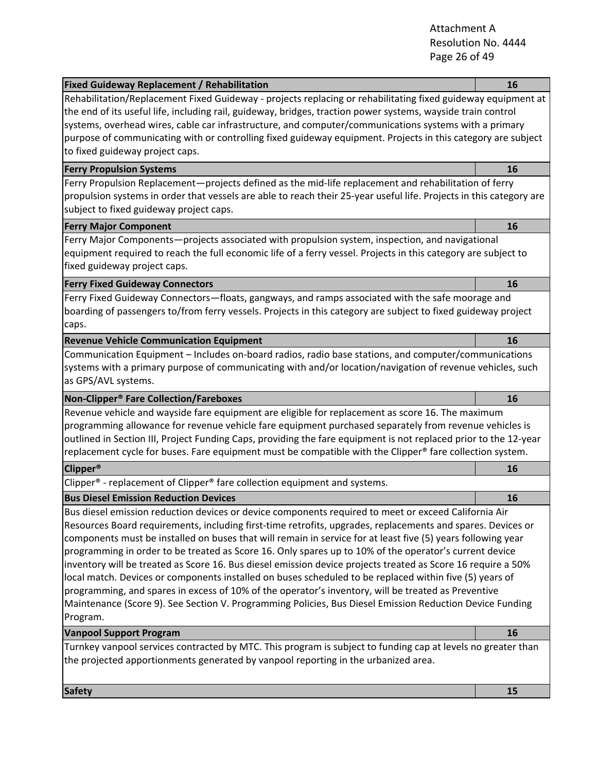| Fixed Guideway Replacement / Rehabilitation | 16 |
|---|---|
| Rehabilitation/Replacement Fixed Guideway - projects replacing or rehabilitating fixed guideway equipment at the end of its useful life, including rail, guideway, bridges, traction power systems, wayside train control systems, overhead wires, cable car infrastructure, and computer/communications systems with a primary purpose of communicating with or controlling fixed guideway equipment. Projects in this category are subject to fixed guideway project caps. | |
| **Ferry Propulsion Systems** | **16** |
| Ferry Propulsion Replacement—projects defined as the mid-life replacement and rehabilitation of ferry propulsion systems in order that vessels are able to reach their 25-year useful life. Projects in this category are subject to fixed guideway project caps. | |
| **Ferry Major Component** | **16** |
| Ferry Major Components—projects associated with propulsion system, inspection, and navigational equipment required to reach the full economic life of a ferry vessel. Projects in this category are subject to fixed guideway project caps. | |
| **Ferry Fixed Guideway Connectors** | **16** |
| Ferry Fixed Guideway Connectors—floats, gangways, and ramps associated with the safe moorage and boarding of passengers to/from ferry vessels. Projects in this category are subject to fixed guideway project caps. | |
| **Revenue Vehicle Communication Equipment** | **16** |
| Communication Equipment – Includes on-board radios, radio base stations, and computer/communications systems with a primary purpose of communicating with and/or location/navigation of revenue vehicles, such as GPS/AVL systems. | |
| **Non-Clipper® Fare Collection/Fareboxes** | **16** |
| Revenue vehicle and wayside fare equipment are eligible for replacement as score 16. The maximum programming allowance for revenue vehicle fare equipment purchased separately from revenue vehicles is outlined in Section III, Project Funding Caps, providing the fare equipment is not replaced prior to the 12-year replacement cycle for buses. Fare equipment must be compatible with the Clipper® fare collection system. | |
| **Clipper®** | **16** |
| Clipper® - replacement of Clipper® fare collection equipment and systems. | |
| **Bus Diesel Emission Reduction Devices** | **16** |
| Bus diesel emission reduction devices or device components required to meet or exceed California Air Resources Board requirements, including first-time retrofits, upgrades, replacements and spares. Devices or components must be installed on buses that will remain in service for at least five (5) years following year programming in order to be treated as Score 16. Only spares up to 10% of the operator's current device inventory will be treated as Score 16. Bus diesel emission device projects treated as Score 16 require a 50% local match. Devices or components installed on buses scheduled to be replaced within five (5) years of programming, and spares in excess of 10% of the operator's inventory, will be treated as Preventive Maintenance (Score 9). See Section V. Programming Policies, Bus Diesel Emission Reduction Device Funding Program. | |
| **Vanpool Support Program** | **16** |
| Turnkey vanpool services contracted by MTC. This program is subject to funding cap at levels no greater than the projected apportionments generated by vanpool reporting in the urbanized area. | |
| **Safety** | **15** |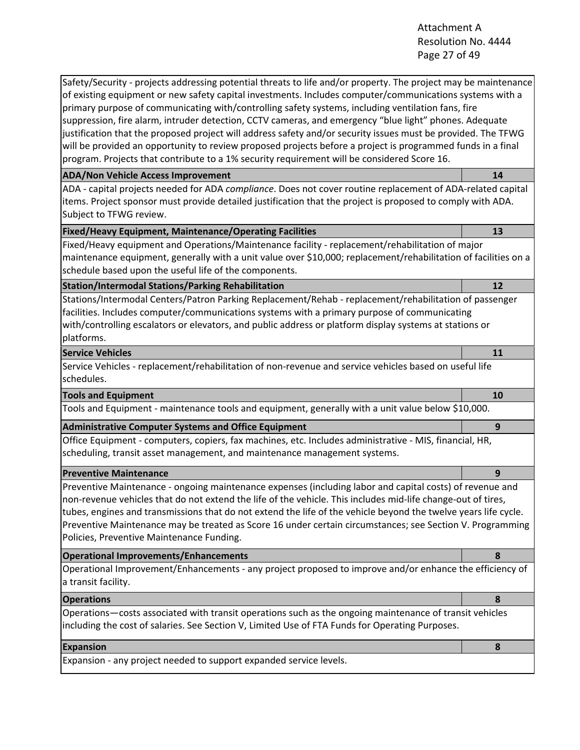| | |
|---|---|
| Safety/Security - projects addressing potential threats to life and/or property. The project may be maintenance of existing equipment or new safety capital investments. Includes computer/communications systems with a primary purpose of communicating with/controlling safety systems, including ventilation fans, fire suppression, fire alarm, intruder detection, CCTV cameras, and emergency "blue light" phones. Adequate justification that the proposed project will address safety and/or security issues must be provided. The TFWG will be provided an opportunity to review proposed projects before a project is programmed funds in a final program. Projects that contribute to a 1% security requirement will be considered Score 16. | |
| **ADA/Non Vehicle Access Improvement** | **14** |
| ADA - capital projects needed for ADA *compliance*. Does not cover routine replacement of ADA-related capital items. Project sponsor must provide detailed justification that the project is proposed to comply with ADA. Subject to TFWG review. | |
| **Fixed/Heavy Equipment, Maintenance/Operating Facilities** | **13** |
| Fixed/Heavy equipment and Operations/Maintenance facility - replacement/rehabilitation of major maintenance equipment, generally with a unit value over $10,000; replacement/rehabilitation of facilities on a schedule based upon the useful life of the components. | |
| **Station/Intermodal Stations/Parking Rehabilitation** | **12** |
| Stations/Intermodal Centers/Patron Parking Replacement/Rehab - replacement/rehabilitation of passenger facilities. Includes computer/communications systems with a primary purpose of communicating with/controlling escalators or elevators, and public address or platform display systems at stations or platforms. | |
| **Service Vehicles** | **11** |
| Service Vehicles - replacement/rehabilitation of non-revenue and service vehicles based on useful life schedules. | |
| **Tools and Equipment** | **10** |
| Tools and Equipment - maintenance tools and equipment, generally with a unit value below $10,000. | |
| **Administrative Computer Systems and Office Equipment** | **9** |
| Office Equipment - computers, copiers, fax machines, etc. Includes administrative - MIS, financial, HR, scheduling, transit asset management, and maintenance management systems. | |
| **Preventive Maintenance** | **9** |
| Preventive Maintenance - ongoing maintenance expenses (including labor and capital costs) of revenue and non-revenue vehicles that do not extend the life of the vehicle. This includes mid-life change-out of tires, tubes, engines and transmissions that do not extend the life of the vehicle beyond the twelve years life cycle. Preventive Maintenance may be treated as Score 16 under certain circumstances; see Section V. Programming Policies, Preventive Maintenance Funding. | |
| **Operational Improvements/Enhancements** | **8** |
| Operational Improvement/Enhancements - any project proposed to improve and/or enhance the efficiency of a transit facility. | |
| **Operations** | **8** |
| Operations—costs associated with transit operations such as the ongoing maintenance of transit vehicles including the cost of salaries. See Section V, Limited Use of FTA Funds for Operating Purposes. | |
| **Expansion** | **8** |
| Expansion - any project needed to support expanded service levels. | |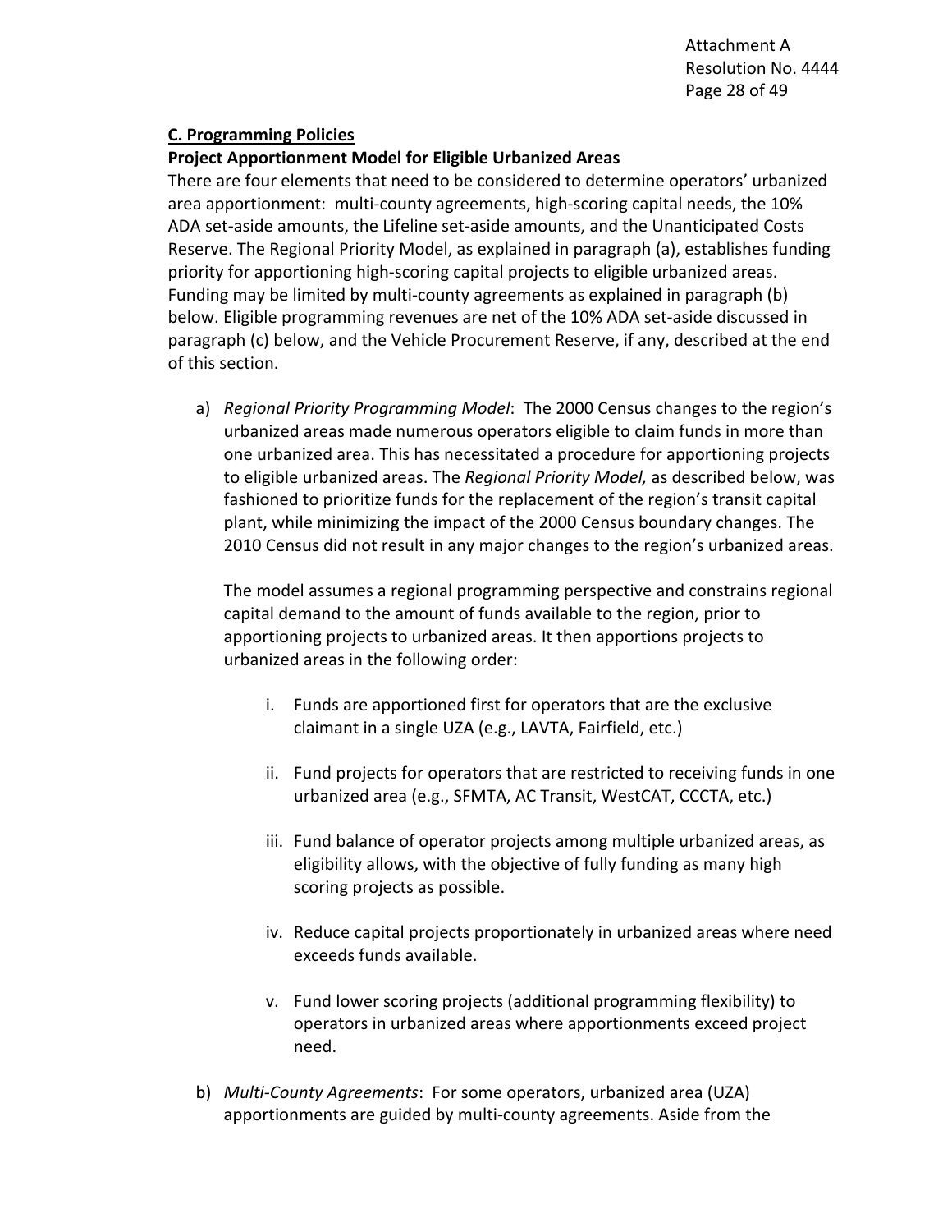## C. Programming Policies

### Project Apportionment Model for Eligible Urbanized Areas

There are four elements that need to be considered to determine operators' urbanized area apportionment: multi-county agreements, high-scoring capital needs, the 10% ADA set-aside amounts, the Lifeline set-aside amounts, and the Unanticipated Costs Reserve. The Regional Priority Model, as explained in paragraph (a), establishes funding priority for apportioning high-scoring capital projects to eligible urbanized areas. Funding may be limited by multi-county agreements as explained in paragraph (b) below. Eligible programming revenues are net of the 10% ADA set-aside discussed in paragraph (c) below, and the Vehicle Procurement Reserve, if any, described at the end of this section.

a) *Regional Priority Programming Model*: The 2000 Census changes to the region's urbanized areas made numerous operators eligible to claim funds in more than one urbanized area. This has necessitated a procedure for apportioning projects to eligible urbanized areas. The *Regional Priority Model,* as described below, was fashioned to prioritize funds for the replacement of the region's transit capital plant, while minimizing the impact of the 2000 Census boundary changes. The 2010 Census did not result in any major changes to the region's urbanized areas.

   The model assumes a regional programming perspective and constrains regional capital demand to the amount of funds available to the region, prior to apportioning projects to urbanized areas. It then apportions projects to urbanized areas in the following order:

   i. Funds are apportioned first for operators that are the exclusive claimant in a single UZA (e.g., LAVTA, Fairfield, etc.)

   ii. Fund projects for operators that are restricted to receiving funds in one urbanized area (e.g., SFMTA, AC Transit, WestCAT, CCCTA, etc.)

   iii. Fund balance of operator projects among multiple urbanized areas, as eligibility allows, with the objective of fully funding as many high scoring projects as possible.

   iv. Reduce capital projects proportionately in urbanized areas where need exceeds funds available.

   v. Fund lower scoring projects (additional programming flexibility) to operators in urbanized areas where apportionments exceed project need.

b) *Multi-County Agreements*: For some operators, urbanized area (UZA) apportionments are guided by multi-county agreements. Aside from the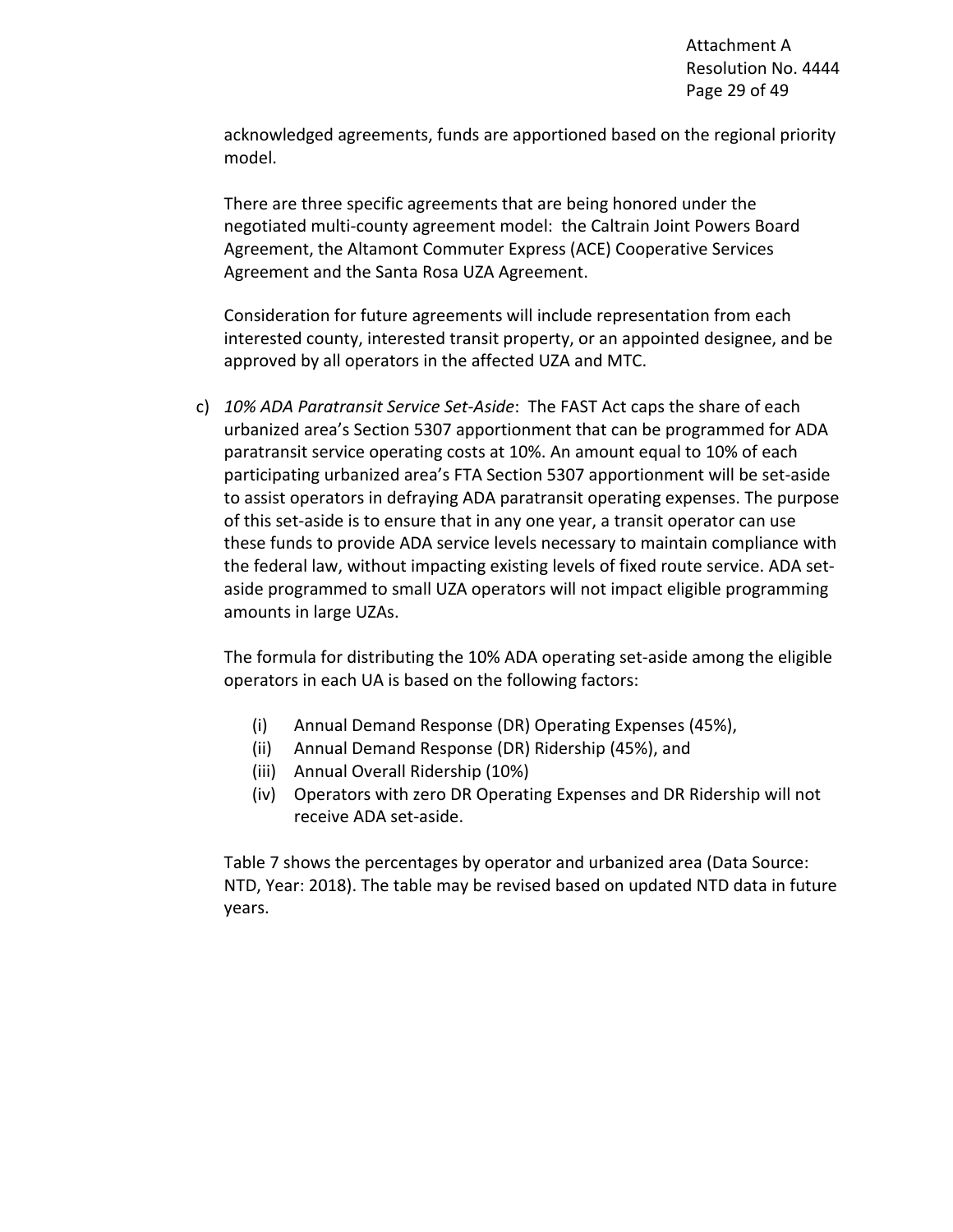acknowledged agreements, funds are apportioned based on the regional priority model.

There are three specific agreements that are being honored under the negotiated multi-county agreement model: the Caltrain Joint Powers Board Agreement, the Altamont Commuter Express (ACE) Cooperative Services Agreement and the Santa Rosa UZA Agreement.

Consideration for future agreements will include representation from each interested county, interested transit property, or an appointed designee, and be approved by all operators in the affected UZA and MTC.

c) *10% ADA Paratransit Service Set-Aside*: The FAST Act caps the share of each urbanized area's Section 5307 apportionment that can be programmed for ADA paratransit service operating costs at 10%. An amount equal to 10% of each participating urbanized area's FTA Section 5307 apportionment will be set-aside to assist operators in defraying ADA paratransit operating expenses. The purpose of this set-aside is to ensure that in any one year, a transit operator can use these funds to provide ADA service levels necessary to maintain compliance with the federal law, without impacting existing levels of fixed route service. ADA set-aside programmed to small UZA operators will not impact eligible programming amounts in large UZAs.

   The formula for distributing the 10% ADA operating set-aside among the eligible operators in each UA is based on the following factors:

   (i) Annual Demand Response (DR) Operating Expenses (45%),
   (ii) Annual Demand Response (DR) Ridership (45%), and
   (iii) Annual Overall Ridership (10%)
   (iv) Operators with zero DR Operating Expenses and DR Ridership will not receive ADA set-aside.

   Table 7 shows the percentages by operator and urbanized area (Data Source: NTD, Year: 2018). The table may be revised based on updated NTD data in future years.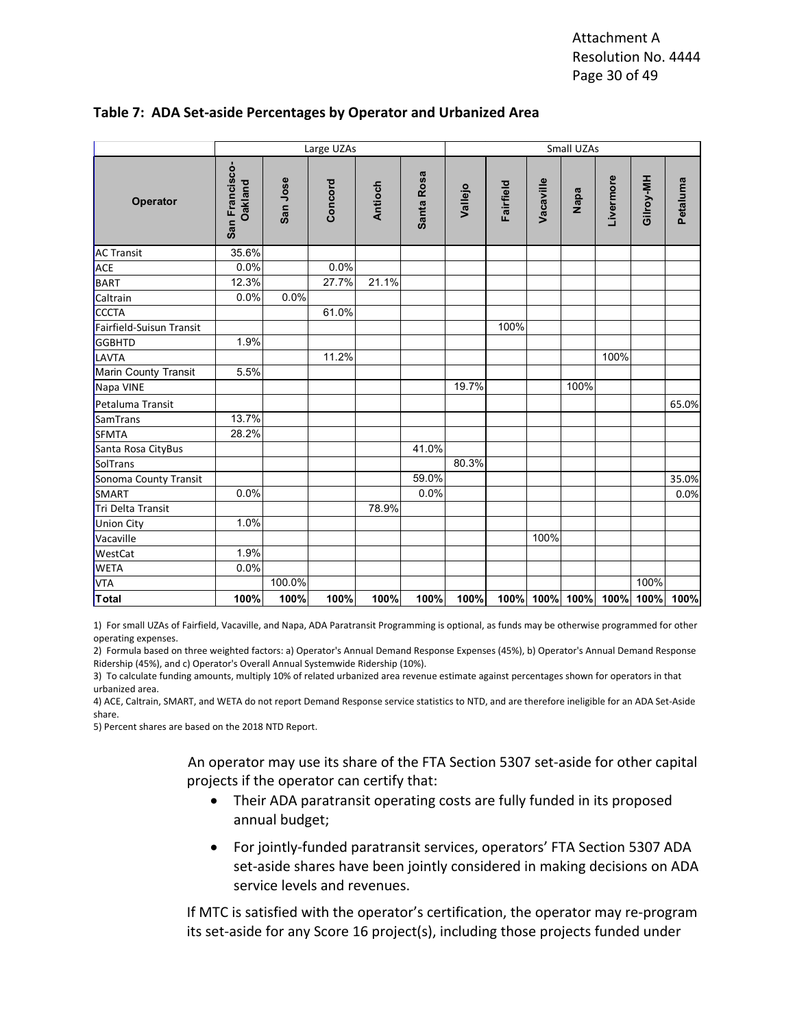### Table 7: ADA Set-aside Percentages by Operator and Urbanized Area

| | Large UZAs | | | | | Small UZAs | | | | | | |
|---|---|---|---|---|---|---|---|---|---|---|---|---|
| **Operator** | **San Francisco-Oakland** | **San Jose** | **Concord** | **Antioch** | **Santa Rosa** | **Vallejo** | **Fairfield** | **Vacaville** | **Napa** | **Livermore** | **Gilroy-MH** | **Petaluma** |
| AC Transit | 35.6% | | | | | | | | | | | |
| ACE | 0.0% | | 0.0% | | | | | | | | | |
| BART | 12.3% | | 27.7% | 21.1% | | | | | | | | |
| Caltrain | 0.0% | 0.0% | | | | | | | | | | |
| CCCTA | | | 61.0% | | | | | | | | | |
| Fairfield-Suisun Transit | | | | | | | 100% | | | | | |
| GGBHTD | 1.9% | | | | | | | | | | | |
| LAVTA | | | 11.2% | | | | | | | 100% | | |
| Marin County Transit | 5.5% | | | | | | | | | | | |
| Napa VINE | | | | | | 19.7% | | | 100% | | | |
| Petaluma Transit | | | | | | | | | | | | 65.0% |
| SamTrans | 13.7% | | | | | | | | | | | |
| SFMTA | 28.2% | | | | | | | | | | | |
| Santa Rosa CityBus | | | | | 41.0% | | | | | | | |
| SolTrans | | | | | | 80.3% | | | | | | |
| Sonoma County Transit | | | | | 59.0% | | | | | | | 35.0% |
| SMART | 0.0% | | | | 0.0% | | | | | | | 0.0% |
| Tri Delta Transit | | | | 78.9% | | | | | | | | |
| Union City | 1.0% | | | | | | | | | | | |
| Vacaville | | | | | | | | 100% | | | | |
| WestCat | 1.9% | | | | | | | | | | | |
| WETA | 0.0% | | | | | | | | | | | |
| VTA | | 100.0% | | | | | | | | | 100% | |
| **Total** | **100%** | **100%** | **100%** | **100%** | **100%** | **100%** | **100%** | **100%** | **100%** | **100%** | **100%** | **100%** |

1) For small UZAs of Fairfield, Vacaville, and Napa, ADA Paratransit Programming is optional, as funds may be otherwise programmed for other operating expenses.
2) Formula based on three weighted factors: a) Operator's Annual Demand Response Expenses (45%), b) Operator's Annual Demand Response Ridership (45%), and c) Operator's Overall Annual Systemwide Ridership (10%).
3) To calculate funding amounts, multiply 10% of related urbanized area revenue estimate against percentages shown for operators in that urbanized area.
4) ACE, Caltrain, SMART, and WETA do not report Demand Response service statistics to NTD, and are therefore ineligible for an ADA Set-Aside share.
5) Percent shares are based on the 2018 NTD Report.

An operator may use its share of the FTA Section 5307 set-aside for other capital projects if the operator can certify that:

- Their ADA paratransit operating costs are fully funded in its proposed annual budget;
- For jointly-funded paratransit services, operators' FTA Section 5307 ADA set-aside shares have been jointly considered in making decisions on ADA service levels and revenues.

If MTC is satisfied with the operator's certification, the operator may re-program its set-aside for any Score 16 project(s), including those projects funded under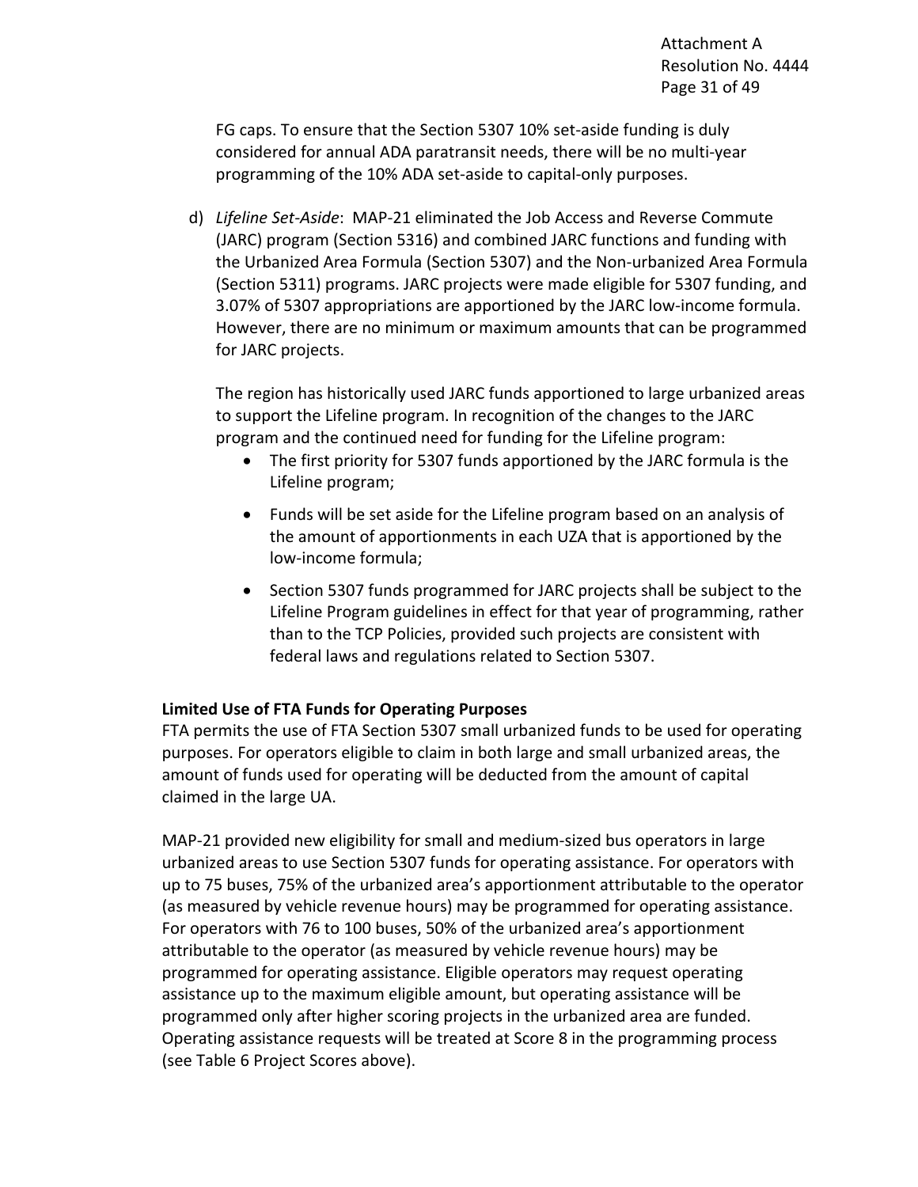FG caps. To ensure that the Section 5307 10% set-aside funding is duly considered for annual ADA paratransit needs, there will be no multi-year programming of the 10% ADA set-aside to capital-only purposes.

d) *Lifeline Set-Aside*: MAP-21 eliminated the Job Access and Reverse Commute (JARC) program (Section 5316) and combined JARC functions and funding with the Urbanized Area Formula (Section 5307) and the Non-urbanized Area Formula (Section 5311) programs. JARC projects were made eligible for 5307 funding, and 3.07% of 5307 appropriations are apportioned by the JARC low-income formula. However, there are no minimum or maximum amounts that can be programmed for JARC projects.

   The region has historically used JARC funds apportioned to large urbanized areas to support the Lifeline program. In recognition of the changes to the JARC program and the continued need for funding for the Lifeline program:

   - The first priority for 5307 funds apportioned by the JARC formula is the Lifeline program;
   - Funds will be set aside for the Lifeline program based on an analysis of the amount of apportionments in each UZA that is apportioned by the low-income formula;
   - Section 5307 funds programmed for JARC projects shall be subject to the Lifeline Program guidelines in effect for that year of programming, rather than to the TCP Policies, provided such projects are consistent with federal laws and regulations related to Section 5307.

**Limited Use of FTA Funds for Operating Purposes**

FTA permits the use of FTA Section 5307 small urbanized funds to be used for operating purposes. For operators eligible to claim in both large and small urbanized areas, the amount of funds used for operating will be deducted from the amount of capital claimed in the large UA.

MAP-21 provided new eligibility for small and medium-sized bus operators in large urbanized areas to use Section 5307 funds for operating assistance. For operators with up to 75 buses, 75% of the urbanized area's apportionment attributable to the operator (as measured by vehicle revenue hours) may be programmed for operating assistance. For operators with 76 to 100 buses, 50% of the urbanized area's apportionment attributable to the operator (as measured by vehicle revenue hours) may be programmed for operating assistance. Eligible operators may request operating assistance up to the maximum eligible amount, but operating assistance will be programmed only after higher scoring projects in the urbanized area are funded. Operating assistance requests will be treated at Score 8 in the programming process (see Table 6 Project Scores above).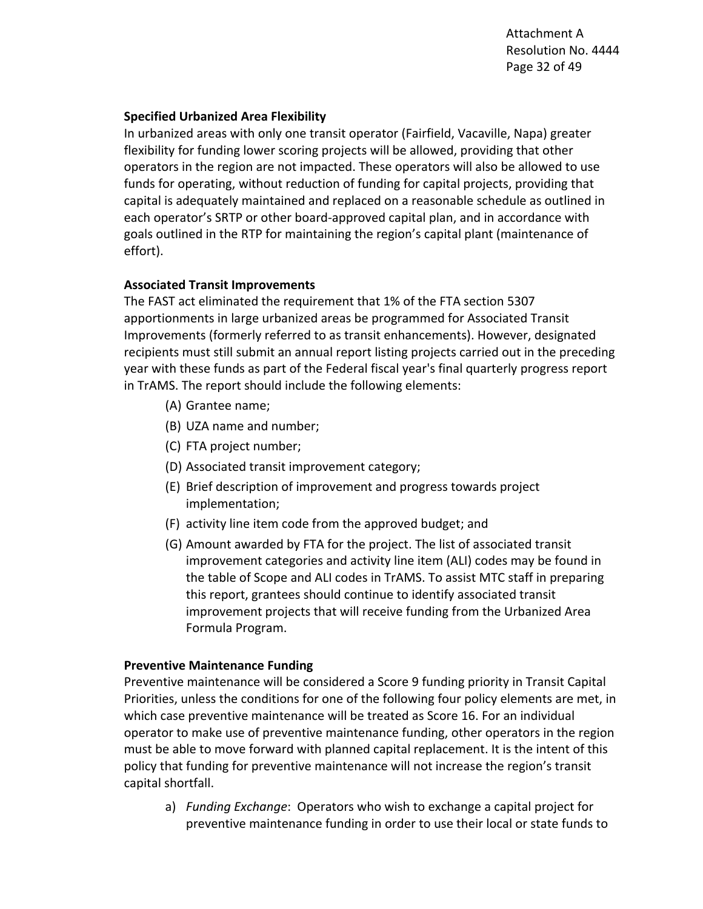**Specified Urbanized Area Flexibility**

In urbanized areas with only one transit operator (Fairfield, Vacaville, Napa) greater flexibility for funding lower scoring projects will be allowed, providing that other operators in the region are not impacted. These operators will also be allowed to use funds for operating, without reduction of funding for capital projects, providing that capital is adequately maintained and replaced on a reasonable schedule as outlined in each operator's SRTP or other board-approved capital plan, and in accordance with goals outlined in the RTP for maintaining the region's capital plant (maintenance of effort).

**Associated Transit Improvements**

The FAST act eliminated the requirement that 1% of the FTA section 5307 apportionments in large urbanized areas be programmed for Associated Transit Improvements (formerly referred to as transit enhancements). However, designated recipients must still submit an annual report listing projects carried out in the preceding year with these funds as part of the Federal fiscal year's final quarterly progress report in TrAMS. The report should include the following elements:

(A) Grantee name;

(B) UZA name and number;

(C) FTA project number;

(D) Associated transit improvement category;

(E) Brief description of improvement and progress towards project implementation;

(F) activity line item code from the approved budget; and

(G) Amount awarded by FTA for the project. The list of associated transit improvement categories and activity line item (ALI) codes may be found in the table of Scope and ALI codes in TrAMS. To assist MTC staff in preparing this report, grantees should continue to identify associated transit improvement projects that will receive funding from the Urbanized Area Formula Program.

**Preventive Maintenance Funding**

Preventive maintenance will be considered a Score 9 funding priority in Transit Capital Priorities, unless the conditions for one of the following four policy elements are met, in which case preventive maintenance will be treated as Score 16. For an individual operator to make use of preventive maintenance funding, other operators in the region must be able to move forward with planned capital replacement. It is the intent of this policy that funding for preventive maintenance will not increase the region's transit capital shortfall.

a) *Funding Exchange*: Operators who wish to exchange a capital project for preventive maintenance funding in order to use their local or state funds to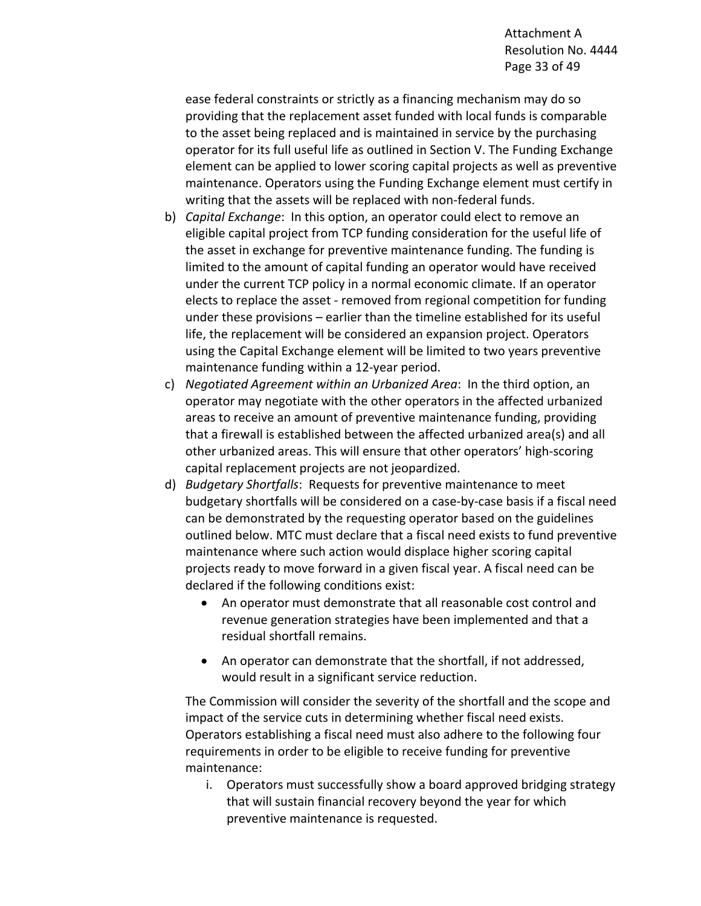ease federal constraints or strictly as a financing mechanism may do so providing that the replacement asset funded with local funds is comparable to the asset being replaced and is maintained in service by the purchasing operator for its full useful life as outlined in Section V. The Funding Exchange element can be applied to lower scoring capital projects as well as preventive maintenance. Operators using the Funding Exchange element must certify in writing that the assets will be replaced with non-federal funds.

b) *Capital Exchange*: In this option, an operator could elect to remove an eligible capital project from TCP funding consideration for the useful life of the asset in exchange for preventive maintenance funding. The funding is limited to the amount of capital funding an operator would have received under the current TCP policy in a normal economic climate. If an operator elects to replace the asset - removed from regional competition for funding under these provisions – earlier than the timeline established for its useful life, the replacement will be considered an expansion project. Operators using the Capital Exchange element will be limited to two years preventive maintenance funding within a 12-year period.

c) *Negotiated Agreement within an Urbanized Area*: In the third option, an operator may negotiate with the other operators in the affected urbanized areas to receive an amount of preventive maintenance funding, providing that a firewall is established between the affected urbanized area(s) and all other urbanized areas. This will ensure that other operators' high-scoring capital replacement projects are not jeopardized.

d) *Budgetary Shortfalls*: Requests for preventive maintenance to meet budgetary shortfalls will be considered on a case-by-case basis if a fiscal need can be demonstrated by the requesting operator based on the guidelines outlined below. MTC must declare that a fiscal need exists to fund preventive maintenance where such action would displace higher scoring capital projects ready to move forward in a given fiscal year. A fiscal need can be declared if the following conditions exist:

   - An operator must demonstrate that all reasonable cost control and revenue generation strategies have been implemented and that a residual shortfall remains.

   - An operator can demonstrate that the shortfall, if not addressed, would result in a significant service reduction.

   The Commission will consider the severity of the shortfall and the scope and impact of the service cuts in determining whether fiscal need exists. Operators establishing a fiscal need must also adhere to the following four requirements in order to be eligible to receive funding for preventive maintenance:

   i. Operators must successfully show a board approved bridging strategy that will sustain financial recovery beyond the year for which preventive maintenance is requested.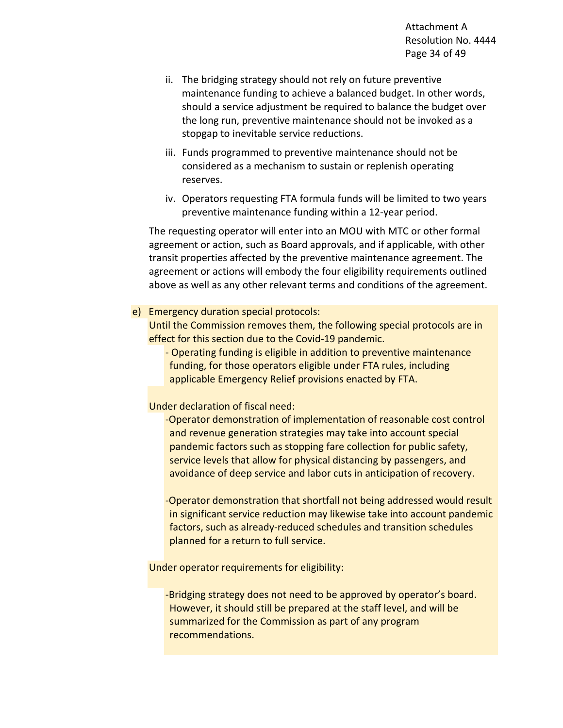ii. The bridging strategy should not rely on future preventive maintenance funding to achieve a balanced budget. In other words, should a service adjustment be required to balance the budget over the long run, preventive maintenance should not be invoked as a stopgap to inevitable service reductions.

iii. Funds programmed to preventive maintenance should not be considered as a mechanism to sustain or replenish operating reserves.

iv. Operators requesting FTA formula funds will be limited to two years preventive maintenance funding within a 12-year period.

The requesting operator will enter into an MOU with MTC or other formal agreement or action, such as Board approvals, and if applicable, with other transit properties affected by the preventive maintenance agreement. The agreement or actions will embody the four eligibility requirements outlined above as well as any other relevant terms and conditions of the agreement.

e) Emergency duration special protocols:
Until the Commission removes them, the following special protocols are in effect for this section due to the Covid-19 pandemic.

- Operating funding is eligible in addition to preventive maintenance funding, for those operators eligible under FTA rules, including applicable Emergency Relief provisions enacted by FTA.

Under declaration of fiscal need:

- Operator demonstration of implementation of reasonable cost control and revenue generation strategies may take into account special pandemic factors such as stopping fare collection for public safety, service levels that allow for physical distancing by passengers, and avoidance of deep service and labor cuts in anticipation of recovery.

- Operator demonstration that shortfall not being addressed would result in significant service reduction may likewise take into account pandemic factors, such as already-reduced schedules and transition schedules planned for a return to full service.

Under operator requirements for eligibility:

- Bridging strategy does not need to be approved by operator's board. However, it should still be prepared at the staff level, and will be summarized for the Commission as part of any program recommendations.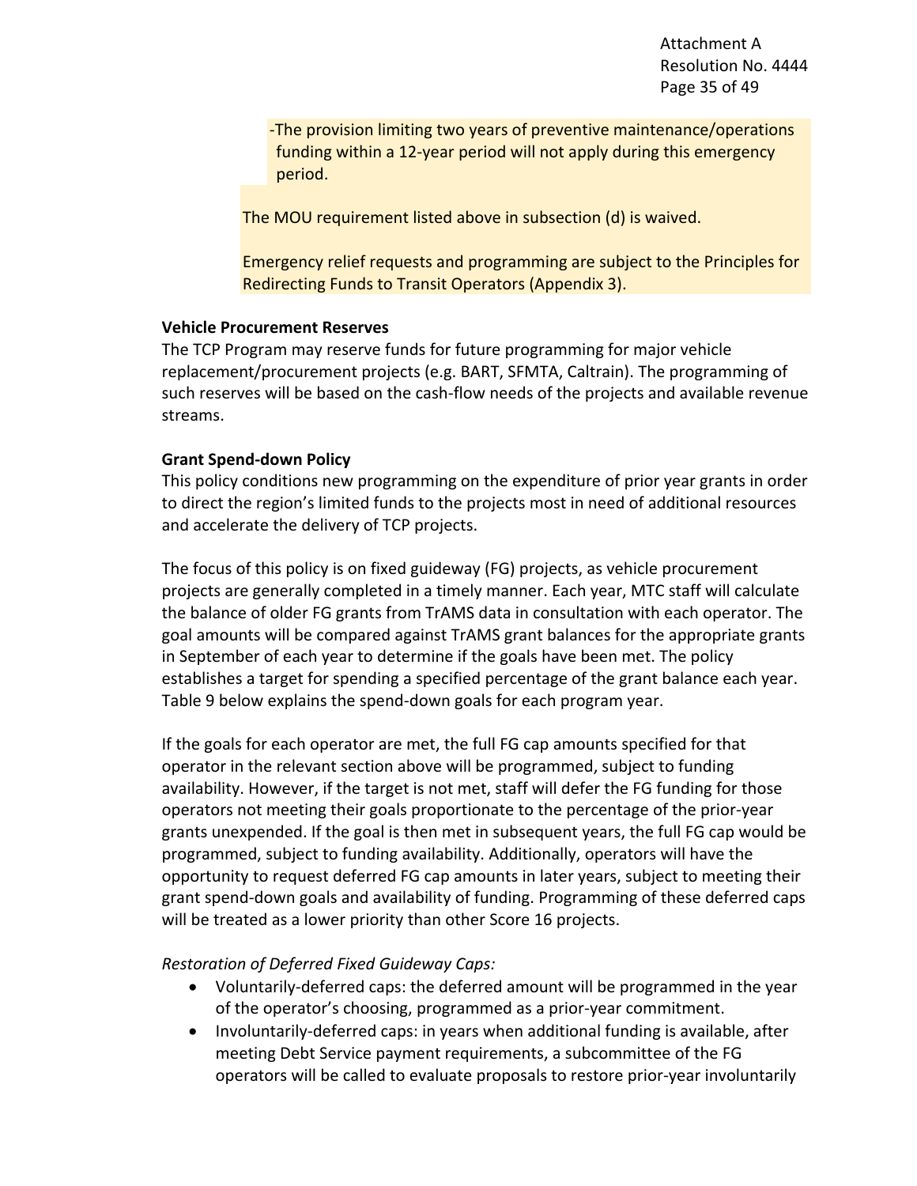-The provision limiting two years of preventive maintenance/operations funding within a 12-year period will not apply during this emergency period.

The MOU requirement listed above in subsection (d) is waived.

Emergency relief requests and programming are subject to the Principles for Redirecting Funds to Transit Operators (Appendix 3).

**Vehicle Procurement Reserves**

The TCP Program may reserve funds for future programming for major vehicle replacement/procurement projects (e.g. BART, SFMTA, Caltrain). The programming of such reserves will be based on the cash-flow needs of the projects and available revenue streams.

**Grant Spend-down Policy**

This policy conditions new programming on the expenditure of prior year grants in order to direct the region's limited funds to the projects most in need of additional resources and accelerate the delivery of TCP projects.

The focus of this policy is on fixed guideway (FG) projects, as vehicle procurement projects are generally completed in a timely manner. Each year, MTC staff will calculate the balance of older FG grants from TrAMS data in consultation with each operator. The goal amounts will be compared against TrAMS grant balances for the appropriate grants in September of each year to determine if the goals have been met. The policy establishes a target for spending a specified percentage of the grant balance each year. Table 9 below explains the spend-down goals for each program year.

If the goals for each operator are met, the full FG cap amounts specified for that operator in the relevant section above will be programmed, subject to funding availability. However, if the target is not met, staff will defer the FG funding for those operators not meeting their goals proportionate to the percentage of the prior-year grants unexpended. If the goal is then met in subsequent years, the full FG cap would be programmed, subject to funding availability. Additionally, operators will have the opportunity to request deferred FG cap amounts in later years, subject to meeting their grant spend-down goals and availability of funding. Programming of these deferred caps will be treated as a lower priority than other Score 16 projects.

*Restoration of Deferred Fixed Guideway Caps:*

- Voluntarily-deferred caps: the deferred amount will be programmed in the year of the operator's choosing, programmed as a prior-year commitment.
- Involuntarily-deferred caps: in years when additional funding is available, after meeting Debt Service payment requirements, a subcommittee of the FG operators will be called to evaluate proposals to restore prior-year involuntarily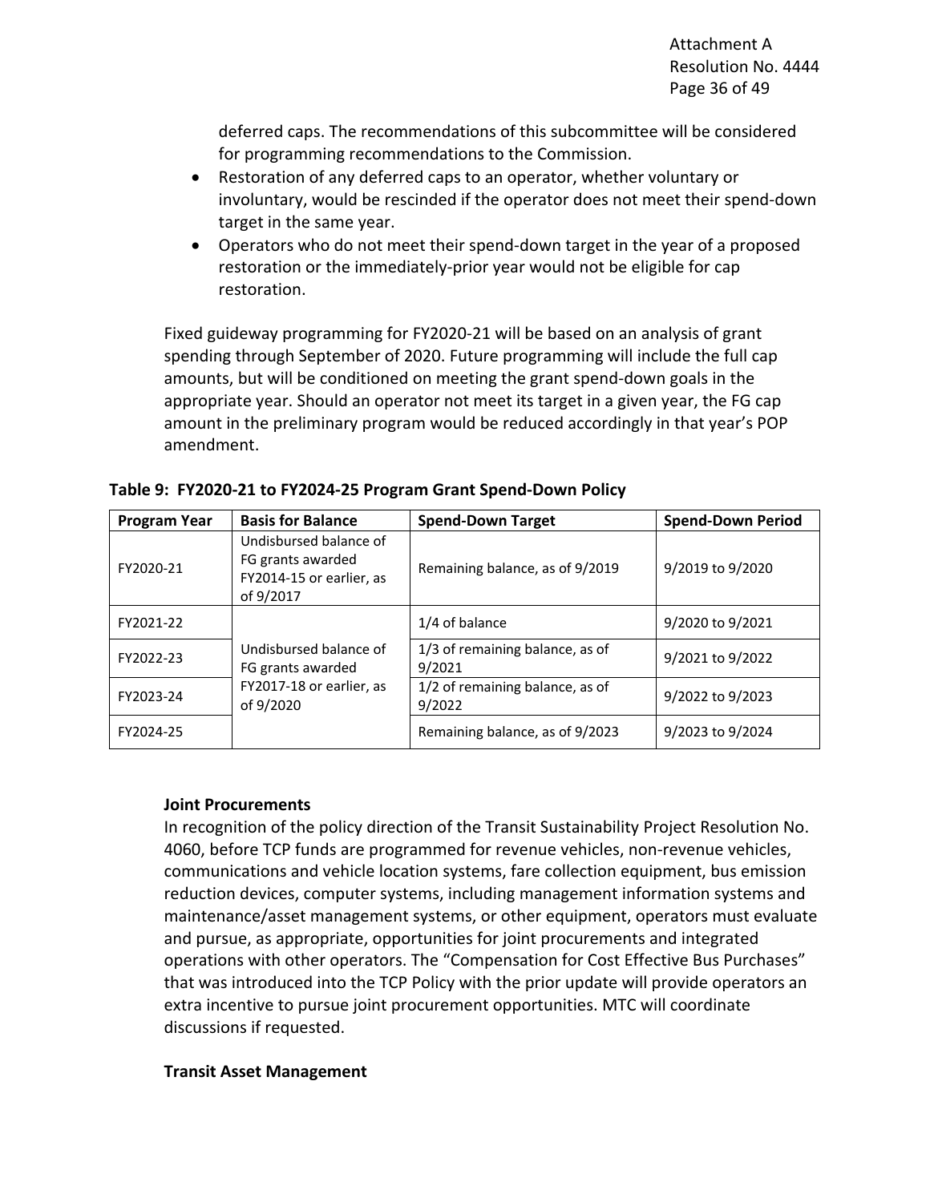deferred caps. The recommendations of this subcommittee will be considered for programming recommendations to the Commission.

- Restoration of any deferred caps to an operator, whether voluntary or involuntary, would be rescinded if the operator does not meet their spend-down target in the same year.
- Operators who do not meet their spend-down target in the year of a proposed restoration or the immediately-prior year would not be eligible for cap restoration.

Fixed guideway programming for FY2020-21 will be based on an analysis of grant spending through September of 2020. Future programming will include the full cap amounts, but will be conditioned on meeting the grant spend-down goals in the appropriate year. Should an operator not meet its target in a given year, the FG cap amount in the preliminary program would be reduced accordingly in that year's POP amendment.

**Table 9: FY2020-21 to FY2024-25 Program Grant Spend-Down Policy**

| Program Year | Basis for Balance | Spend-Down Target | Spend-Down Period |
|---|---|---|---|
| FY2020-21 | Undisbursed balance of FG grants awarded FY2014-15 or earlier, as of 9/2017 | Remaining balance, as of 9/2019 | 9/2019 to 9/2020 |
| FY2021-22 | Undisbursed balance of FG grants awarded FY2017-18 or earlier, as of 9/2020 | 1/4 of balance | 9/2020 to 9/2021 |
| FY2022-23 | | 1/3 of remaining balance, as of 9/2021 | 9/2021 to 9/2022 |
| FY2023-24 | | 1/2 of remaining balance, as of 9/2022 | 9/2022 to 9/2023 |
| FY2024-25 | | Remaining balance, as of 9/2023 | 9/2023 to 9/2024 |

**Joint Procurements**

In recognition of the policy direction of the Transit Sustainability Project Resolution No. 4060, before TCP funds are programmed for revenue vehicles, non-revenue vehicles, communications and vehicle location systems, fare collection equipment, bus emission reduction devices, computer systems, including management information systems and maintenance/asset management systems, or other equipment, operators must evaluate and pursue, as appropriate, opportunities for joint procurements and integrated operations with other operators. The "Compensation for Cost Effective Bus Purchases" that was introduced into the TCP Policy with the prior update will provide operators an extra incentive to pursue joint procurement opportunities. MTC will coordinate discussions if requested.

**Transit Asset Management**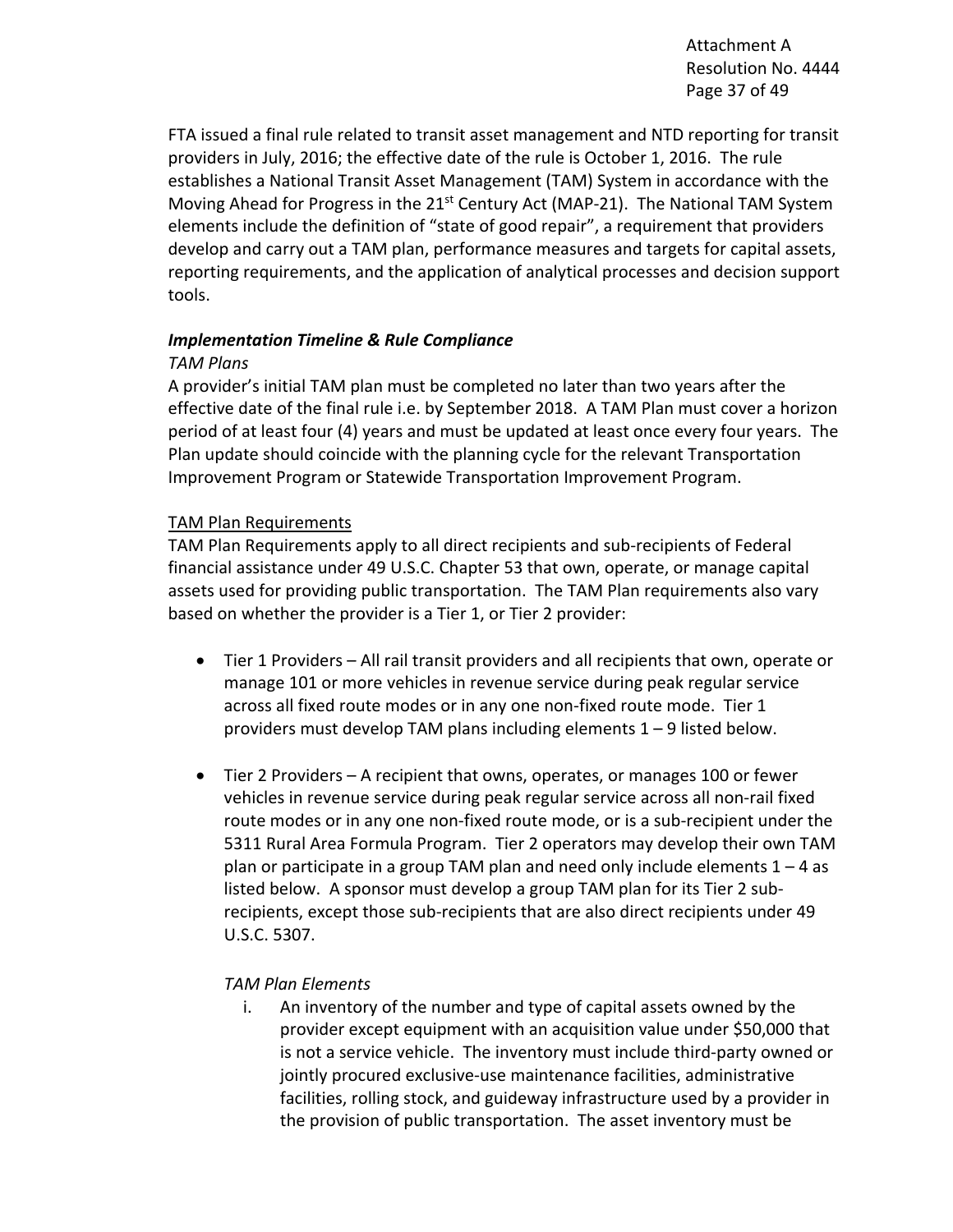FTA issued a final rule related to transit asset management and NTD reporting for transit providers in July, 2016; the effective date of the rule is October 1, 2016. The rule establishes a National Transit Asset Management (TAM) System in accordance with the Moving Ahead for Progress in the 21st Century Act (MAP-21). The National TAM System elements include the definition of "state of good repair", a requirement that providers develop and carry out a TAM plan, performance measures and targets for capital assets, reporting requirements, and the application of analytical processes and decision support tools.

***Implementation Timeline & Rule Compliance***

*TAM Plans*

A provider's initial TAM plan must be completed no later than two years after the effective date of the final rule i.e. by September 2018. A TAM Plan must cover a horizon period of at least four (4) years and must be updated at least once every four years. The Plan update should coincide with the planning cycle for the relevant Transportation Improvement Program or Statewide Transportation Improvement Program.

<u>TAM Plan Requirements</u>

TAM Plan Requirements apply to all direct recipients and sub-recipients of Federal financial assistance under 49 U.S.C. Chapter 53 that own, operate, or manage capital assets used for providing public transportation. The TAM Plan requirements also vary based on whether the provider is a Tier 1, or Tier 2 provider:

- Tier 1 Providers – All rail transit providers and all recipients that own, operate or manage 101 or more vehicles in revenue service during peak regular service across all fixed route modes or in any one non-fixed route mode. Tier 1 providers must develop TAM plans including elements 1 – 9 listed below.

- Tier 2 Providers – A recipient that owns, operates, or manages 100 or fewer vehicles in revenue service during peak regular service across all non-rail fixed route modes or in any one non-fixed route mode, or is a sub-recipient under the 5311 Rural Area Formula Program. Tier 2 operators may develop their own TAM plan or participate in a group TAM plan and need only include elements 1 – 4 as listed below. A sponsor must develop a group TAM plan for its Tier 2 sub-recipients, except those sub-recipients that are also direct recipients under 49 U.S.C. 5307.

*TAM Plan Elements*

i. An inventory of the number and type of capital assets owned by the provider except equipment with an acquisition value under $50,000 that is not a service vehicle. The inventory must include third-party owned or jointly procured exclusive-use maintenance facilities, administrative facilities, rolling stock, and guideway infrastructure used by a provider in the provision of public transportation. The asset inventory must be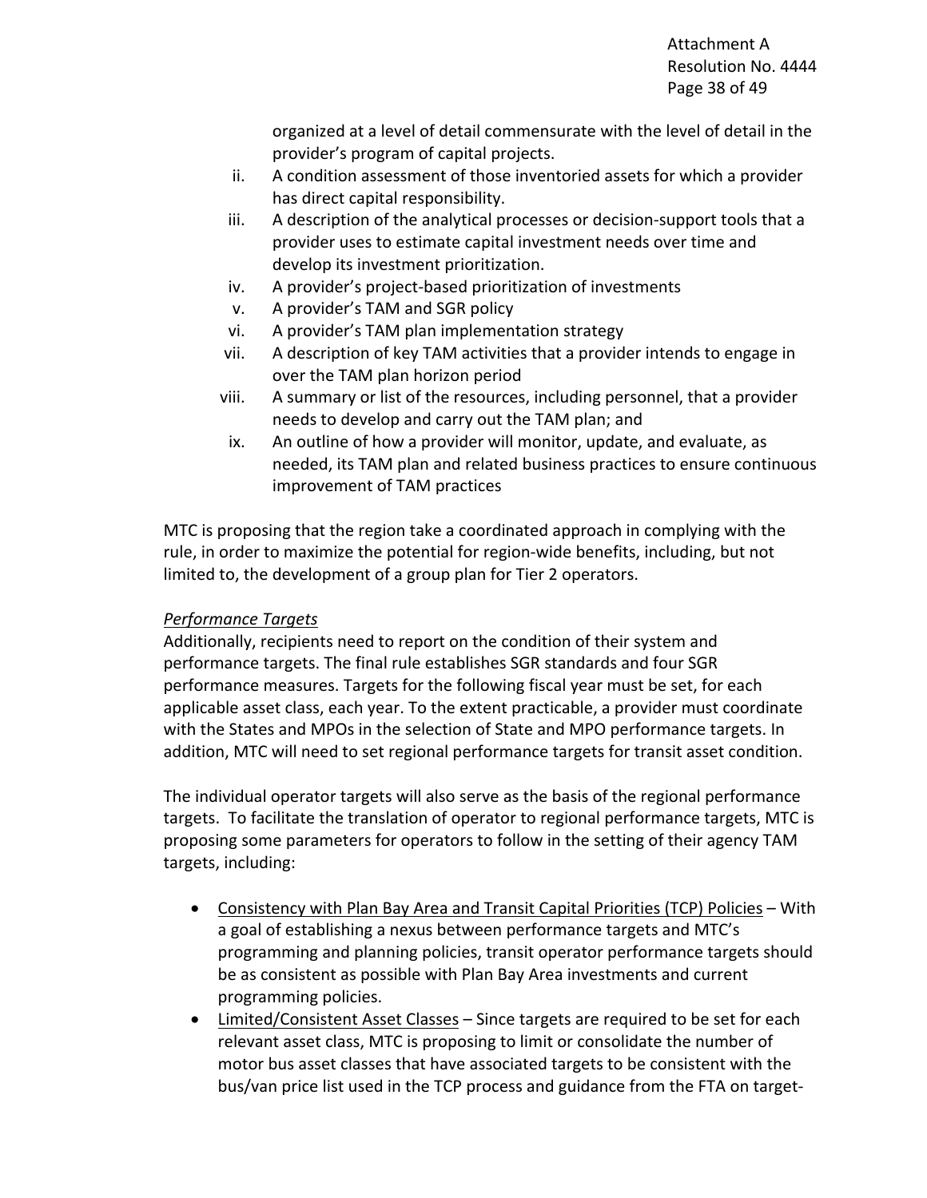organized at a level of detail commensurate with the level of detail in the provider's program of capital projects.

ii. A condition assessment of those inventoried assets for which a provider has direct capital responsibility.
iii. A description of the analytical processes or decision-support tools that a provider uses to estimate capital investment needs over time and develop its investment prioritization.
iv. A provider's project-based prioritization of investments
v. A provider's TAM and SGR policy
vi. A provider's TAM plan implementation strategy
vii. A description of key TAM activities that a provider intends to engage in over the TAM plan horizon period
viii. A summary or list of the resources, including personnel, that a provider needs to develop and carry out the TAM plan; and
ix. An outline of how a provider will monitor, update, and evaluate, as needed, its TAM plan and related business practices to ensure continuous improvement of TAM practices

MTC is proposing that the region take a coordinated approach in complying with the rule, in order to maximize the potential for region-wide benefits, including, but not limited to, the development of a group plan for Tier 2 operators.

*Performance Targets*

Additionally, recipients need to report on the condition of their system and performance targets. The final rule establishes SGR standards and four SGR performance measures. Targets for the following fiscal year must be set, for each applicable asset class, each year. To the extent practicable, a provider must coordinate with the States and MPOs in the selection of State and MPO performance targets. In addition, MTC will need to set regional performance targets for transit asset condition.

The individual operator targets will also serve as the basis of the regional performance targets. To facilitate the translation of operator to regional performance targets, MTC is proposing some parameters for operators to follow in the setting of their agency TAM targets, including:

- Consistency with Plan Bay Area and Transit Capital Priorities (TCP) Policies – With a goal of establishing a nexus between performance targets and MTC's programming and planning policies, transit operator performance targets should be as consistent as possible with Plan Bay Area investments and current programming policies.
- Limited/Consistent Asset Classes – Since targets are required to be set for each relevant asset class, MTC is proposing to limit or consolidate the number of motor bus asset classes that have associated targets to be consistent with the bus/van price list used in the TCP process and guidance from the FTA on target-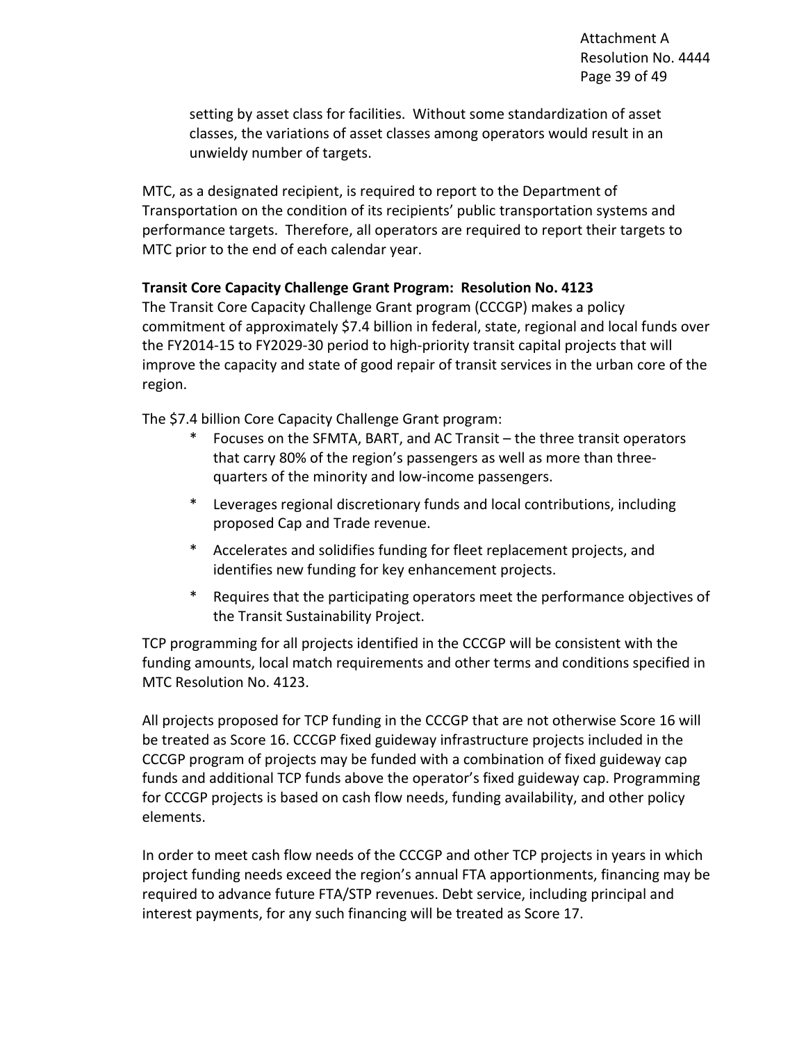setting by asset class for facilities. Without some standardization of asset classes, the variations of asset classes among operators would result in an unwieldy number of targets.

MTC, as a designated recipient, is required to report to the Department of Transportation on the condition of its recipients' public transportation systems and performance targets. Therefore, all operators are required to report their targets to MTC prior to the end of each calendar year.

**Transit Core Capacity Challenge Grant Program: Resolution No. 4123**

The Transit Core Capacity Challenge Grant program (CCCGP) makes a policy commitment of approximately $7.4 billion in federal, state, regional and local funds over the FY2014-15 to FY2029-30 period to high-priority transit capital projects that will improve the capacity and state of good repair of transit services in the urban core of the region.

The $7.4 billion Core Capacity Challenge Grant program:

* Focuses on the SFMTA, BART, and AC Transit – the three transit operators that carry 80% of the region's passengers as well as more than three-quarters of the minority and low-income passengers.
* Leverages regional discretionary funds and local contributions, including proposed Cap and Trade revenue.
* Accelerates and solidifies funding for fleet replacement projects, and identifies new funding for key enhancement projects.
* Requires that the participating operators meet the performance objectives of the Transit Sustainability Project.

TCP programming for all projects identified in the CCCGP will be consistent with the funding amounts, local match requirements and other terms and conditions specified in MTC Resolution No. 4123.

All projects proposed for TCP funding in the CCCGP that are not otherwise Score 16 will be treated as Score 16. CCCGP fixed guideway infrastructure projects included in the CCCGP program of projects may be funded with a combination of fixed guideway cap funds and additional TCP funds above the operator's fixed guideway cap. Programming for CCCGP projects is based on cash flow needs, funding availability, and other policy elements.

In order to meet cash flow needs of the CCCGP and other TCP projects in years in which project funding needs exceed the region's annual FTA apportionments, financing may be required to advance future FTA/STP revenues. Debt service, including principal and interest payments, for any such financing will be treated as Score 17.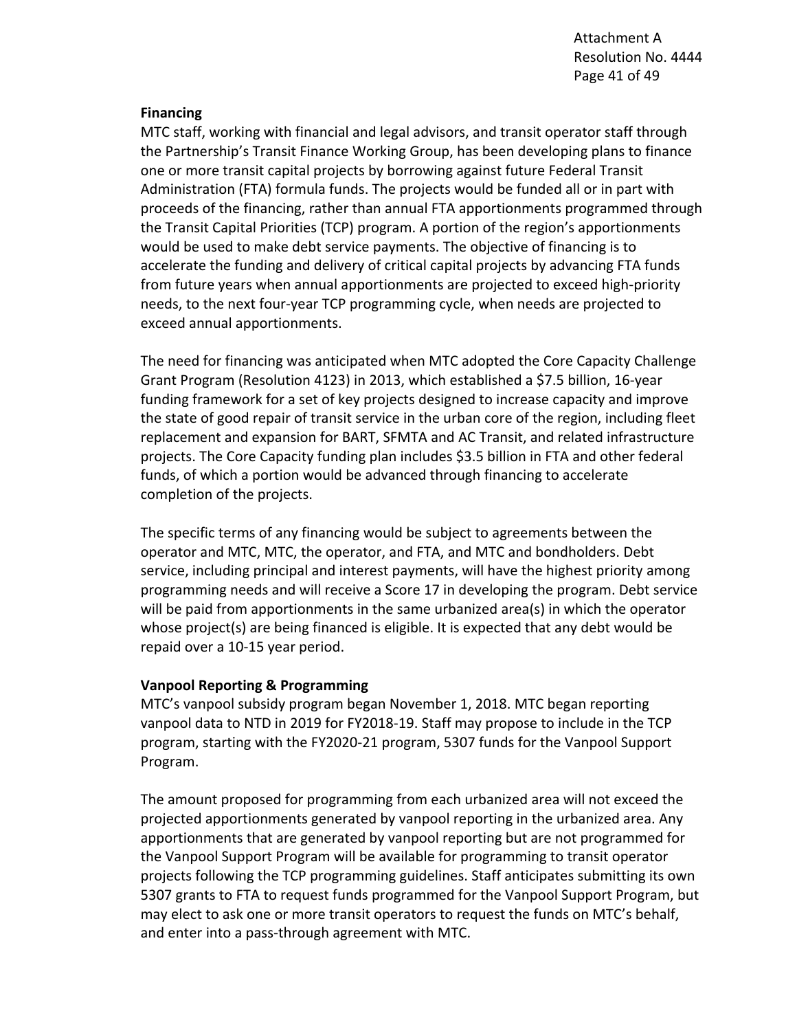### Financing

MTC staff, working with financial and legal advisors, and transit operator staff through the Partnership's Transit Finance Working Group, has been developing plans to finance one or more transit capital projects by borrowing against future Federal Transit Administration (FTA) formula funds. The projects would be funded all or in part with proceeds of the financing, rather than annual FTA apportionments programmed through the Transit Capital Priorities (TCP) program. A portion of the region's apportionments would be used to make debt service payments. The objective of financing is to accelerate the funding and delivery of critical capital projects by advancing FTA funds from future years when annual apportionments are projected to exceed high-priority needs, to the next four-year TCP programming cycle, when needs are projected to exceed annual apportionments.

The need for financing was anticipated when MTC adopted the Core Capacity Challenge Grant Program (Resolution 4123) in 2013, which established a $7.5 billion, 16-year funding framework for a set of key projects designed to increase capacity and improve the state of good repair of transit service in the urban core of the region, including fleet replacement and expansion for BART, SFMTA and AC Transit, and related infrastructure projects. The Core Capacity funding plan includes $3.5 billion in FTA and other federal funds, of which a portion would be advanced through financing to accelerate completion of the projects.

The specific terms of any financing would be subject to agreements between the operator and MTC, MTC, the operator, and FTA, and MTC and bondholders. Debt service, including principal and interest payments, will have the highest priority among programming needs and will receive a Score 17 in developing the program. Debt service will be paid from apportionments in the same urbanized area(s) in which the operator whose project(s) are being financed is eligible. It is expected that any debt would be repaid over a 10-15 year period.

### Vanpool Reporting & Programming

MTC's vanpool subsidy program began November 1, 2018. MTC began reporting vanpool data to NTD in 2019 for FY2018-19. Staff may propose to include in the TCP program, starting with the FY2020-21 program, 5307 funds for the Vanpool Support Program.

The amount proposed for programming from each urbanized area will not exceed the projected apportionments generated by vanpool reporting in the urbanized area. Any apportionments that are generated by vanpool reporting but are not programmed for the Vanpool Support Program will be available for programming to transit operator projects following the TCP programming guidelines. Staff anticipates submitting its own 5307 grants to FTA to request funds programmed for the Vanpool Support Program, but may elect to ask one or more transit operators to request the funds on MTC's behalf, and enter into a pass-through agreement with MTC.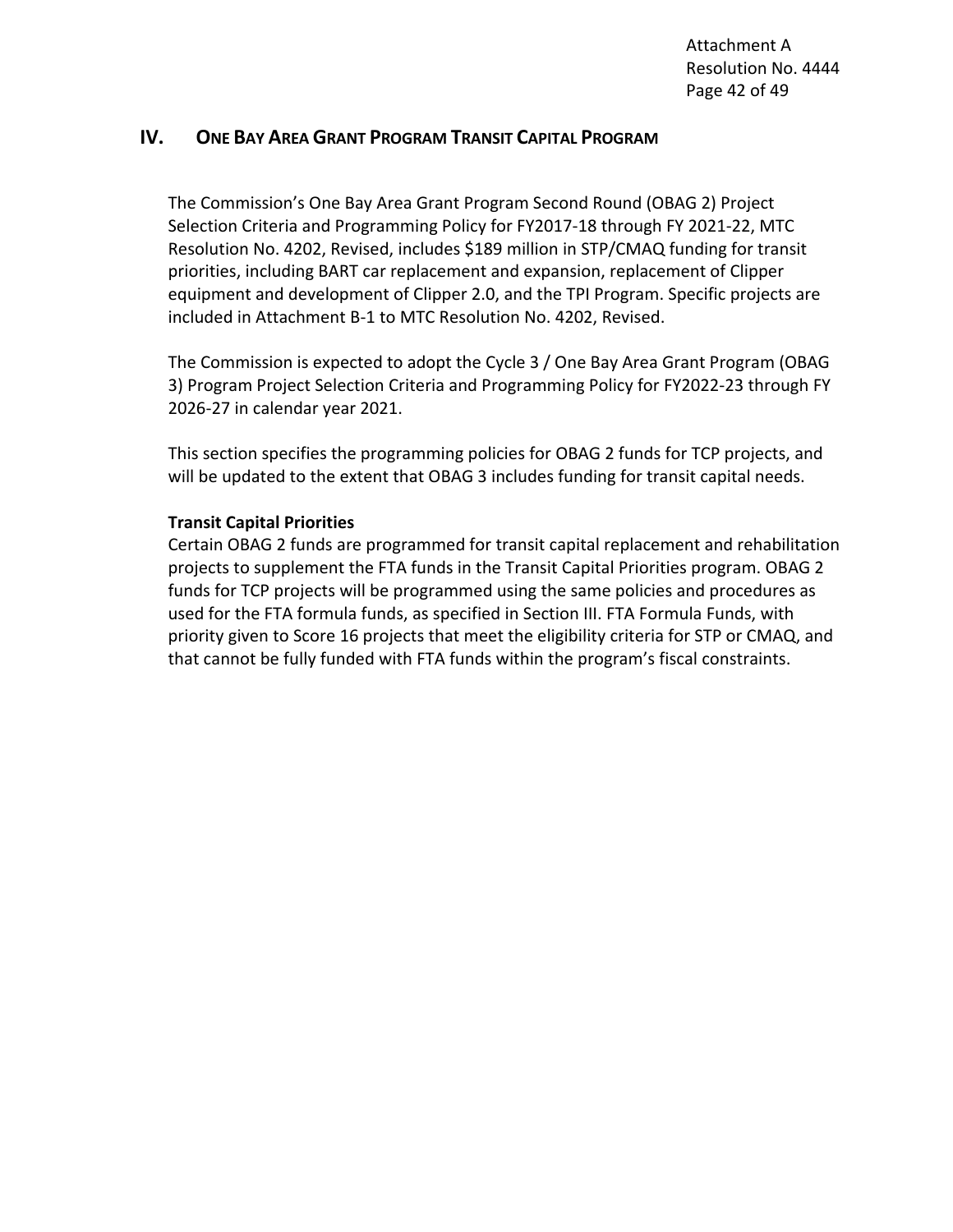## IV. ONE BAY AREA GRANT PROGRAM TRANSIT CAPITAL PROGRAM

The Commission's One Bay Area Grant Program Second Round (OBAG 2) Project Selection Criteria and Programming Policy for FY2017-18 through FY 2021-22, MTC Resolution No. 4202, Revised, includes $189 million in STP/CMAQ funding for transit priorities, including BART car replacement and expansion, replacement of Clipper equipment and development of Clipper 2.0, and the TPI Program. Specific projects are included in Attachment B-1 to MTC Resolution No. 4202, Revised.

The Commission is expected to adopt the Cycle 3 / One Bay Area Grant Program (OBAG 3) Program Project Selection Criteria and Programming Policy for FY2022-23 through FY 2026-27 in calendar year 2021.

This section specifies the programming policies for OBAG 2 funds for TCP projects, and will be updated to the extent that OBAG 3 includes funding for transit capital needs.

**Transit Capital Priorities**

Certain OBAG 2 funds are programmed for transit capital replacement and rehabilitation projects to supplement the FTA funds in the Transit Capital Priorities program. OBAG 2 funds for TCP projects will be programmed using the same policies and procedures as used for the FTA formula funds, as specified in Section III. FTA Formula Funds, with priority given to Score 16 projects that meet the eligibility criteria for STP or CMAQ, and that cannot be fully funded with FTA funds within the program's fiscal constraints.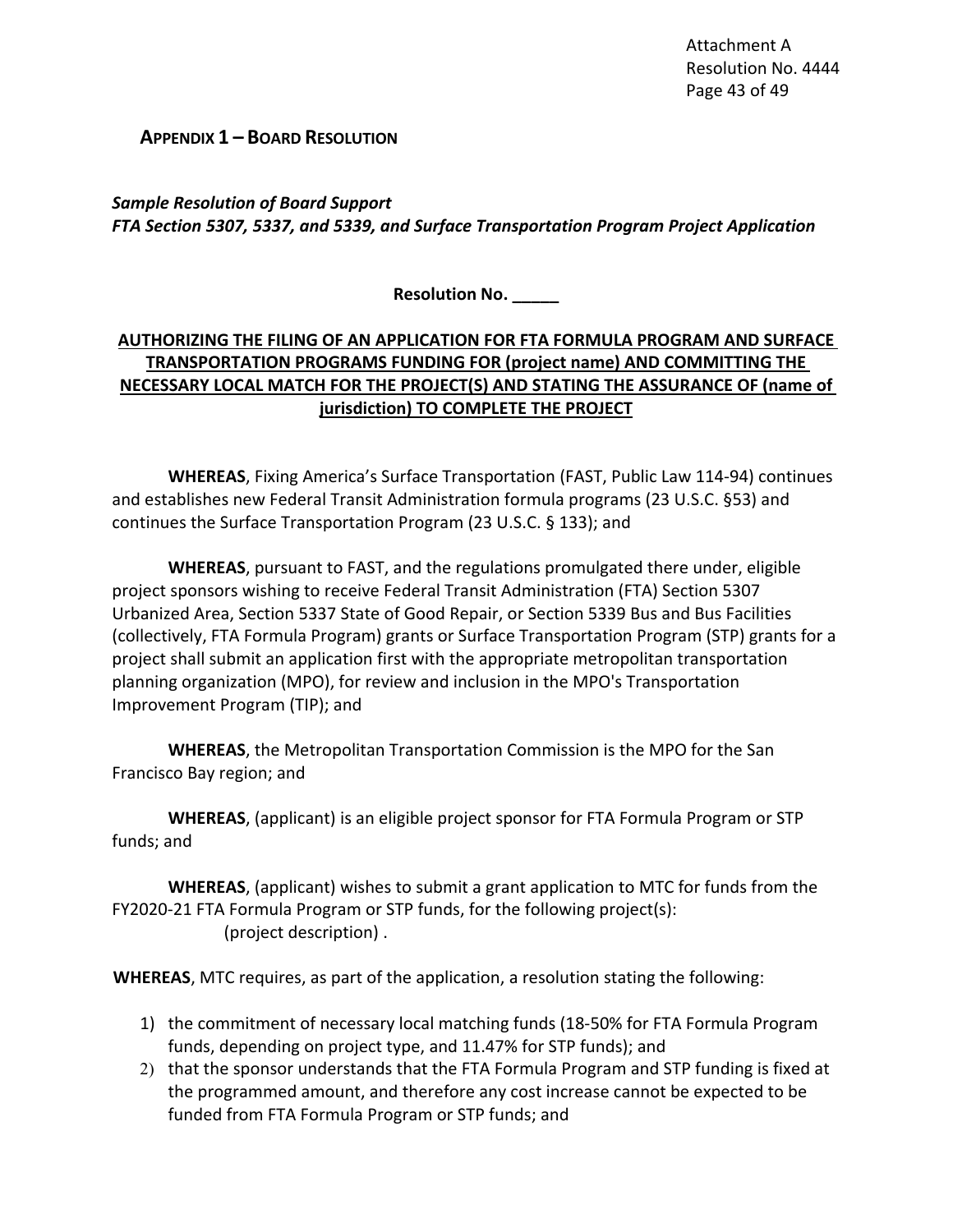**APPENDIX 1 – BOARD RESOLUTION**

***Sample Resolution of Board Support***
***FTA Section 5307, 5337, and 5339, and Surface Transportation Program Project Application***

**Resolution No. _____**

**AUTHORIZING THE FILING OF AN APPLICATION FOR FTA FORMULA PROGRAM AND SURFACE TRANSPORTATION PROGRAMS FUNDING FOR (project name) AND COMMITTING THE NECESSARY LOCAL MATCH FOR THE PROJECT(S) AND STATING THE ASSURANCE OF (name of jurisdiction) TO COMPLETE THE PROJECT**

**WHEREAS**, Fixing America's Surface Transportation (FAST, Public Law 114-94) continues and establishes new Federal Transit Administration formula programs (23 U.S.C. §53) and continues the Surface Transportation Program (23 U.S.C. § 133); and

**WHEREAS**, pursuant to FAST, and the regulations promulgated there under, eligible project sponsors wishing to receive Federal Transit Administration (FTA) Section 5307 Urbanized Area, Section 5337 State of Good Repair, or Section 5339 Bus and Bus Facilities (collectively, FTA Formula Program) grants or Surface Transportation Program (STP) grants for a project shall submit an application first with the appropriate metropolitan transportation planning organization (MPO), for review and inclusion in the MPO's Transportation Improvement Program (TIP); and

**WHEREAS**, the Metropolitan Transportation Commission is the MPO for the San Francisco Bay region; and

**WHEREAS**, (applicant) is an eligible project sponsor for FTA Formula Program or STP funds; and

**WHEREAS**, (applicant) wishes to submit a grant application to MTC for funds from the FY2020-21 FTA Formula Program or STP funds, for the following project(s):
(project description) .

**WHEREAS**, MTC requires, as part of the application, a resolution stating the following:

1) the commitment of necessary local matching funds (18-50% for FTA Formula Program funds, depending on project type, and 11.47% for STP funds); and
2) that the sponsor understands that the FTA Formula Program and STP funding is fixed at the programmed amount, and therefore any cost increase cannot be expected to be funded from FTA Formula Program or STP funds; and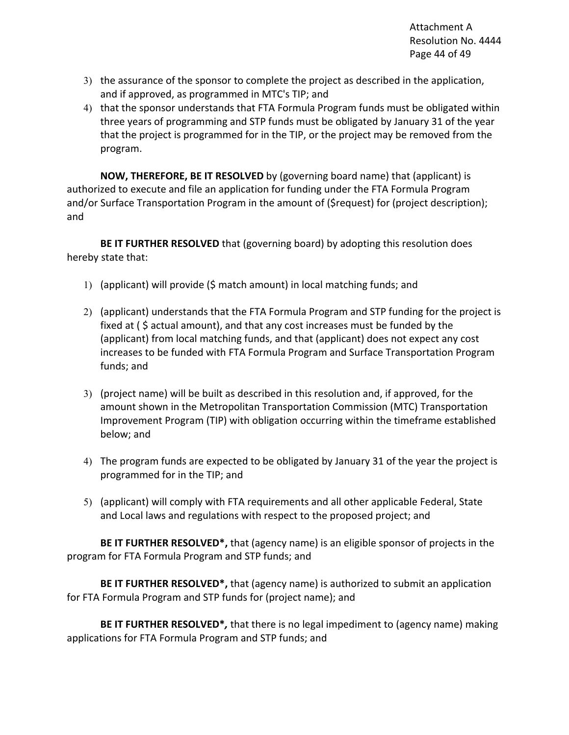3) the assurance of the sponsor to complete the project as described in the application, and if approved, as programmed in MTC's TIP; and
4) that the sponsor understands that FTA Formula Program funds must be obligated within three years of programming and STP funds must be obligated by January 31 of the year that the project is programmed for in the TIP, or the project may be removed from the program.

**NOW, THEREFORE, BE IT RESOLVED** by (governing board name) that (applicant) is authorized to execute and file an application for funding under the FTA Formula Program and/or Surface Transportation Program in the amount of ($request) for (project description); and

**BE IT FURTHER RESOLVED** that (governing board) by adopting this resolution does hereby state that:

1) (applicant) will provide ($ match amount) in local matching funds; and

2) (applicant) understands that the FTA Formula Program and STP funding for the project is fixed at ( $ actual amount), and that any cost increases must be funded by the (applicant) from local matching funds, and that (applicant) does not expect any cost increases to be funded with FTA Formula Program and Surface Transportation Program funds; and

3) (project name) will be built as described in this resolution and, if approved, for the amount shown in the Metropolitan Transportation Commission (MTC) Transportation Improvement Program (TIP) with obligation occurring within the timeframe established below; and

4) The program funds are expected to be obligated by January 31 of the year the project is programmed for in the TIP; and

5) (applicant) will comply with FTA requirements and all other applicable Federal, State and Local laws and regulations with respect to the proposed project; and

**BE IT FURTHER RESOLVED*,** that (agency name) is an eligible sponsor of projects in the program for FTA Formula Program and STP funds; and

**BE IT FURTHER RESOLVED*,** that (agency name) is authorized to submit an application for FTA Formula Program and STP funds for (project name); and

**BE IT FURTHER RESOLVED*,** that there is no legal impediment to (agency name) making applications for FTA Formula Program and STP funds; and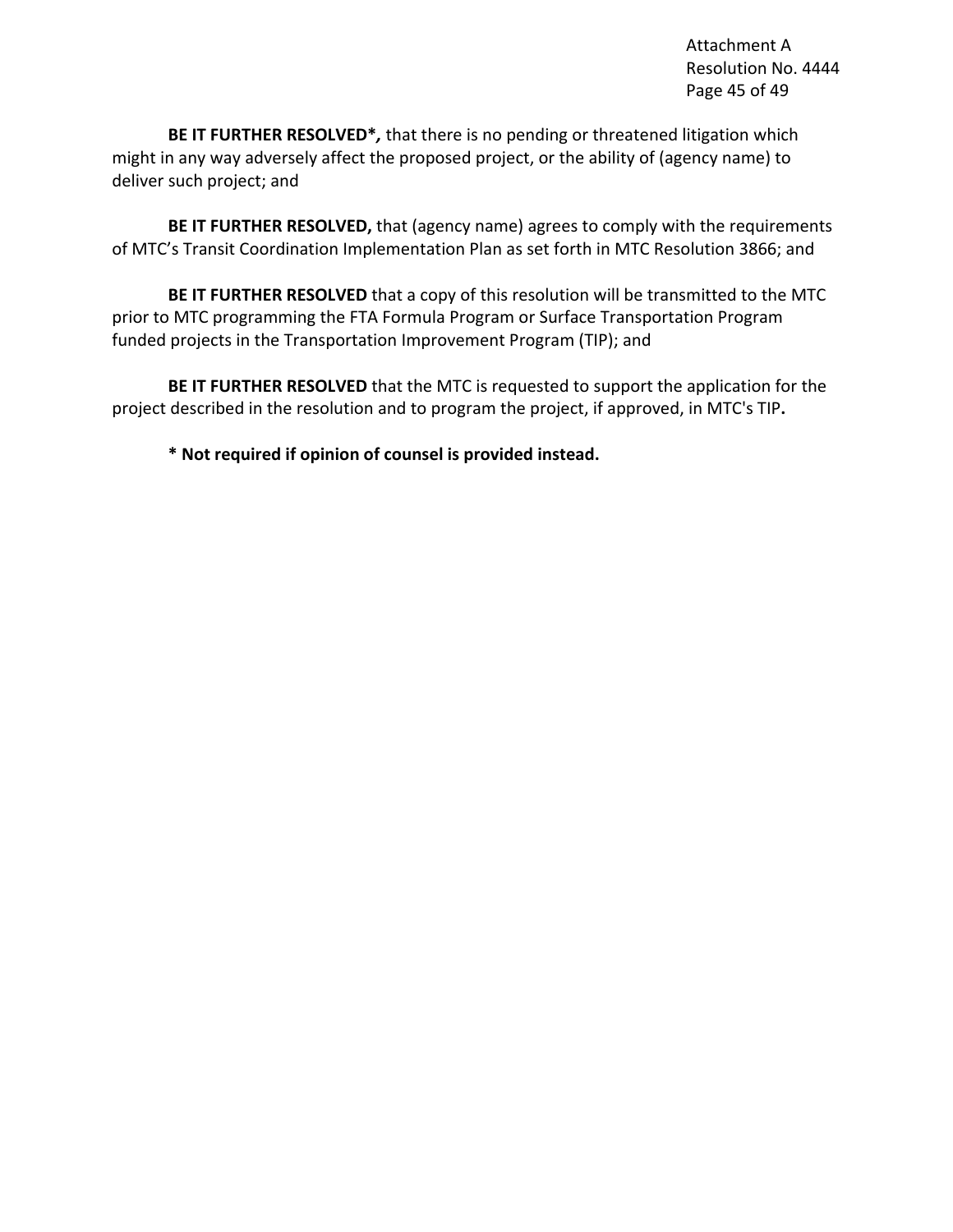**BE IT FURTHER RESOLVED*,** that there is no pending or threatened litigation which might in any way adversely affect the proposed project, or the ability of (agency name) to deliver such project; and

**BE IT FURTHER RESOLVED,** that (agency name) agrees to comply with the requirements of MTC's Transit Coordination Implementation Plan as set forth in MTC Resolution 3866; and

**BE IT FURTHER RESOLVED** that a copy of this resolution will be transmitted to the MTC prior to MTC programming the FTA Formula Program or Surface Transportation Program funded projects in the Transportation Improvement Program (TIP); and

**BE IT FURTHER RESOLVED** that the MTC is requested to support the application for the project described in the resolution and to program the project, if approved, in MTC's TIP**.**

**\* Not required if opinion of counsel is provided instead.**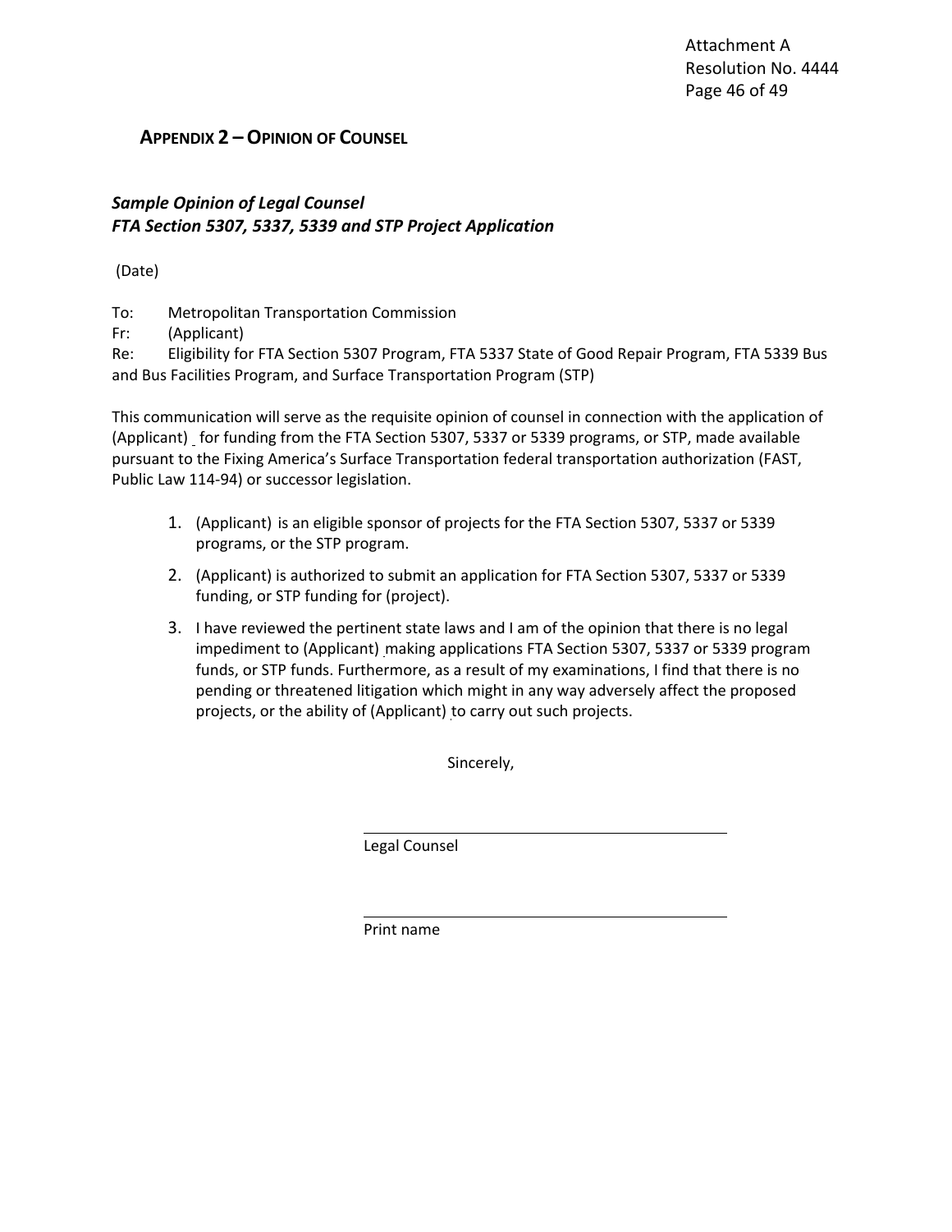## APPENDIX 2 – OPINION OF COUNSEL

***Sample Opinion of Legal Counsel***
***FTA Section 5307, 5337, 5339 and STP Project Application***

(Date)

To: Metropolitan Transportation Commission
Fr: (Applicant)
Re: Eligibility for FTA Section 5307 Program, FTA 5337 State of Good Repair Program, FTA 5339 Bus and Bus Facilities Program, and Surface Transportation Program (STP)

This communication will serve as the requisite opinion of counsel in connection with the application of (Applicant) for funding from the FTA Section 5307, 5337 or 5339 programs, or STP, made available pursuant to the Fixing America's Surface Transportation federal transportation authorization (FAST, Public Law 114-94) or successor legislation.

1. (Applicant) is an eligible sponsor of projects for the FTA Section 5307, 5337 or 5339 programs, or the STP program.
2. (Applicant) is authorized to submit an application for FTA Section 5307, 5337 or 5339 funding, or STP funding for (project).
3. I have reviewed the pertinent state laws and I am of the opinion that there is no legal impediment to (Applicant) making applications FTA Section 5307, 5337 or 5339 program funds, or STP funds. Furthermore, as a result of my examinations, I find that there is no pending or threatened litigation which might in any way adversely affect the proposed projects, or the ability of (Applicant) to carry out such projects.

Sincerely,

\_\_\_\_\_\_\_\_\_\_\_\_\_\_\_\_\_\_\_\_\_\_\_\_\_\_\_\_\_\_\_\_\_\_\_\_\_\_\_\_
Legal Counsel

\_\_\_\_\_\_\_\_\_\_\_\_\_\_\_\_\_\_\_\_\_\_\_\_\_\_\_\_\_\_\_\_\_\_\_\_\_\_\_\_
Print name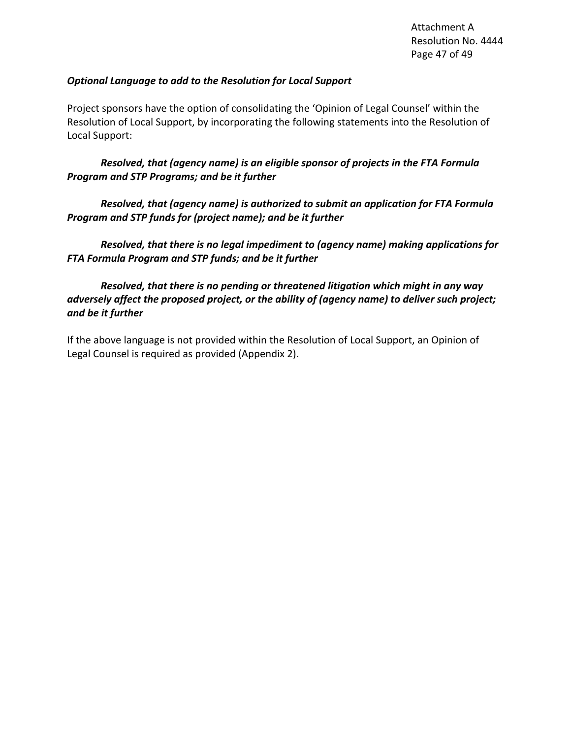***Optional Language to add to the Resolution for Local Support***

Project sponsors have the option of consolidating the 'Opinion of Legal Counsel' within the Resolution of Local Support, by incorporating the following statements into the Resolution of Local Support:

***Resolved, that (agency name) is an eligible sponsor of projects in the FTA Formula Program and STP Programs; and be it further***

***Resolved, that (agency name) is authorized to submit an application for FTA Formula Program and STP funds for (project name); and be it further***

***Resolved, that there is no legal impediment to (agency name) making applications for FTA Formula Program and STP funds; and be it further***

***Resolved, that there is no pending or threatened litigation which might in any way adversely affect the proposed project, or the ability of (agency name) to deliver such project; and be it further***

If the above language is not provided within the Resolution of Local Support, an Opinion of Legal Counsel is required as provided (Appendix 2).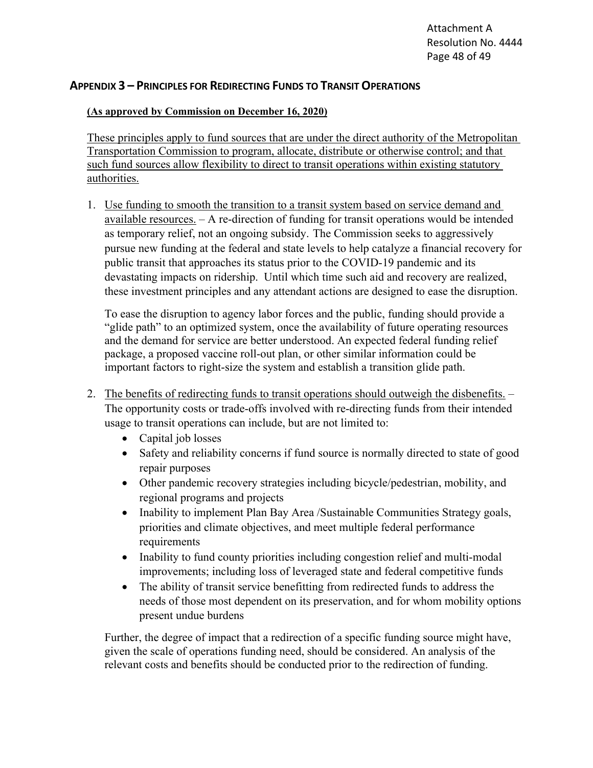## Appendix 3 – Principles for Redirecting Funds to Transit Operations

**(As approved by Commission on December 16, 2020)**

These principles apply to fund sources that are under the direct authority of the Metropolitan Transportation Commission to program, allocate, distribute or otherwise control; and that such fund sources allow flexibility to direct to transit operations within existing statutory authorities.

1. Use funding to smooth the transition to a transit system based on service demand and available resources. – A re-direction of funding for transit operations would be intended as temporary relief, not an ongoing subsidy. The Commission seeks to aggressively pursue new funding at the federal and state levels to help catalyze a financial recovery for public transit that approaches its status prior to the COVID-19 pandemic and its devastating impacts on ridership. Until which time such aid and recovery are realized, these investment principles and any attendant actions are designed to ease the disruption.

   To ease the disruption to agency labor forces and the public, funding should provide a "glide path" to an optimized system, once the availability of future operating resources and the demand for service are better understood. An expected federal funding relief package, a proposed vaccine roll-out plan, or other similar information could be important factors to right-size the system and establish a transition glide path.

2. The benefits of redirecting funds to transit operations should outweigh the disbenefits. – The opportunity costs or trade-offs involved with re-directing funds from their intended usage to transit operations can include, but are not limited to:
   - Capital job losses
   - Safety and reliability concerns if fund source is normally directed to state of good repair purposes
   - Other pandemic recovery strategies including bicycle/pedestrian, mobility, and regional programs and projects
   - Inability to implement Plan Bay Area /Sustainable Communities Strategy goals, priorities and climate objectives, and meet multiple federal performance requirements
   - Inability to fund county priorities including congestion relief and multi-modal improvements; including loss of leveraged state and federal competitive funds
   - The ability of transit service benefitting from redirected funds to address the needs of those most dependent on its preservation, and for whom mobility options present undue burdens

   Further, the degree of impact that a redirection of a specific funding source might have, given the scale of operations funding need, should be considered. An analysis of the relevant costs and benefits should be conducted prior to the redirection of funding.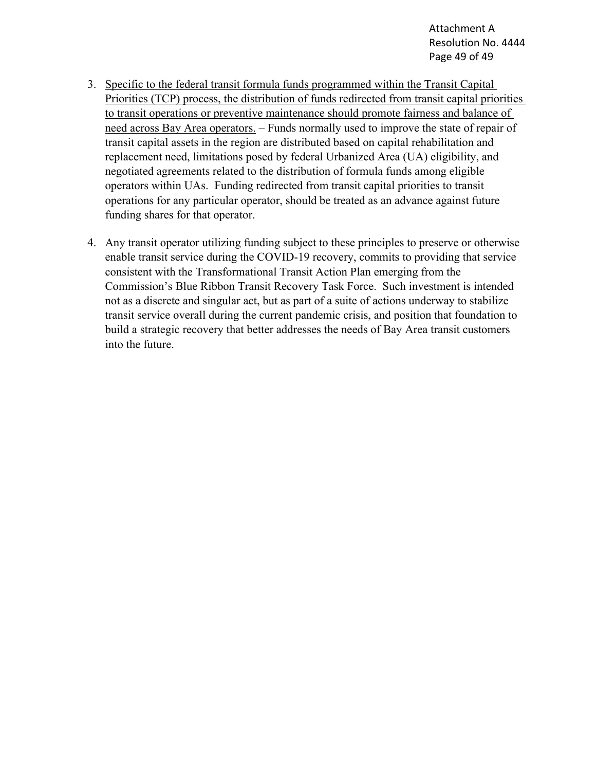3. <u>Specific to the federal transit formula funds programmed within the Transit Capital Priorities (TCP) process, the distribution of funds redirected from transit capital priorities to transit operations or preventive maintenance should promote fairness and balance of need across Bay Area operators.</u> – Funds normally used to improve the state of repair of transit capital assets in the region are distributed based on capital rehabilitation and replacement need, limitations posed by federal Urbanized Area (UA) eligibility, and negotiated agreements related to the distribution of formula funds among eligible operators within UAs. Funding redirected from transit capital priorities to transit operations for any particular operator, should be treated as an advance against future funding shares for that operator.

4. Any transit operator utilizing funding subject to these principles to preserve or otherwise enable transit service during the COVID-19 recovery, commits to providing that service consistent with the Transformational Transit Action Plan emerging from the Commission's Blue Ribbon Transit Recovery Task Force. Such investment is intended not as a discrete and singular act, but as part of a suite of actions underway to stabilize transit service overall during the current pandemic crisis, and position that foundation to build a strategic recovery that better addresses the needs of Bay Area transit customers into the future.